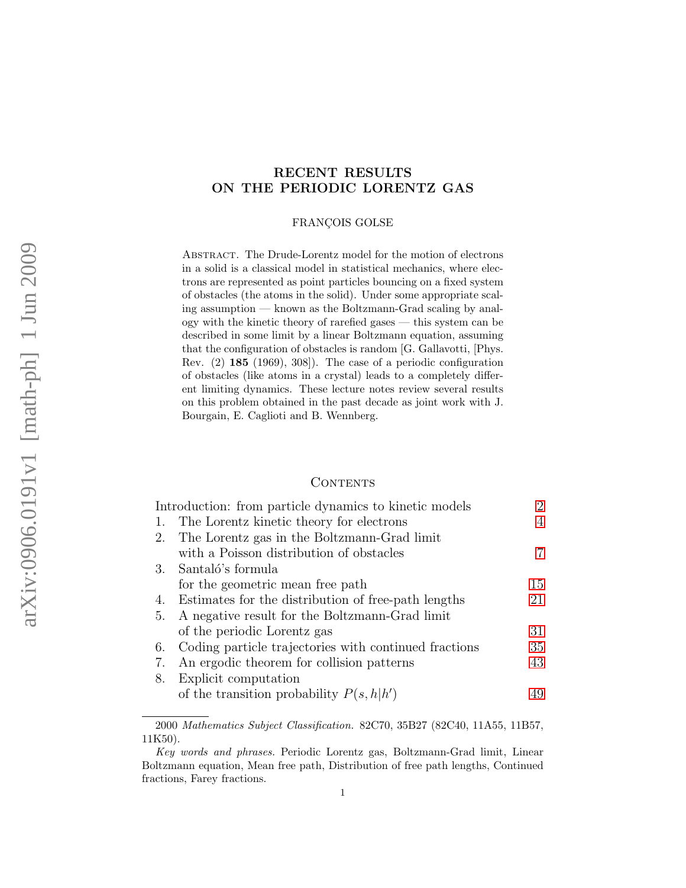# RECENT RESULTS ON THE PERIODIC LORENTZ GAS

FRANÇOIS GOLSE

Abstract. The Drude-Lorentz model for the motion of electrons in a solid is a classical model in statistical mechanics, where electrons are represented as point particles bouncing on a fixed system of obstacles (the atoms in the solid). Under some appropriate scaling assumption — known as the Boltzmann-Grad scaling by analogy with the kinetic theory of rarefied gases — this system can be described in some limit by a linear Boltzmann equation, assuming that the configuration of obstacles is random [G. Gallavotti, [Phys. Rev. (2) **185** (1969), 308]). The case of a periodic configuration of obstacles (like atoms in a crystal) leads to a completely different limiting dynamics. These lecture notes review several results on this problem obtained in the past decade as joint work with J. Bourgain, E. Caglioti and B. Wennberg.

## Contents

| | | |
|---|---|---|
| | Introduction: from particle dynamics to kinetic models | 2 |
| 1. | The Lorentz kinetic theory for electrons | 4 |
| 2. | The Lorentz gas in the Boltzmann-Grad limit with a Poisson distribution of obstacles | 7 |
| 3. | Santaló's formula for the geometric mean free path | 15 |
| 4. | Estimates for the distribution of free-path lengths | 21 |
| 5. | A negative result for the Boltzmann-Grad limit of the periodic Lorentz gas | 31 |
| 6. | Coding particle trajectories with continued fractions | 35 |
| 7. | An ergodic theorem for collision patterns | 43 |
| 8. | Explicit computation of the transition probability $P(s, h\|h')$ | 49 |

2000 *Mathematics Subject Classification.* 82C70, 35B27 (82C40, 11A55, 11B57, 11K50).

*Key words and phrases.* Periodic Lorentz gas, Boltzmann-Grad limit, Linear Boltzmann equation, Mean free path, Distribution of free path lengths, Continued fractions, Farey fractions.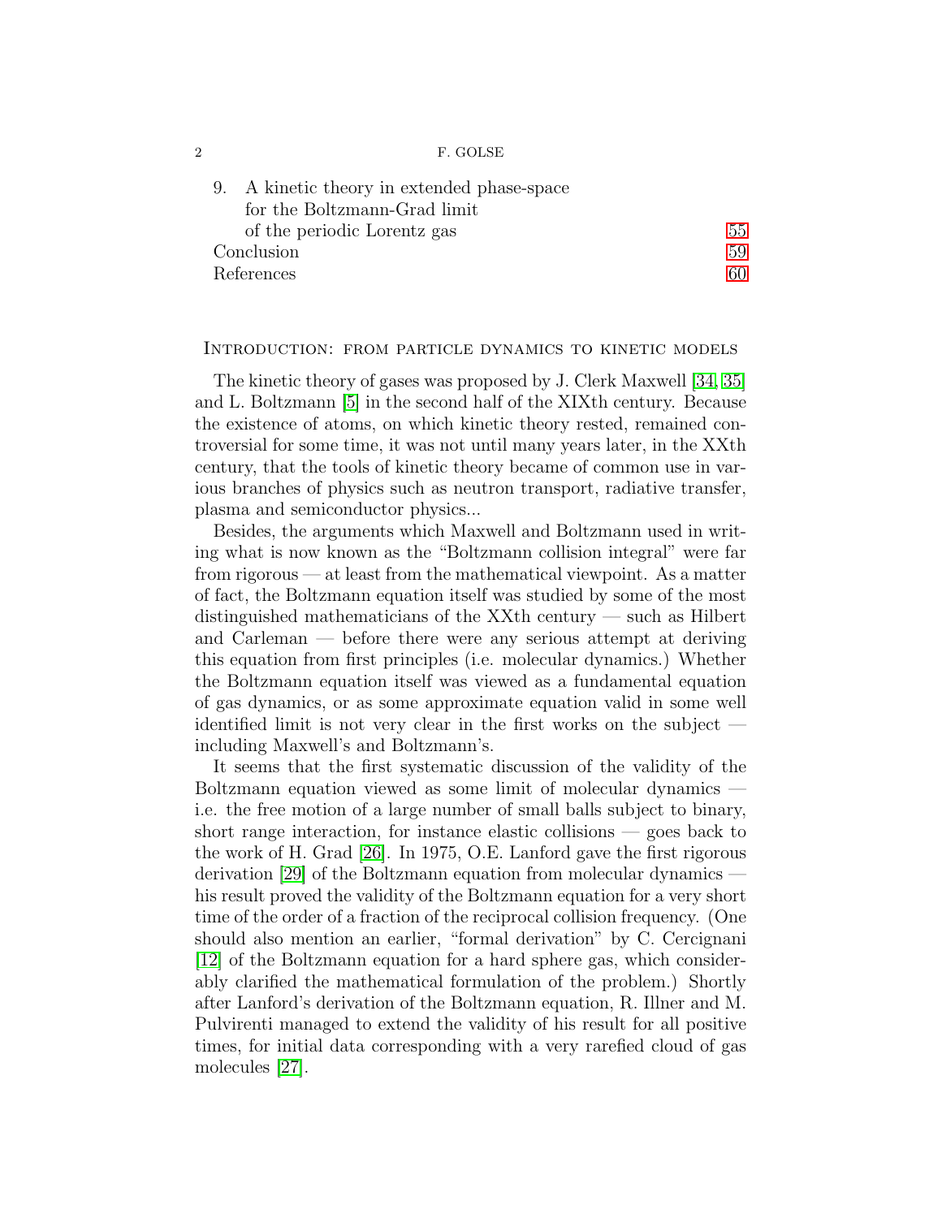9. A kinetic theory in extended phase-space for the Boltzmann-Grad limit of the periodic Lorentz gas 55

Conclusion 59

References 60

## Introduction: from particle dynamics to kinetic models

The kinetic theory of gases was proposed by J. Clerk Maxwell [34, 35] and L. Boltzmann [5] in the second half of the XIXth century. Because the existence of atoms, on which kinetic theory rested, remained controversial for some time, it was not until many years later, in the XXth century, that the tools of kinetic theory became of common use in various branches of physics such as neutron transport, radiative transfer, plasma and semiconductor physics...

Besides, the arguments which Maxwell and Boltzmann used in writing what is now known as the "Boltzmann collision integral" were far from rigorous — at least from the mathematical viewpoint. As a matter of fact, the Boltzmann equation itself was studied by some of the most distinguished mathematicians of the XXth century — such as Hilbert and Carleman — before there were any serious attempt at deriving this equation from first principles (i.e. molecular dynamics.) Whether the Boltzmann equation itself was viewed as a fundamental equation of gas dynamics, or as some approximate equation valid in some well identified limit is not very clear in the first works on the subject — including Maxwell's and Boltzmann's.

It seems that the first systematic discussion of the validity of the Boltzmann equation viewed as some limit of molecular dynamics — i.e. the free motion of a large number of small balls subject to binary, short range interaction, for instance elastic collisions — goes back to the work of H. Grad [26]. In 1975, O.E. Lanford gave the first rigorous derivation [29] of the Boltzmann equation from molecular dynamics — his result proved the validity of the Boltzmann equation for a very short time of the order of a fraction of the reciprocal collision frequency. (One should also mention an earlier, "formal derivation" by C. Cercignani [12] of the Boltzmann equation for a hard sphere gas, which considerably clarified the mathematical formulation of the problem.) Shortly after Lanford's derivation of the Boltzmann equation, R. Illner and M. Pulvirenti managed to extend the validity of his result for all positive times, for initial data corresponding with a very rarefied cloud of gas molecules [27].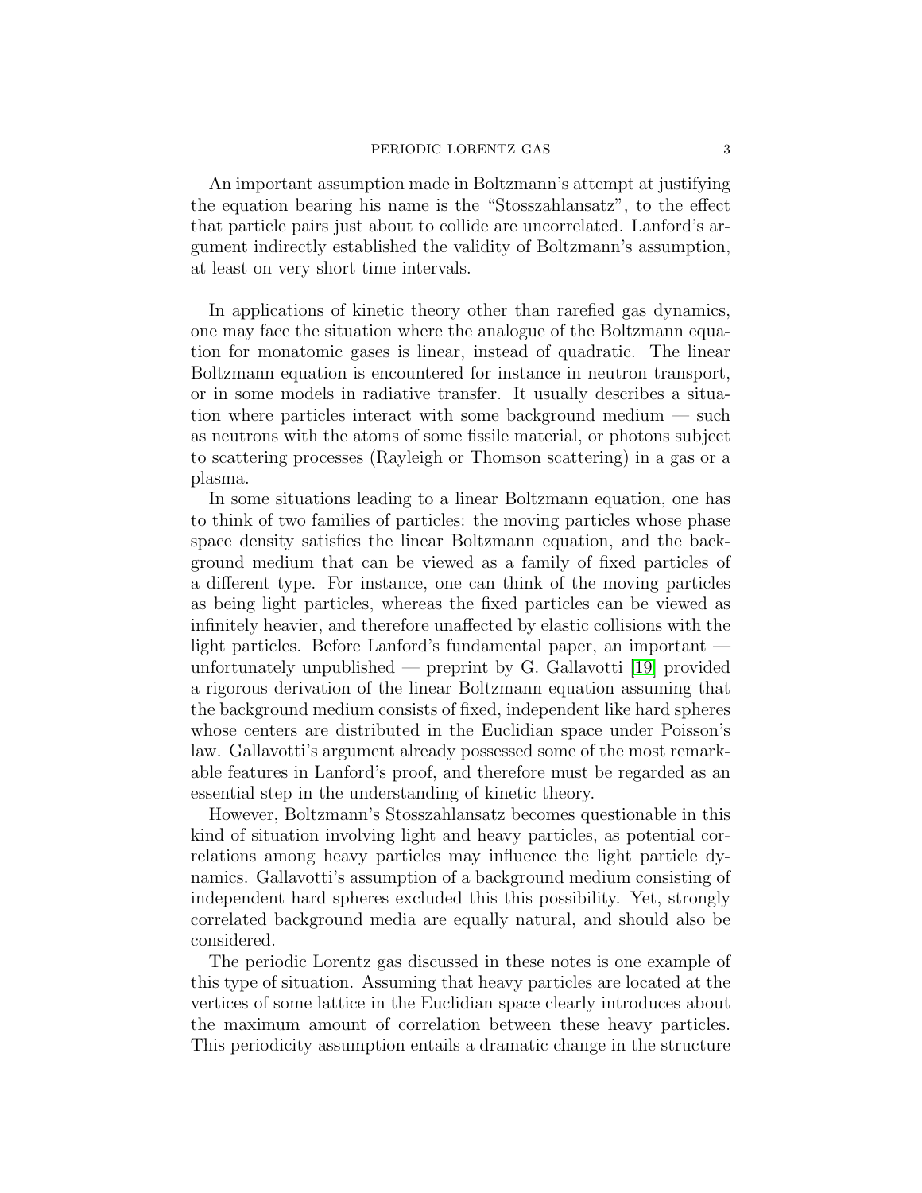An important assumption made in Boltzmann's attempt at justifying the equation bearing his name is the "Stosszahlansatz", to the effect that particle pairs just about to collide are uncorrelated. Lanford's argument indirectly established the validity of Boltzmann's assumption, at least on very short time intervals.

In applications of kinetic theory other than rarefied gas dynamics, one may face the situation where the analogue of the Boltzmann equation for monatomic gases is linear, instead of quadratic. The linear Boltzmann equation is encountered for instance in neutron transport, or in some models in radiative transfer. It usually describes a situation where particles interact with some background medium — such as neutrons with the atoms of some fissile material, or photons subject to scattering processes (Rayleigh or Thomson scattering) in a gas or a plasma.

In some situations leading to a linear Boltzmann equation, one has to think of two families of particles: the moving particles whose phase space density satisfies the linear Boltzmann equation, and the background medium that can be viewed as a family of fixed particles of a different type. For instance, one can think of the moving particles as being light particles, whereas the fixed particles can be viewed as infinitely heavier, and therefore unaffected by elastic collisions with the light particles. Before Lanford's fundamental paper, an important — unfortunately unpublished — preprint by G. Gallavotti [19] provided a rigorous derivation of the linear Boltzmann equation assuming that the background medium consists of fixed, independent like hard spheres whose centers are distributed in the Euclidian space under Poisson's law. Gallavotti's argument already possessed some of the most remarkable features in Lanford's proof, and therefore must be regarded as an essential step in the understanding of kinetic theory.

However, Boltzmann's Stosszahlansatz becomes questionable in this kind of situation involving light and heavy particles, as potential correlations among heavy particles may influence the light particle dynamics. Gallavotti's assumption of a background medium consisting of independent hard spheres excluded this this possibility. Yet, strongly correlated background media are equally natural, and should also be considered.

The periodic Lorentz gas discussed in these notes is one example of this type of situation. Assuming that heavy particles are located at the vertices of some lattice in the Euclidian space clearly introduces about the maximum amount of correlation between these heavy particles. This periodicity assumption entails a dramatic change in the structure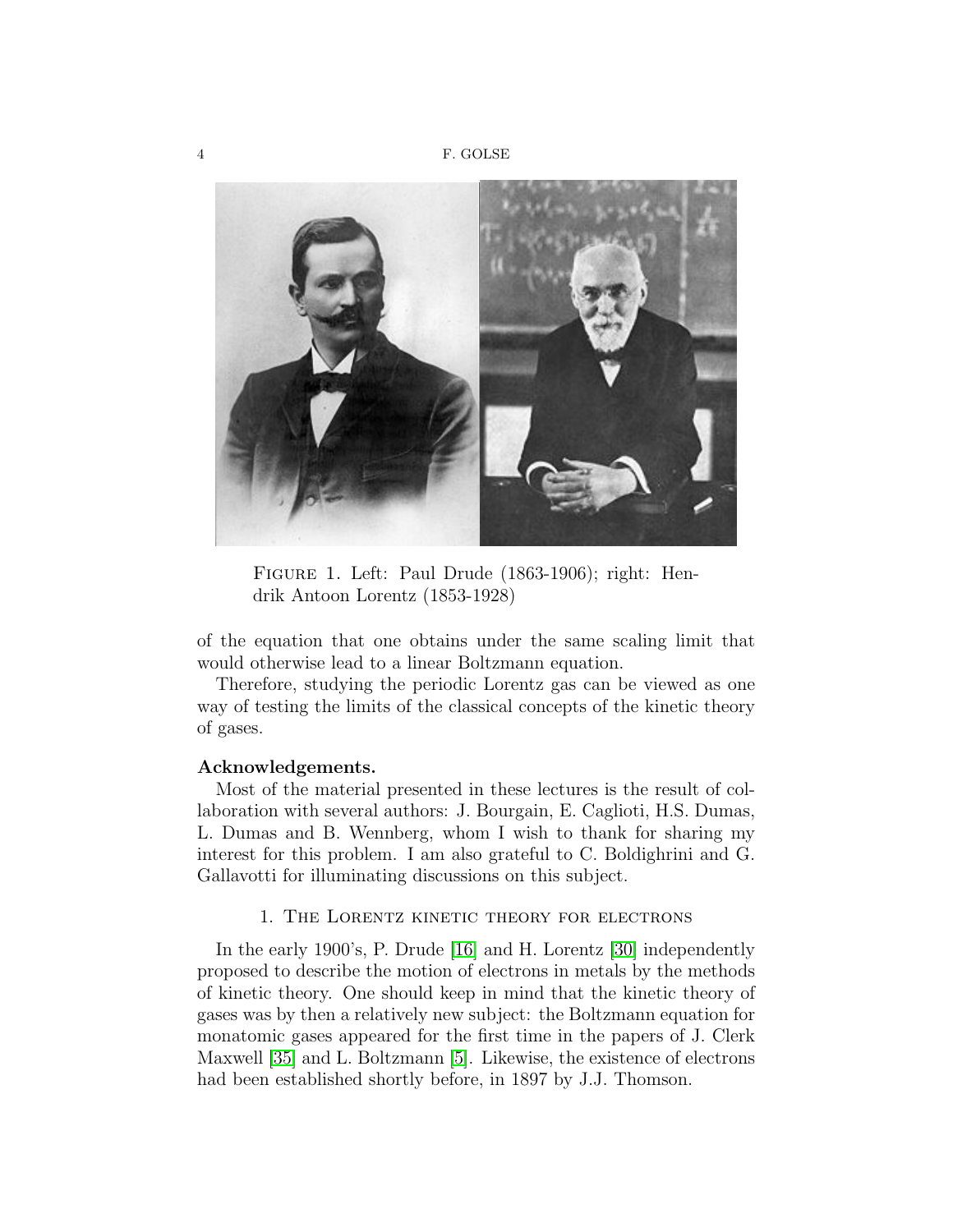Figure 1. Left: Paul Drude (1863-1906); right: Hendrik Antoon Lorentz (1853-1928)

of the equation that one obtains under the same scaling limit that would otherwise lead to a linear Boltzmann equation.

Therefore, studying the periodic Lorentz gas can be viewed as one way of testing the limits of the classical concepts of the kinetic theory of gases.

**Acknowledgements.**

Most of the material presented in these lectures is the result of collaboration with several authors: J. Bourgain, E. Caglioti, H.S. Dumas, L. Dumas and B. Wennberg, whom I wish to thank for sharing my interest for this problem. I am also grateful to C. Boldighrini and G. Gallavotti for illuminating discussions on this subject.

## 1. The Lorentz kinetic theory for electrons

In the early 1900's, P. Drude [16] and H. Lorentz [30] independently proposed to describe the motion of electrons in metals by the methods of kinetic theory. One should keep in mind that the kinetic theory of gases was by then a relatively new subject: the Boltzmann equation for monatomic gases appeared for the first time in the papers of J. Clerk Maxwell [35] and L. Boltzmann [5]. Likewise, the existence of electrons had been established shortly before, in 1897 by J.J. Thomson.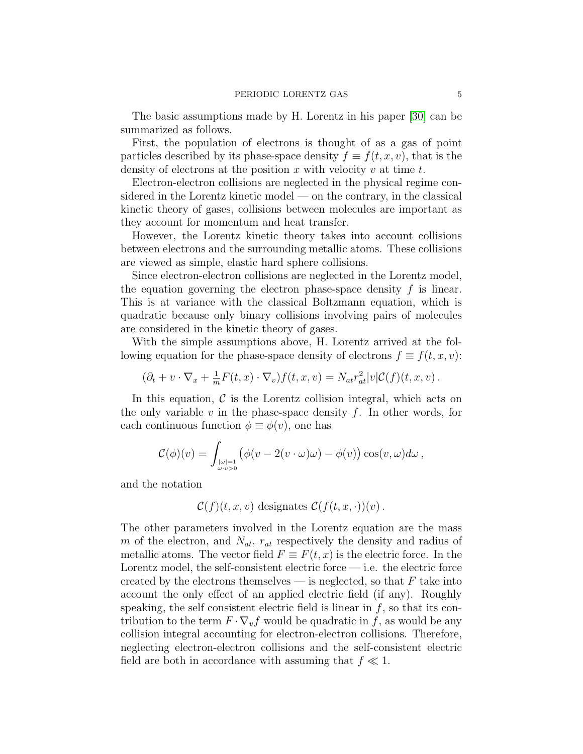The basic assumptions made by H. Lorentz in his paper [30] can be summarized as follows.

First, the population of electrons is thought of as a gas of point particles described by its phase-space density $f \equiv f(t, x, v)$, that is the density of electrons at the position $x$ with velocity $v$ at time $t$.

Electron-electron collisions are neglected in the physical regime considered in the Lorentz kinetic model — on the contrary, in the classical kinetic theory of gases, collisions between molecules are important as they account for momentum and heat transfer.

However, the Lorentz kinetic theory takes into account collisions between electrons and the surrounding metallic atoms. These collisions are viewed as simple, elastic hard sphere collisions.

Since electron-electron collisions are neglected in the Lorentz model, the equation governing the electron phase-space density $f$ is linear. This is at variance with the classical Boltzmann equation, which is quadratic because only binary collisions involving pairs of molecules are considered in the kinetic theory of gases.

With the simple assumptions above, H. Lorentz arrived at the following equation for the phase-space density of electrons $f \equiv f(t, x, v)$:

$$(\partial_t + v \cdot \nabla_x + \tfrac{1}{m} F(t,x) \cdot \nabla_v) f(t,x,v) = N_{at} r_{at}^2 |v| \mathcal{C}(f)(t,x,v)\,.$$

In this equation, $\mathcal{C}$ is the Lorentz collision integral, which acts on the only variable $v$ in the phase-space density $f$. In other words, for each continuous function $\phi \equiv \phi(v)$, one has

$$\mathcal{C}(\phi)(v) = \int_{\substack{|\omega|=1 \\ \omega \cdot v > 0}} \big(\phi(v - 2(v \cdot \omega)\omega) - \phi(v)\big) \cos(v, \omega) d\omega\,,$$

and the notation

$$\mathcal{C}(f)(t,x,v) \text{ designates } \mathcal{C}(f(t,x,\cdot))(v)\,.$$

The other parameters involved in the Lorentz equation are the mass $m$ of the electron, and $N_{at}$, $r_{at}$ respectively the density and radius of metallic atoms. The vector field $F \equiv F(t,x)$ is the electric force. In the Lorentz model, the self-consistent electric force — i.e. the electric force created by the electrons themselves — is neglected, so that $F$ take into account the only effect of an applied electric field (if any). Roughly speaking, the self consistent electric field is linear in $f$, so that its contribution to the term $F \cdot \nabla_v f$ would be quadratic in $f$, as would be any collision integral accounting for electron-electron collisions. Therefore, neglecting electron-electron collisions and the self-consistent electric field are both in accordance with assuming that $f \ll 1$.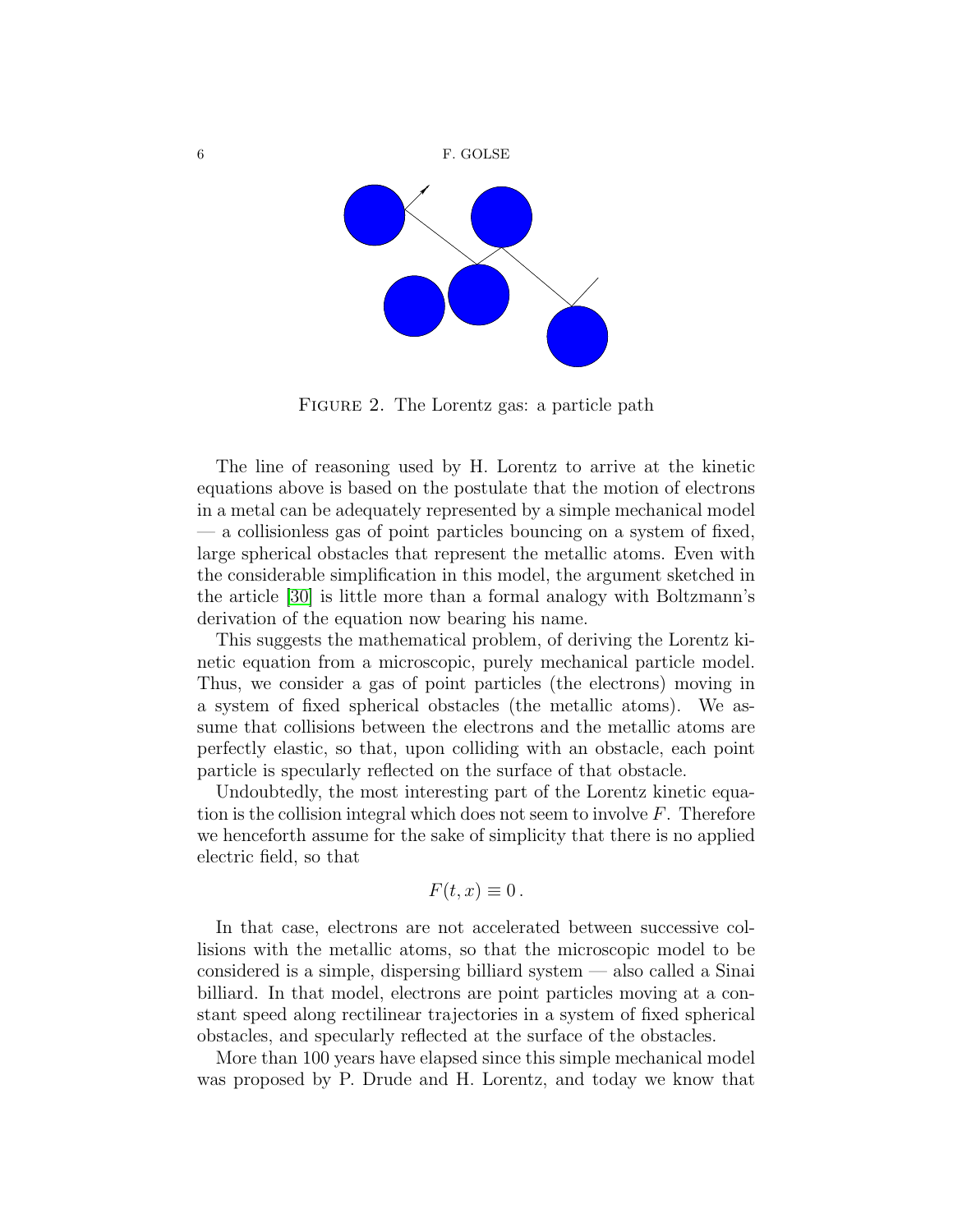FIGURE 2. The Lorentz gas: a particle path

The line of reasoning used by H. Lorentz to arrive at the kinetic equations above is based on the postulate that the motion of electrons in a metal can be adequately represented by a simple mechanical model — a collisionless gas of point particles bouncing on a system of fixed, large spherical obstacles that represent the metallic atoms. Even with the considerable simplification in this model, the argument sketched in the article [30] is little more than a formal analogy with Boltzmann's derivation of the equation now bearing his name.

This suggests the mathematical problem, of deriving the Lorentz kinetic equation from a microscopic, purely mechanical particle model. Thus, we consider a gas of point particles (the electrons) moving in a system of fixed spherical obstacles (the metallic atoms). We assume that collisions between the electrons and the metallic atoms are perfectly elastic, so that, upon colliding with an obstacle, each point particle is specularly reflected on the surface of that obstacle.

Undoubtedly, the most interesting part of the Lorentz kinetic equation is the collision integral which does not seem to involve $F$. Therefore we henceforth assume for the sake of simplicity that there is no applied electric field, so that

$$F(t, x) \equiv 0 \,.$$

In that case, electrons are not accelerated between successive collisions with the metallic atoms, so that the microscopic model to be considered is a simple, dispersing billiard system — also called a Sinai billiard. In that model, electrons are point particles moving at a constant speed along rectilinear trajectories in a system of fixed spherical obstacles, and specularly reflected at the surface of the obstacles.

More than 100 years have elapsed since this simple mechanical model was proposed by P. Drude and H. Lorentz, and today we know that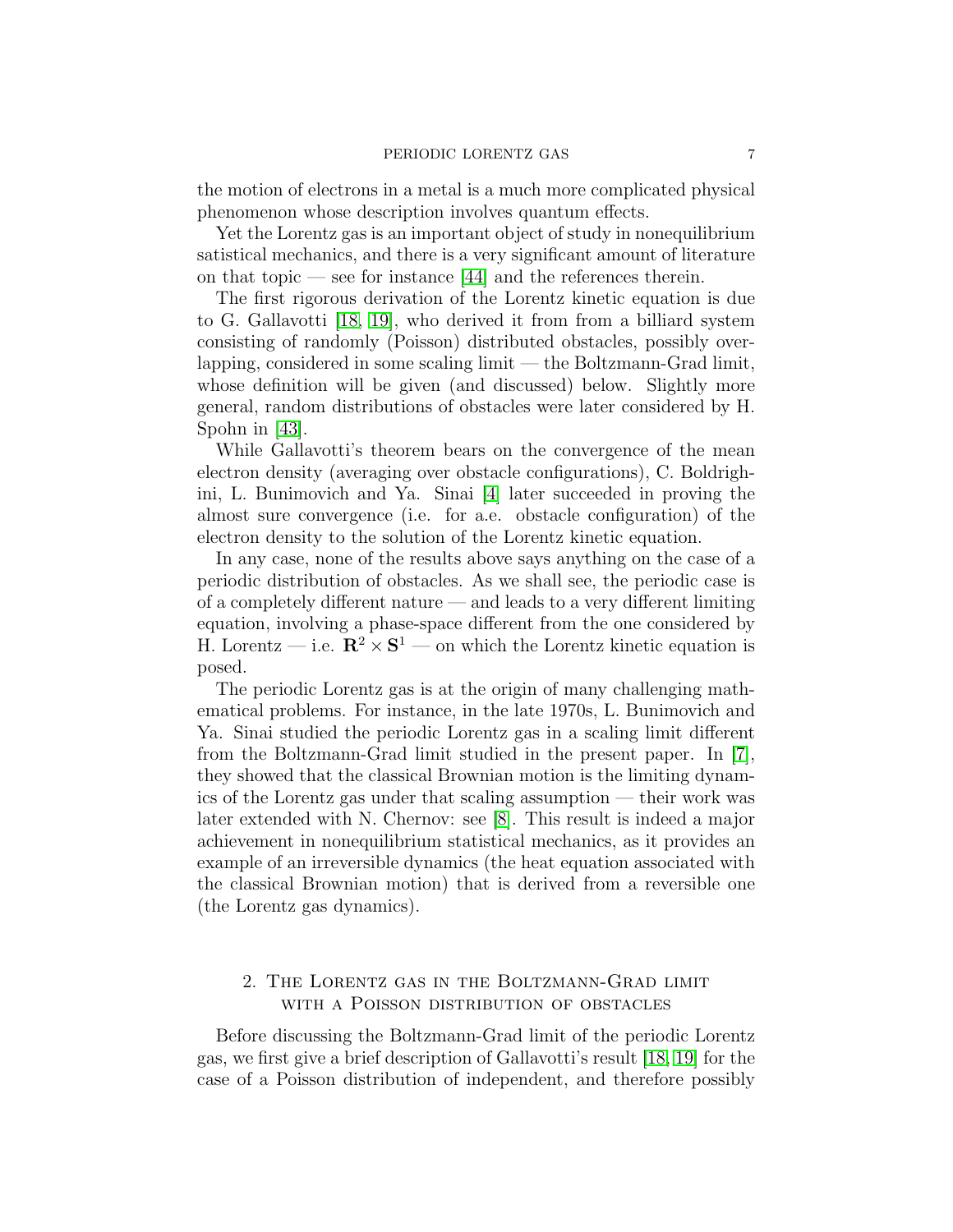the motion of electrons in a metal is a much more complicated physical phenomenon whose description involves quantum effects.

Yet the Lorentz gas is an important object of study in nonequilibrium satistical mechanics, and there is a very significant amount of literature on that topic — see for instance [44] and the references therein.

The first rigorous derivation of the Lorentz kinetic equation is due to G. Gallavotti [18, 19], who derived it from from a billiard system consisting of randomly (Poisson) distributed obstacles, possibly overlapping, considered in some scaling limit — the Boltzmann-Grad limit, whose definition will be given (and discussed) below. Slightly more general, random distributions of obstacles were later considered by H. Spohn in [43].

While Gallavotti's theorem bears on the convergence of the mean electron density (averaging over obstacle configurations), C. Boldrighini, L. Bunimovich and Ya. Sinai [4] later succeeded in proving the almost sure convergence (i.e. for a.e. obstacle configuration) of the electron density to the solution of the Lorentz kinetic equation.

In any case, none of the results above says anything on the case of a periodic distribution of obstacles. As we shall see, the periodic case is of a completely different nature — and leads to a very different limiting equation, involving a phase-space different from the one considered by H. Lorentz — i.e. $\mathbf{R}^2 \times \mathbf{S}^1$ — on which the Lorentz kinetic equation is posed.

The periodic Lorentz gas is at the origin of many challenging mathematical problems. For instance, in the late 1970s, L. Bunimovich and Ya. Sinai studied the periodic Lorentz gas in a scaling limit different from the Boltzmann-Grad limit studied in the present paper. In [7], they showed that the classical Brownian motion is the limiting dynamics of the Lorentz gas under that scaling assumption — their work was later extended with N. Chernov: see [8]. This result is indeed a major achievement in nonequilibrium statistical mechanics, as it provides an example of an irreversible dynamics (the heat equation associated with the classical Brownian motion) that is derived from a reversible one (the Lorentz gas dynamics).

## 2. The Lorentz gas in the Boltzmann-Grad limit with a Poisson distribution of obstacles

Before discussing the Boltzmann-Grad limit of the periodic Lorentz gas, we first give a brief description of Gallavotti's result [18, 19] for the case of a Poisson distribution of independent, and therefore possibly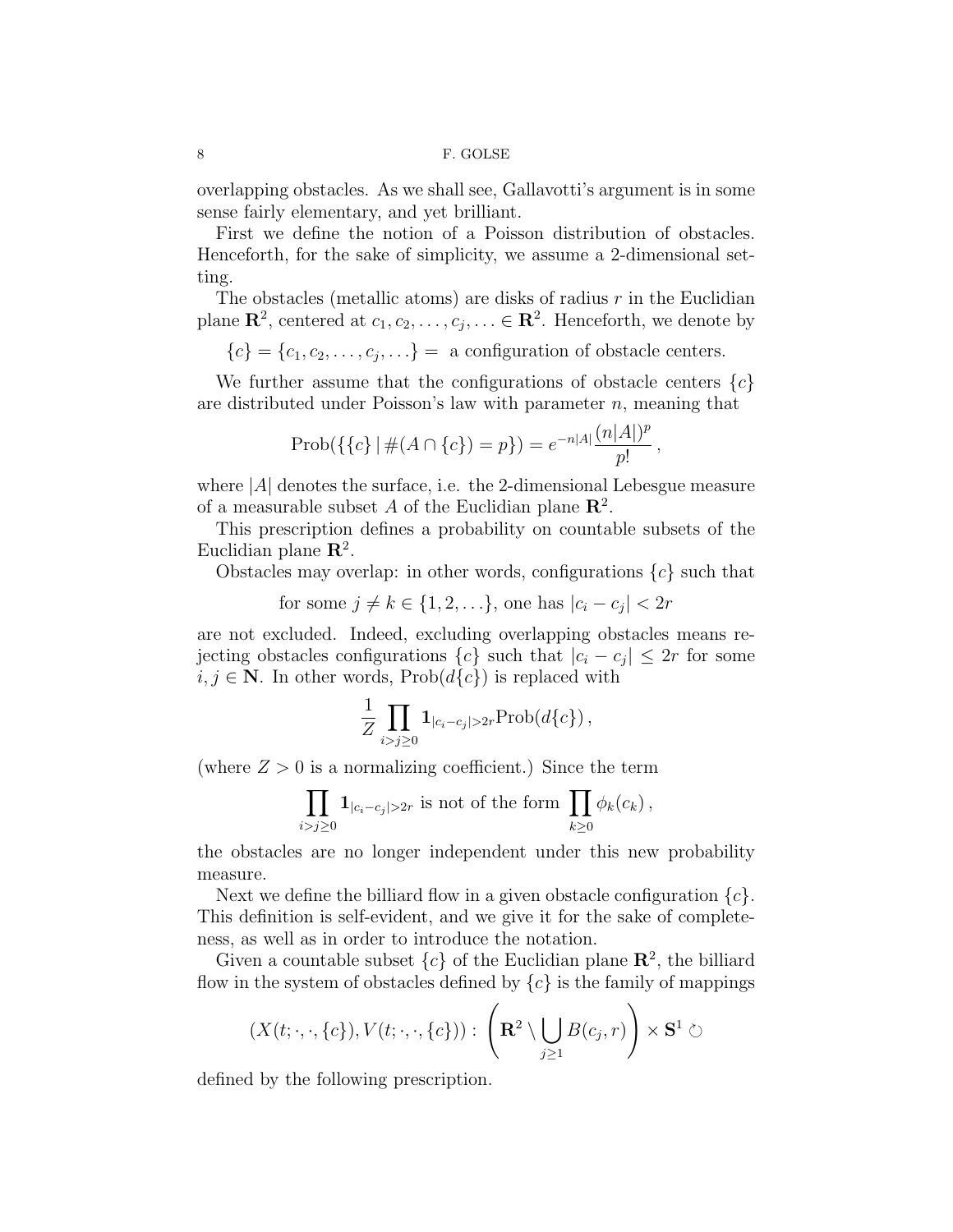overlapping obstacles. As we shall see, Gallavotti's argument is in some sense fairly elementary, and yet brilliant.

First we define the notion of a Poisson distribution of obstacles. Henceforth, for the sake of simplicity, we assume a 2-dimensional setting.

The obstacles (metallic atoms) are disks of radius $r$ in the Euclidian plane $\mathbf{R}^2$, centered at $c_1, c_2, \ldots, c_j, \ldots \in \mathbf{R}^2$. Henceforth, we denote by

$$\{c\} = \{c_1, c_2, \ldots, c_j, \ldots\} = \text{ a configuration of obstacle centers.}$$

We further assume that the configurations of obstacle centers $\{c\}$ are distributed under Poisson's law with parameter $n$, meaning that

$$\mathrm{Prob}(\{\{c\} \,|\, \#(A \cap \{c\}) = p\}) = e^{-n|A|} \frac{(n|A|)^p}{p!}\,,$$

where $|A|$ denotes the surface, i.e. the 2-dimensional Lebesgue measure of a measurable subset $A$ of the Euclidian plane $\mathbf{R}^2$.

This prescription defines a probability on countable subsets of the Euclidian plane $\mathbf{R}^2$.

Obstacles may overlap: in other words, configurations $\{c\}$ such that

$$\text{for some } j \neq k \in \{1, 2, \ldots\}, \text{ one has } |c_i - c_j| < 2r$$

are not excluded. Indeed, excluding overlapping obstacles means rejecting obstacles configurations $\{c\}$ such that $|c_i - c_j| \leq 2r$ for some $i, j \in \mathbf{N}$. In other words, $\mathrm{Prob}(d\{c\})$ is replaced with

$$\frac{1}{Z} \prod_{i > j \geq 0} \mathbf{1}_{|c_i - c_j| > 2r} \mathrm{Prob}(d\{c\})\,,$$

(where $Z > 0$ is a normalizing coefficient.) Since the term

$$\prod_{i > j \geq 0} \mathbf{1}_{|c_i - c_j| > 2r} \text{ is not of the form } \prod_{k \geq 0} \phi_k(c_k)\,,$$

the obstacles are no longer independent under this new probability measure.

Next we define the billiard flow in a given obstacle configuration $\{c\}$. This definition is self-evident, and we give it for the sake of completeness, as well as in order to introduce the notation.

Given a countable subset $\{c\}$ of the Euclidian plane $\mathbf{R}^2$, the billiard flow in the system of obstacles defined by $\{c\}$ is the family of mappings

$$(X(t; \cdot, \cdot, \{c\}), V(t; \cdot, \cdot, \{c\})) : \left(\mathbf{R}^2 \setminus \bigcup_{j \geq 1} B(c_j, r)\right) \times \mathbf{S}^1 \circlearrowleft$$

defined by the following prescription.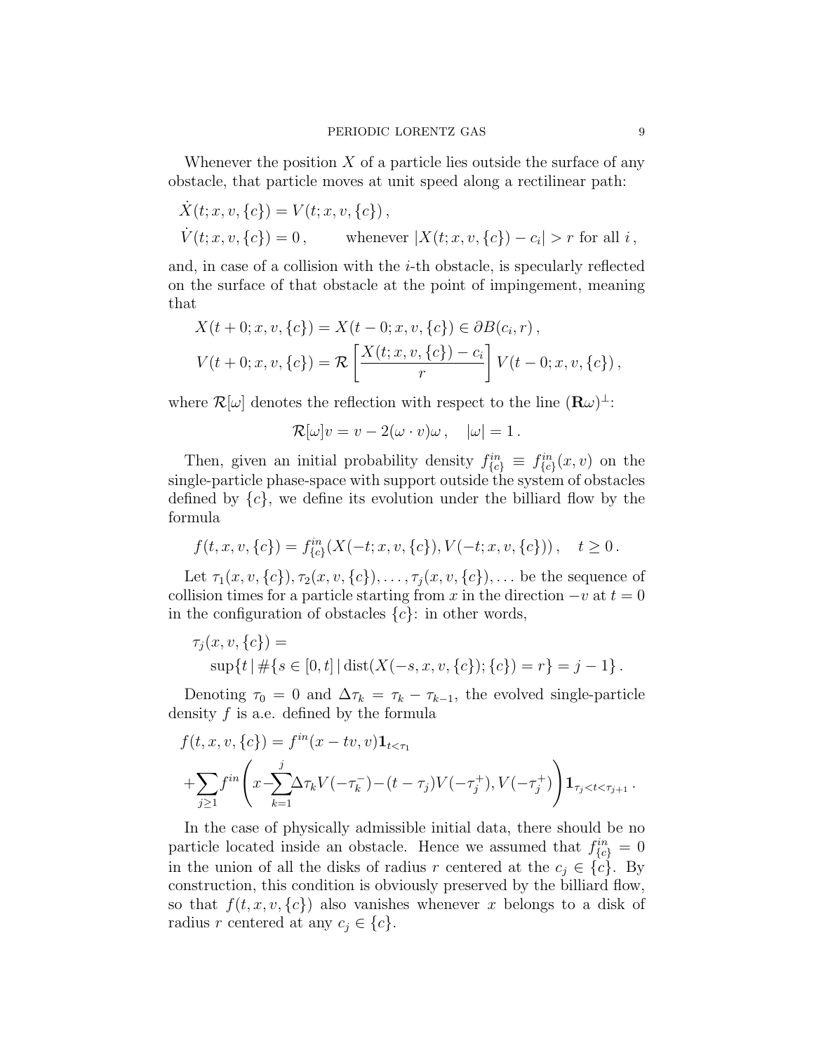Whenever the position $X$ of a particle lies outside the surface of any obstacle, that particle moves at unit speed along a rectilinear path:

$$
\begin{aligned}
&\dot{X}(t;x,v,\{c\}) = V(t;x,v,\{c\})\,,\\
&\dot{V}(t;x,v,\{c\}) = 0\,, \qquad \text{whenever } |X(t;x,v,\{c\}) - c_i| > r \text{ for all } i\,,
\end{aligned}
$$

and, in case of a collision with the $i$-th obstacle, is specularly reflected on the surface of that obstacle at the point of impingement, meaning that

$$
\begin{aligned}
X(t+0;x,v,\{c\}) &= X(t-0;x,v,\{c\}) \in \partial B(c_i, r)\,,\\
V(t+0;x,v,\{c\}) &= \mathcal{R}\left[\frac{X(t;x,v,\{c\}) - c_i}{r}\right] V(t-0;x,v,\{c\})\,,
\end{aligned}
$$

where $\mathcal{R}[\omega]$ denotes the reflection with respect to the line $(\mathbf{R}\omega)^\perp$:

$$
\mathcal{R}[\omega]v = v - 2(\omega\cdot v)\omega\,, \quad |\omega| = 1\,.
$$

Then, given an initial probability density $f^{in}_{\{c\}} \equiv f^{in}_{\{c\}}(x,v)$ on the single-particle phase-space with support outside the system of obstacles defined by $\{c\}$, we define its evolution under the billiard flow by the formula

$$
f(t,x,v,\{c\}) = f^{in}_{\{c\}}(X(-t;x,v,\{c\}), V(-t;x,v,\{c\}))\,, \quad t \geq 0\,.
$$

Let $\tau_1(x,v,\{c\}), \tau_2(x,v,\{c\}), \ldots, \tau_j(x,v,\{c\}), \ldots$ be the sequence of collision times for a particle starting from $x$ in the direction $-v$ at $t=0$ in the configuration of obstacles $\{c\}$: in other words,

$$
\begin{aligned}
&\tau_j(x,v,\{c\}) = \\
&\quad \sup\{t \,|\, \#\{s \in [0,t] \,|\, \operatorname{dist}(X(-s,x,v,\{c\}); \{c\}) = r\} = j-1\}\,.
\end{aligned}
$$

Denoting $\tau_0 = 0$ and $\Delta\tau_k = \tau_k - \tau_{k-1}$, the evolved single-particle density $f$ is a.e. defined by the formula

$$
\begin{aligned}
&f(t,x,v,\{c\}) = f^{in}(x - tv, v)\mathbf{1}_{t<\tau_1}\\
&+\sum_{j\geq 1} f^{in}\left(x - \sum_{k=1}^{j}\Delta\tau_k V(-\tau_k^-) - (t-\tau_j)V(-\tau_j^+), V(-\tau_j^+)\right)\mathbf{1}_{\tau_j<t<\tau_{j+1}}\,.
\end{aligned}
$$

In the case of physically admissible initial data, there should be no particle located inside an obstacle. Hence we assumed that $f^{in}_{\{c\}} = 0$ in the union of all the disks of radius $r$ centered at the $c_j \in \{c\}$. By construction, this condition is obviously preserved by the billiard flow, so that $f(t,x,v,\{c\})$ also vanishes whenever $x$ belongs to a disk of radius $r$ centered at any $c_j \in \{c\}$.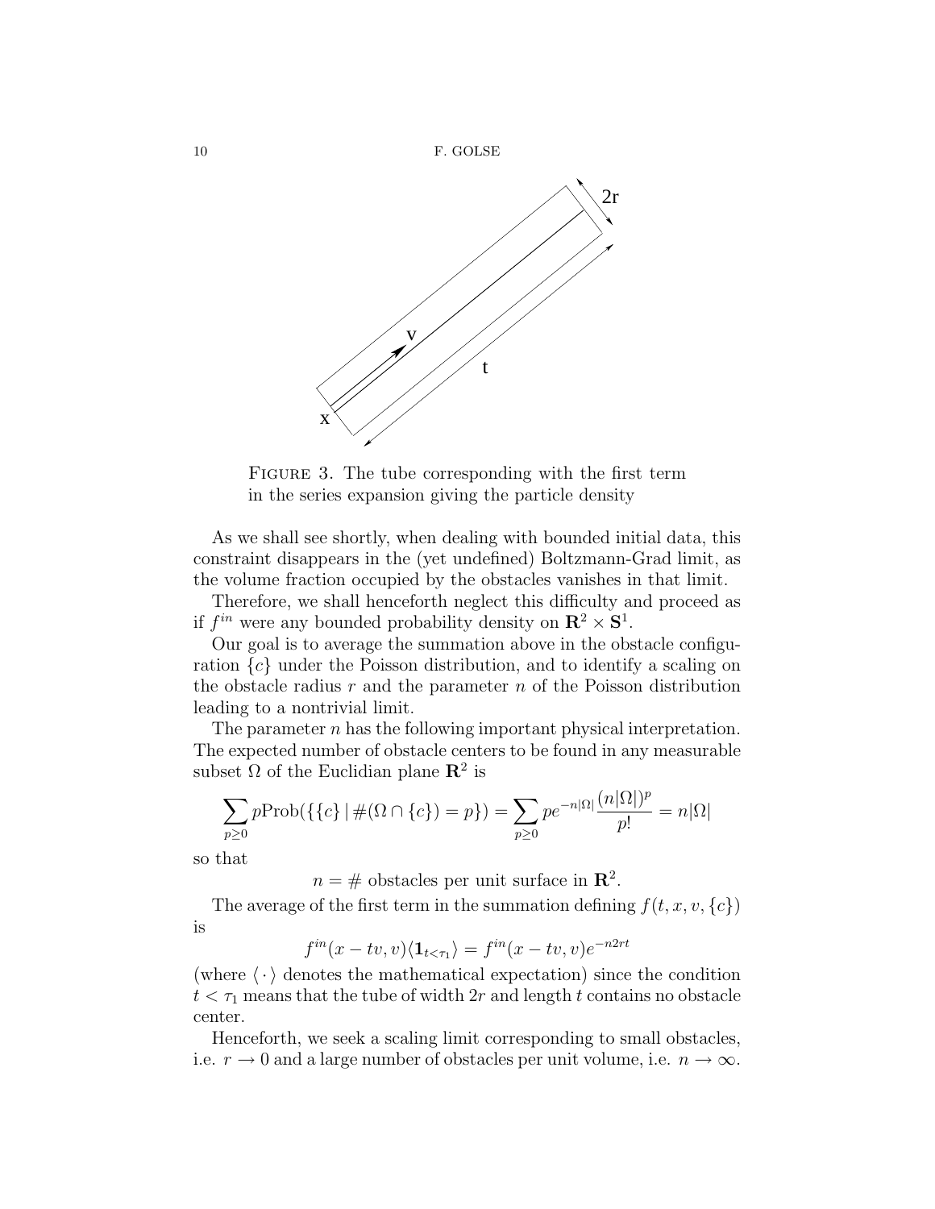Figure 3. The tube corresponding with the first term in the series expansion giving the particle density

As we shall see shortly, when dealing with bounded initial data, this constraint disappears in the (yet undefined) Boltzmann-Grad limit, as the volume fraction occupied by the obstacles vanishes in that limit.

Therefore, we shall henceforth neglect this difficulty and proceed as if $f^{in}$ were any bounded probability density on $\mathbf{R}^2 \times \mathbf{S}^1$.

Our goal is to average the summation above in the obstacle configuration $\{c\}$ under the Poisson distribution, and to identify a scaling on the obstacle radius $r$ and the parameter $n$ of the Poisson distribution leading to a nontrivial limit.

The parameter $n$ has the following important physical interpretation. The expected number of obstacle centers to be found in any measurable subset $\Omega$ of the Euclidian plane $\mathbf{R}^2$ is

$$\sum_{p \geq 0} p \text{Prob}(\{\{c\} \,|\, \#(\Omega \cap \{c\}) = p\}) = \sum_{p \geq 0} p e^{-n|\Omega|} \frac{(n|\Omega|)^p}{p!} = n|\Omega|$$

so that

$$n = \# \text{ obstacles per unit surface in } \mathbf{R}^2.$$

The average of the first term in the summation defining $f(t, x, v, \{c\})$ is

$$f^{in}(x - tv, v) \langle \mathbf{1}_{t < \tau_1} \rangle = f^{in}(x - tv, v) e^{-n2rt}$$

(where $\langle \cdot \rangle$ denotes the mathematical expectation) since the condition $t < \tau_1$ means that the tube of width $2r$ and length $t$ contains no obstacle center.

Henceforth, we seek a scaling limit corresponding to small obstacles, i.e. $r \to 0$ and a large number of obstacles per unit volume, i.e. $n \to \infty$.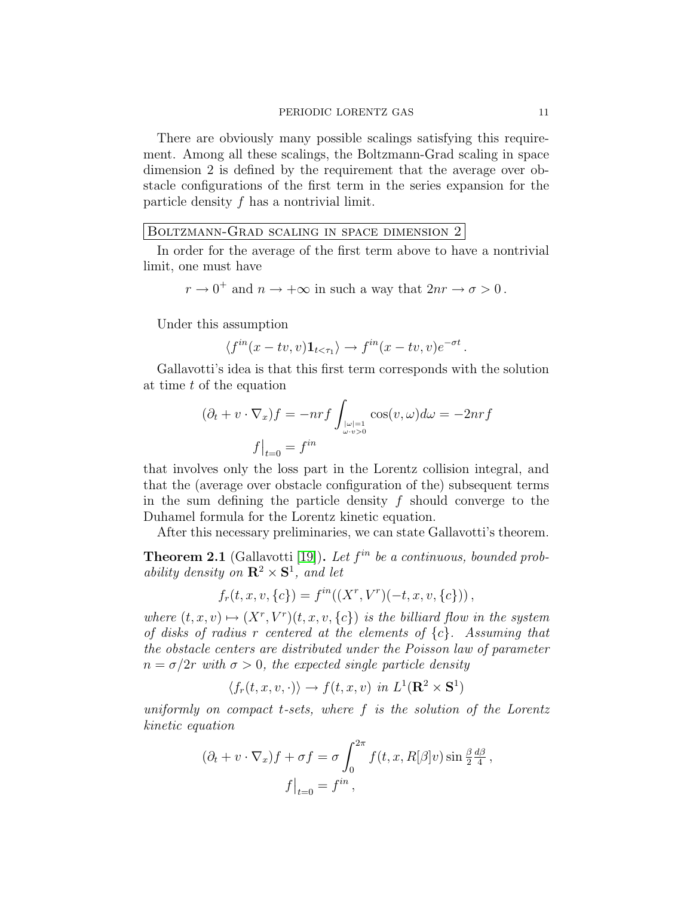There are obviously many possible scalings satisfying this requirement. Among all these scalings, the Boltzmann-Grad scaling in space dimension 2 is defined by the requirement that the average over obstacle configurations of the first term in the series expansion for the particle density $f$ has a nontrivial limit.

**Boltzmann-Grad scaling in space dimension 2**

In order for the average of the first term above to have a nontrivial limit, one must have

$$r \to 0^+ \text{ and } n \to +\infty \text{ in such a way that } 2nr \to \sigma > 0\,.$$

Under this assumption

$$\langle f^{in}(x - tv, v)\mathbf{1}_{t<\tau_1}\rangle \to f^{in}(x - tv, v)e^{-\sigma t}\,.$$

Gallavotti's idea is that this first term corresponds with the solution at time $t$ of the equation

$$(\partial_t + v \cdot \nabla_x)f = -nrf \int_{\substack{|\omega|=1 \\ \omega\cdot v>0}} \cos(v, \omega)d\omega = -2nrf$$

$$f\big|_{t=0} = f^{in}$$

that involves only the loss part in the Lorentz collision integral, and that the (average over obstacle configuration of the) subsequent terms in the sum defining the particle density $f$ should converge to the Duhamel formula for the Lorentz kinetic equation.

After this necessary preliminaries, we can state Gallavotti's theorem.

**Theorem 2.1** (Gallavotti [19])**.** *Let $f^{in}$ be a continuous, bounded probability density on $\mathbf{R}^2 \times \mathbf{S}^1$, and let*

$$f_r(t, x, v, \{c\}) = f^{in}((X^r, V^r)(-t, x, v, \{c\}))\,,$$

*where $(t, x, v) \mapsto (X^r, V^r)(t, x, v, \{c\})$ is the billiard flow in the system of disks of radius $r$ centered at the elements of $\{c\}$. Assuming that the obstacle centers are distributed under the Poisson law of parameter $n = \sigma/2r$ with $\sigma > 0$, the expected single particle density*

$$\langle f_r(t, x, v, \cdot)\rangle \to f(t, x, v) \text{ in } L^1(\mathbf{R}^2 \times \mathbf{S}^1)$$

*uniformly on compact $t$-sets, where $f$ is the solution of the Lorentz kinetic equation*

$$(\partial_t + v \cdot \nabla_x)f + \sigma f = \sigma \int_0^{2\pi} f(t, x, R[\beta]v) \sin \tfrac{\beta}{2} \tfrac{d\beta}{4}\,,$$

$$f\big|_{t=0} = f^{in}\,,$$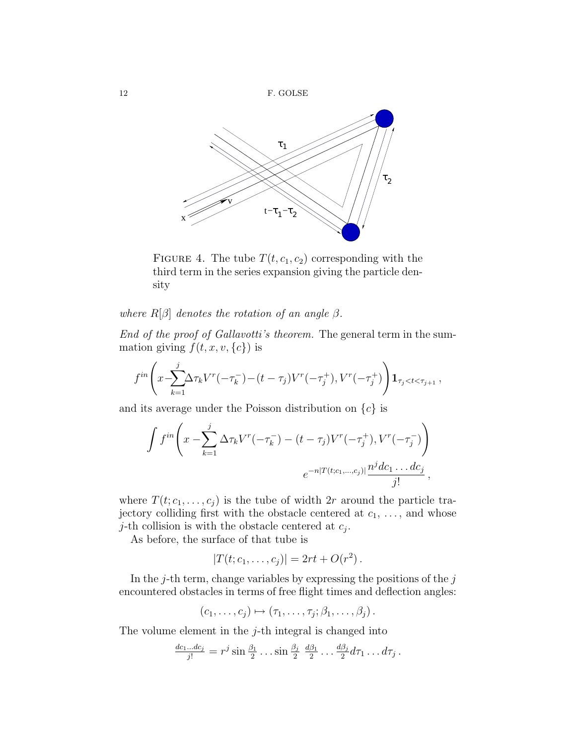FIGURE 4. The tube $T(t, c_1, c_2)$ corresponding with the third term in the series expansion giving the particle density

*where $R[\beta]$ denotes the rotation of an angle $\beta$.*

*End of the proof of Gallavotti's theorem.* The general term in the summation giving $f(t, x, v, \{c\})$ is

$$f^{in}\left(x - \sum_{k=1}^{j} \Delta\tau_k V^r(-\tau_k^-) - (t - \tau_j)V^r(-\tau_j^+), V^r(-\tau_j^+)\right)\mathbf{1}_{\tau_j < t < \tau_{j+1}},$$

and its average under the Poisson distribution on $\{c\}$ is

$$\int f^{in}\left(x - \sum_{k=1}^{j} \Delta\tau_k V^r(-\tau_k^-) - (t - \tau_j)V^r(-\tau_j^+), V^r(-\tau_j^-)\right) e^{-n|T(t;c_1,\ldots,c_j)|}\frac{n^j dc_1 \ldots dc_j}{j!},$$

where $T(t; c_1, \ldots, c_j)$ is the tube of width $2r$ around the particle trajectory colliding first with the obstacle centered at $c_1$, ..., and whose $j$-th collision is with the obstacle centered at $c_j$.

As before, the surface of that tube is

$$|T(t; c_1, \ldots, c_j)| = 2rt + O(r^2).$$

In the $j$-th term, change variables by expressing the positions of the $j$ encountered obstacles in terms of free flight times and deflection angles:

$$(c_1, \ldots, c_j) \mapsto (\tau_1, \ldots, \tau_j; \beta_1, \ldots, \beta_j).$$

The volume element in the $j$-th integral is changed into

$$\frac{dc_1 \ldots dc_j}{j!} = r^j \sin\frac{\beta_1}{2} \ldots \sin\frac{\beta_j}{2}\ \frac{d\beta_1}{2} \ldots \frac{d\beta_j}{2} d\tau_1 \ldots d\tau_j.$$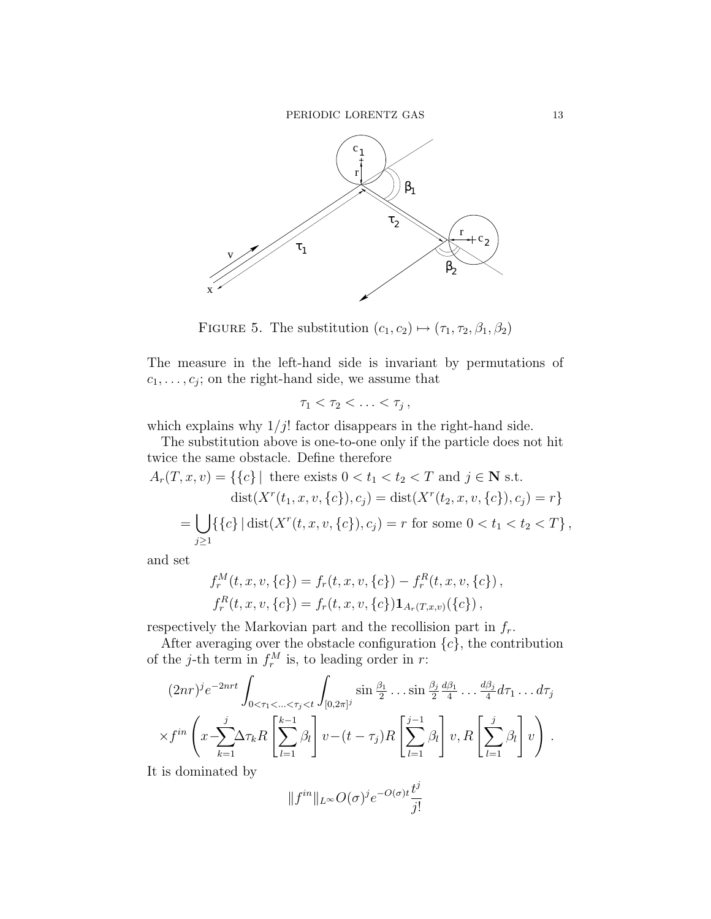FIGURE 5. The substitution $(c_1, c_2) \mapsto (\tau_1, \tau_2, \beta_1, \beta_2)$

The measure in the left-hand side is invariant by permutations of $c_1, \ldots, c_j$; on the right-hand side, we assume that

$$\tau_1 < \tau_2 < \ldots < \tau_j \,,$$

which explains why $1/j!$ factor disappears in the right-hand side.

The substitution above is one-to-one only if the particle does not hit twice the same obstacle. Define therefore

$$\begin{aligned}
A_r(T, x, v) = \{\{c\} \mid & \text{ there exists } 0 < t_1 < t_2 < T \text{ and } j \in \mathbf{N} \text{ s.t.} \\
& \operatorname{dist}(X^r(t_1, x, v, \{c\}), c_j) = \operatorname{dist}(X^r(t_2, x, v, \{c\}), c_j) = r\} \\
= \bigcup_{j \geq 1} & \{\{c\} \mid \operatorname{dist}(X^r(t, x, v, \{c\}), c_j) = r \text{ for some } 0 < t_1 < t_2 < T\} \,,
\end{aligned}$$

and set

$$\begin{aligned}
f_r^M(t, x, v, \{c\}) &= f_r(t, x, v, \{c\}) - f_r^R(t, x, v, \{c\}) \,, \\
f_r^R(t, x, v, \{c\}) &= f_r(t, x, v, \{c\}) \mathbf{1}_{A_r(T,x,v)}(\{c\}) \,,
\end{aligned}$$

respectively the Markovian part and the recollision part in $f_r$.

After averaging over the obstacle configuration $\{c\}$, the contribution of the $j$-th term in $f_r^M$ is, to leading order in $r$:

$$\begin{aligned}
&(2nr)^j e^{-2nrt} \int_{0<\tau_1<\ldots<\tau_j<t} \int_{[0,2\pi]^j} \sin \tfrac{\beta_1}{2} \ldots \sin \tfrac{\beta_j}{2} \tfrac{d\beta_1}{4} \ldots \tfrac{d\beta_j}{4} d\tau_1 \ldots d\tau_j \\
&\times f^{in} \left( x - \sum_{k=1}^{j} \Delta\tau_k R \left[ \sum_{l=1}^{k-1} \beta_l \right] v - (t - \tau_j) R \left[ \sum_{l=1}^{j-1} \beta_l \right] v, R \left[ \sum_{l=1}^{j} \beta_l \right] v \right) .
\end{aligned}$$

It is dominated by

$$\|f^{in}\|_{L^\infty} O(\sigma)^j e^{-O(\sigma)t} \frac{t^j}{j!}$$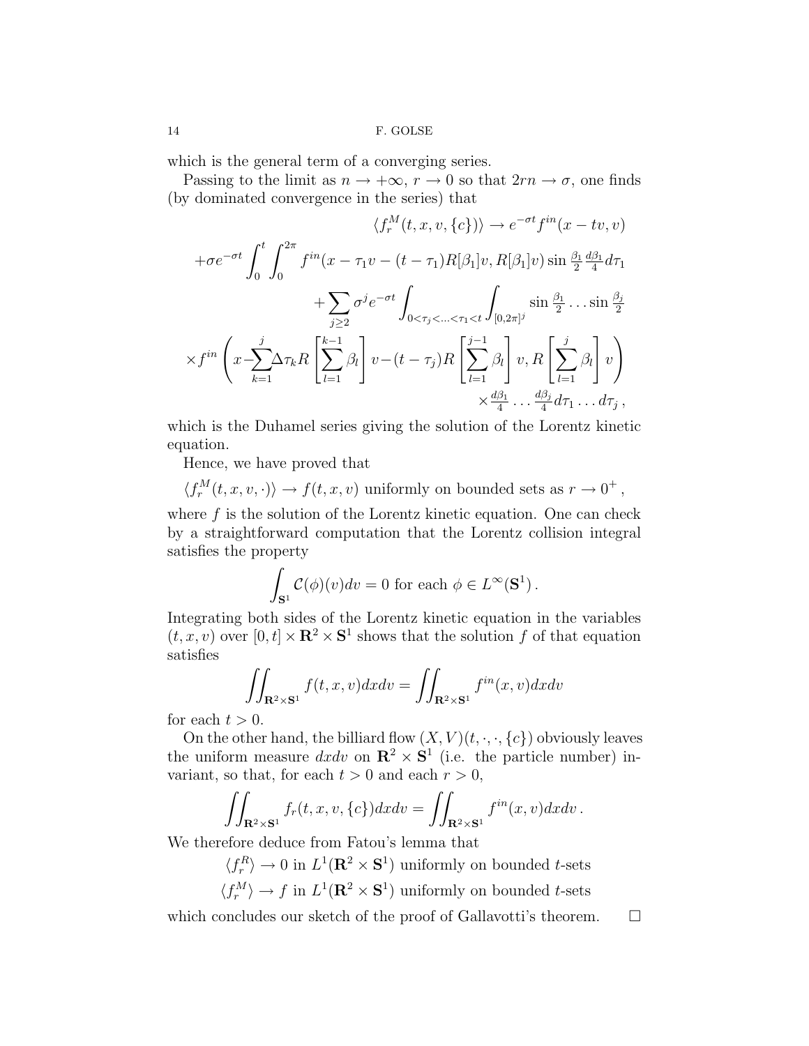which is the general term of a converging series.

Passing to the limit as $n \to +\infty$, $r \to 0$ so that $2rn \to \sigma$, one finds (by dominated convergence in the series) that

$$
\begin{aligned}
\langle f_r^M(t,x,v,\{c\})\rangle &\to e^{-\sigma t} f^{in}(x-tv,v) \\
+\sigma e^{-\sigma t}\int_0^t \int_0^{2\pi} & f^{in}(x-\tau_1 v-(t-\tau_1)R[\beta_1]v, R[\beta_1]v)\sin\tfrac{\beta_1}{2}\tfrac{d\beta_1}{4}d\tau_1 \\
&+\sum_{j\geq 2}\sigma^j e^{-\sigma t}\int_{0<\tau_j<\ldots<\tau_1<t}\int_{[0,2\pi]^j}\sin\tfrac{\beta_1}{2}\ldots\sin\tfrac{\beta_j}{2} \\
\times f^{in}\left(x-\sum_{k=1}^{j}\Delta\tau_k R\left[\sum_{l=1}^{k-1}\beta_l\right]v-(t-\tau_j)R\left[\sum_{l=1}^{j-1}\beta_l\right]v, R\left[\sum_{l=1}^{j}\beta_l\right]v\right)& \\
&\times\tfrac{d\beta_1}{4}\ldots\tfrac{d\beta_j}{4}d\tau_1\ldots d\tau_j\,,
\end{aligned}
$$

which is the Duhamel series giving the solution of the Lorentz kinetic equation.

Hence, we have proved that

$\langle f_r^M(t,x,v,\cdot)\rangle \to f(t,x,v)$ uniformly on bounded sets as $r\to 0^+$,

where $f$ is the solution of the Lorentz kinetic equation. One can check by a straightforward computation that the Lorentz collision integral satisfies the property

$$\int_{\mathbf{S}^1}\mathcal{C}(\phi)(v)dv = 0 \text{ for each } \phi\in L^\infty(\mathbf{S}^1)\,.$$

Integrating both sides of the Lorentz kinetic equation in the variables $(t,x,v)$ over $[0,t]\times\mathbf{R}^2\times\mathbf{S}^1$ shows that the solution $f$ of that equation satisfies

$$\iint_{\mathbf{R}^2\times\mathbf{S}^1} f(t,x,v)dxdv = \iint_{\mathbf{R}^2\times\mathbf{S}^1} f^{in}(x,v)dxdv$$

for each $t>0$.

On the other hand, the billiard flow $(X,V)(t,\cdot,\cdot,\{c\})$ obviously leaves the uniform measure $dxdv$ on $\mathbf{R}^2\times\mathbf{S}^1$ (i.e. the particle number) invariant, so that, for each $t>0$ and each $r>0$,

$$\iint_{\mathbf{R}^2\times\mathbf{S}^1} f_r(t,x,v,\{c\})dxdv = \iint_{\mathbf{R}^2\times\mathbf{S}^1} f^{in}(x,v)dxdv\,.$$

We therefore deduce from Fatou's lemma that

$$\langle f_r^R\rangle \to 0 \text{ in } L^1(\mathbf{R}^2\times\mathbf{S}^1) \text{ uniformly on bounded } t\text{-sets}$$

$$\langle f_r^M\rangle \to f \text{ in } L^1(\mathbf{R}^2\times\mathbf{S}^1) \text{ uniformly on bounded } t\text{-sets}$$

which concludes our sketch of the proof of Gallavotti's theorem. $\square$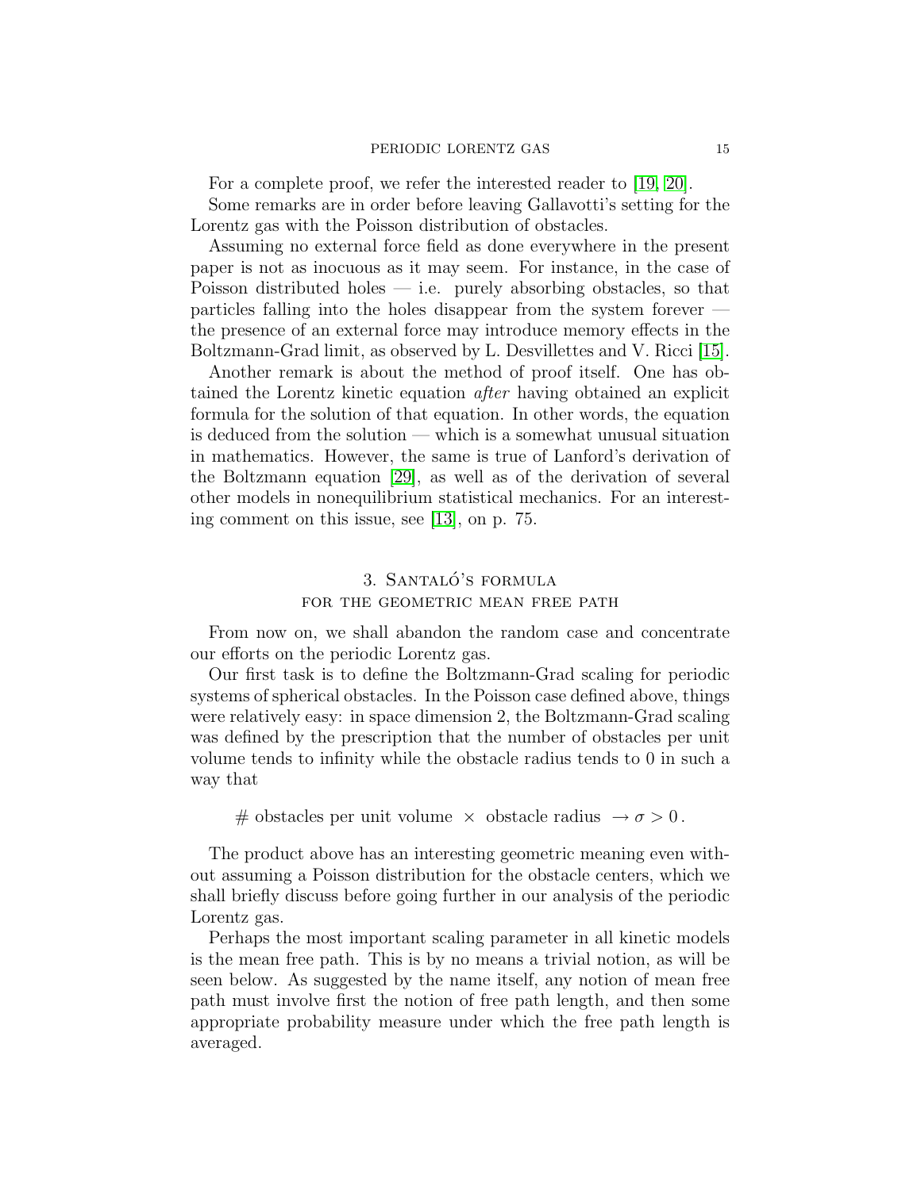For a complete proof, we refer the interested reader to [19, 20].

Some remarks are in order before leaving Gallavotti's setting for the Lorentz gas with the Poisson distribution of obstacles.

Assuming no external force field as done everywhere in the present paper is not as inocuous as it may seem. For instance, in the case of Poisson distributed holes — i.e. purely absorbing obstacles, so that particles falling into the holes disappear from the system forever — the presence of an external force may introduce memory effects in the Boltzmann-Grad limit, as observed by L. Desvillettes and V. Ricci [15].

Another remark is about the method of proof itself. One has obtained the Lorentz kinetic equation *after* having obtained an explicit formula for the solution of that equation. In other words, the equation is deduced from the solution — which is a somewhat unusual situation in mathematics. However, the same is true of Lanford's derivation of the Boltzmann equation [29], as well as of the derivation of several other models in nonequilibrium statistical mechanics. For an interesting comment on this issue, see [13], on p. 75.

## 3. Santaló's formula for the geometric mean free path

From now on, we shall abandon the random case and concentrate our efforts on the periodic Lorentz gas.

Our first task is to define the Boltzmann-Grad scaling for periodic systems of spherical obstacles. In the Poisson case defined above, things were relatively easy: in space dimension 2, the Boltzmann-Grad scaling was defined by the prescription that the number of obstacles per unit volume tends to infinity while the obstacle radius tends to 0 in such a way that

$$\#\text{ obstacles per unit volume } \times \text{ obstacle radius } \to \sigma > 0\,.$$

The product above has an interesting geometric meaning even without assuming a Poisson distribution for the obstacle centers, which we shall briefly discuss before going further in our analysis of the periodic Lorentz gas.

Perhaps the most important scaling parameter in all kinetic models is the mean free path. This is by no means a trivial notion, as will be seen below. As suggested by the name itself, any notion of mean free path must involve first the notion of free path length, and then some appropriate probability measure under which the free path length is averaged.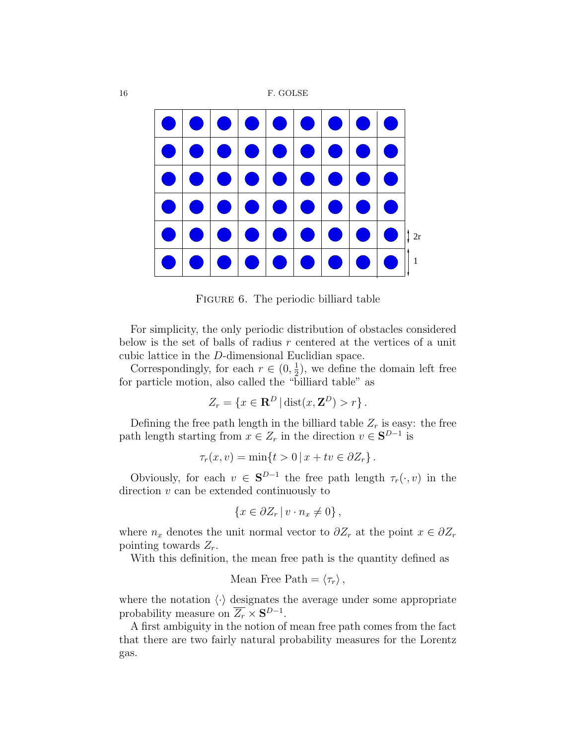FIGURE 6. The periodic billiard table

For simplicity, the only periodic distribution of obstacles considered below is the set of balls of radius $r$ centered at the vertices of a unit cubic lattice in the $D$-dimensional Euclidian space.

Correspondingly, for each $r \in (0, \frac{1}{2})$, we define the domain left free for particle motion, also called the "billiard table" as

$$Z_r = \{x \in \mathbf{R}^D \,|\, \mathrm{dist}(x, \mathbf{Z}^D) > r\}\,.$$

Defining the free path length in the billiard table $Z_r$ is easy: the free path length starting from $x \in Z_r$ in the direction $v \in \mathbf{S}^{D-1}$ is

$$\tau_r(x, v) = \min\{t > 0 \,|\, x + tv \in \partial Z_r\}\,.$$

Obviously, for each $v \in \mathbf{S}^{D-1}$ the free path length $\tau_r(\cdot, v)$ in the direction $v$ can be extended continuously to

$$\{x \in \partial Z_r \,|\, v \cdot n_x \neq 0\}\,,$$

where $n_x$ denotes the unit normal vector to $\partial Z_r$ at the point $x \in \partial Z_r$ pointing towards $Z_r$.

With this definition, the mean free path is the quantity defined as

$$\text{Mean Free Path} = \langle \tau_r \rangle\,,$$

where the notation $\langle \cdot \rangle$ designates the average under some appropriate probability measure on $\overline{Z_r} \times \mathbf{S}^{D-1}$.

A first ambiguity in the notion of mean free path comes from the fact that there are two fairly natural probability measures for the Lorentz gas.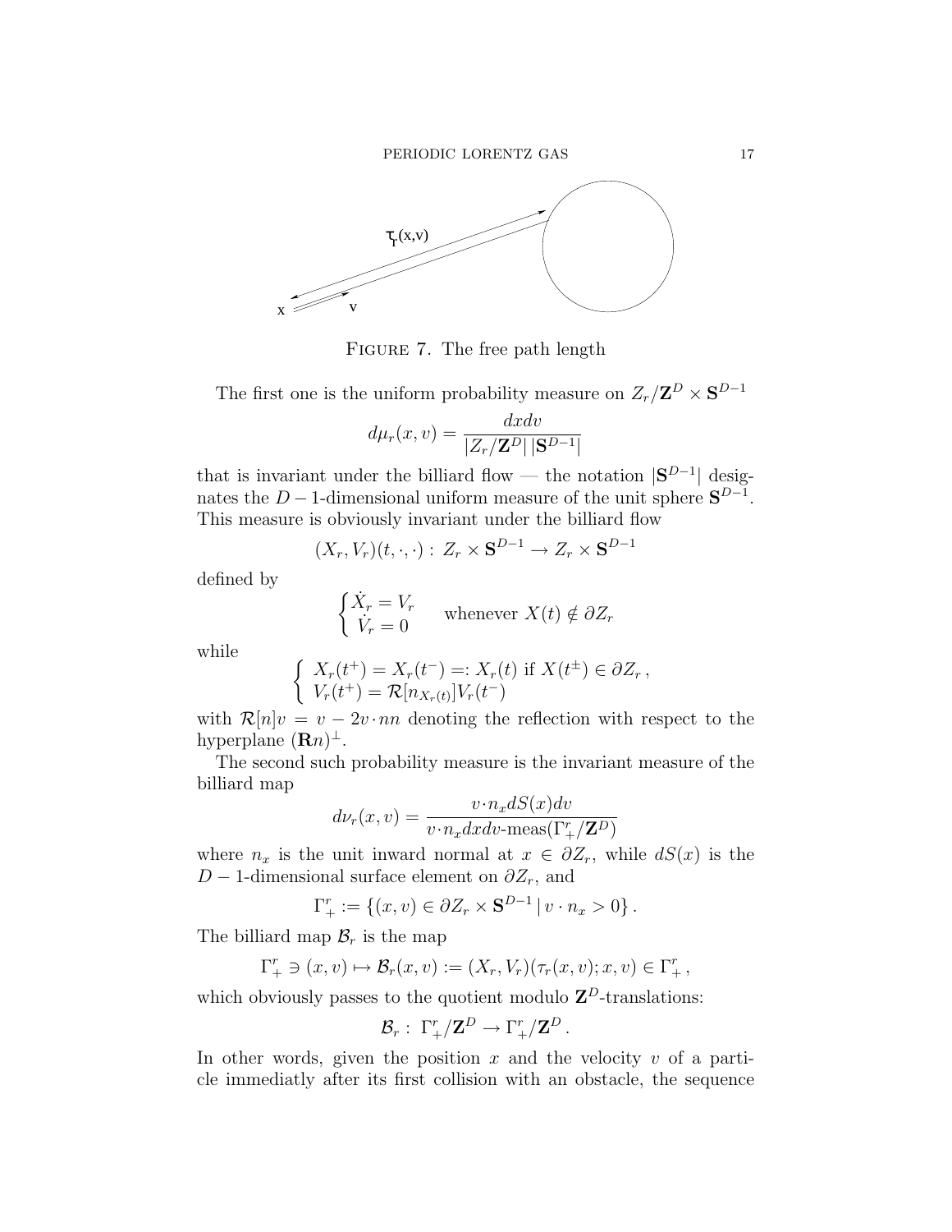FIGURE 7. The free path length

The first one is the uniform probability measure on $Z_r/\mathbf{Z}^D \times \mathbf{S}^{D-1}$

$$d\mu_r(x,v) = \frac{dxdv}{|Z_r/\mathbf{Z}^D|\,|\mathbf{S}^{D-1}|}$$

that is invariant under the billiard flow — the notation $|\mathbf{S}^{D-1}|$ designates the $D-1$-dimensional uniform measure of the unit sphere $\mathbf{S}^{D-1}$. This measure is obviously invariant under the billiard flow

$$(X_r, V_r)(t, \cdot, \cdot) : \, Z_r \times \mathbf{S}^{D-1} \to Z_r \times \mathbf{S}^{D-1}$$

defined by

$$\begin{cases} \dot{X}_r = V_r \\ \dot{V}_r = 0 \end{cases} \quad \text{whenever } X(t) \notin \partial Z_r$$

while

$$\begin{cases} X_r(t^+) = X_r(t^-) =: X_r(t) \text{ if } X(t^\pm) \in \partial Z_r \,, \\ V_r(t^+) = \mathcal{R}[n_{X_r(t)}]V_r(t^-) \end{cases}$$

with $\mathcal{R}[n]v = v - 2v\cdot nn$ denoting the reflection with respect to the hyperplane $(\mathbf{R}n)^\perp$.

The second such probability measure is the invariant measure of the billiard map

$$d\nu_r(x,v) = \frac{v\cdot n_x dS(x) dv}{v\cdot n_x dxdv\text{-meas}(\Gamma_+^r/\mathbf{Z}^D)}$$

where $n_x$ is the unit inward normal at $x \in \partial Z_r$, while $dS(x)$ is the $D-1$-dimensional surface element on $\partial Z_r$, and

$$\Gamma_+^r := \left\{(x,v) \in \partial Z_r \times \mathbf{S}^{D-1} \,|\, v\cdot n_x > 0\right\}.$$

The billiard map $\mathcal{B}_r$ is the map

$$\Gamma_+^r \ni (x,v) \mapsto \mathcal{B}_r(x,v) := (X_r, V_r)(\tau_r(x,v); x, v) \in \Gamma_+^r \,,$$

which obviously passes to the quotient modulo $\mathbf{Z}^D$-translations:

$$\mathcal{B}_r : \, \Gamma_+^r/\mathbf{Z}^D \to \Gamma_+^r/\mathbf{Z}^D \,.$$

In other words, given the position $x$ and the velocity $v$ of a particle immediatly after its first collision with an obstacle, the sequence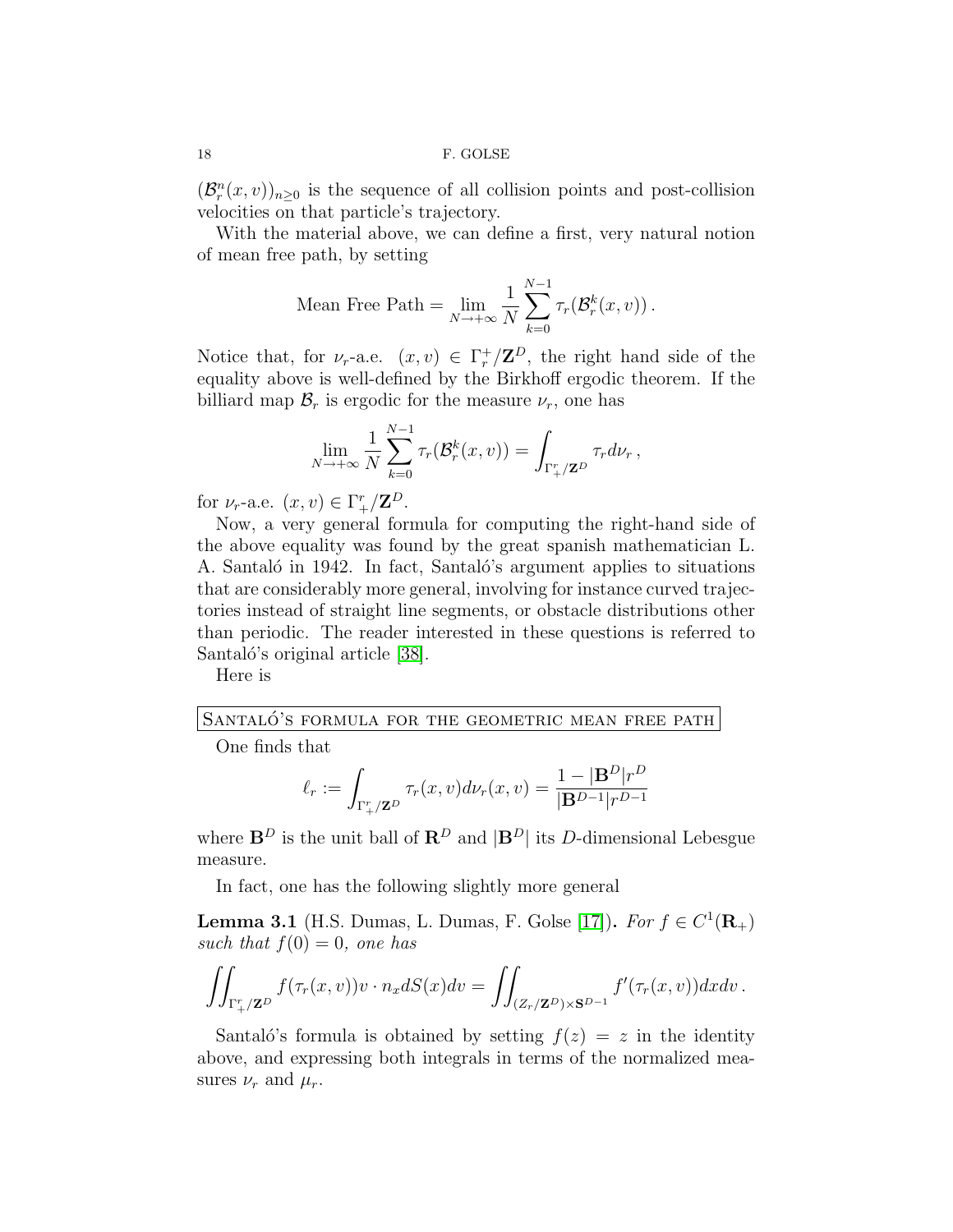$(\mathcal{B}_r^n(x,v))_{n\geq 0}$ is the sequence of all collision points and post-collision velocities on that particle's trajectory.

With the material above, we can define a first, very natural notion of mean free path, by setting

$$\text{Mean Free Path} = \lim_{N\to+\infty} \frac{1}{N}\sum_{k=0}^{N-1} \tau_r(\mathcal{B}_r^k(x,v))\,.$$

Notice that, for $\nu_r$-a.e. $(x,v) \in \Gamma_r^+/\mathbf{Z}^D$, the right hand side of the equality above is well-defined by the Birkhoff ergodic theorem. If the billiard map $\mathcal{B}_r$ is ergodic for the measure $\nu_r$, one has

$$\lim_{N\to+\infty} \frac{1}{N}\sum_{k=0}^{N-1} \tau_r(\mathcal{B}_r^k(x,v)) = \int_{\Gamma_+^r/\mathbf{Z}^D} \tau_r d\nu_r\,,$$

for $\nu_r$-a.e. $(x,v) \in \Gamma_+^r/\mathbf{Z}^D$.

Now, a very general formula for computing the right-hand side of the above equality was found by the great spanish mathematician L. A. Santaló in 1942. In fact, Santaló's argument applies to situations that are considerably more general, involving for instance curved trajectories instead of straight line segments, or obstacle distributions other than periodic. The reader interested in these questions is referred to Santaló's original article [38].

Here is

Santaló's formula for the geometric mean free path

One finds that

$$\ell_r := \int_{\Gamma_+^r/\mathbf{Z}^D} \tau_r(x,v)d\nu_r(x,v) = \frac{1-|\mathbf{B}^D|r^D}{|\mathbf{B}^{D-1}|r^{D-1}}$$

where $\mathbf{B}^D$ is the unit ball of $\mathbf{R}^D$ and $|\mathbf{B}^D|$ its $D$-dimensional Lebesgue measure.

In fact, one has the following slightly more general

**Lemma 3.1** (H.S. Dumas, L. Dumas, F. Golse [17]). *For $f \in C^1(\mathbf{R}_+)$ such that $f(0) = 0$, one has*

$$\iint_{\Gamma_+^r/\mathbf{Z}^D} f(\tau_r(x,v))v\cdot n_x dS(x)dv = \iint_{(Z_r/\mathbf{Z}^D)\times\mathbf{S}^{D-1}} f'(\tau_r(x,v))dxdv\,.$$

Santaló's formula is obtained by setting $f(z) = z$ in the identity above, and expressing both integrals in terms of the normalized measures $\nu_r$ and $\mu_r$.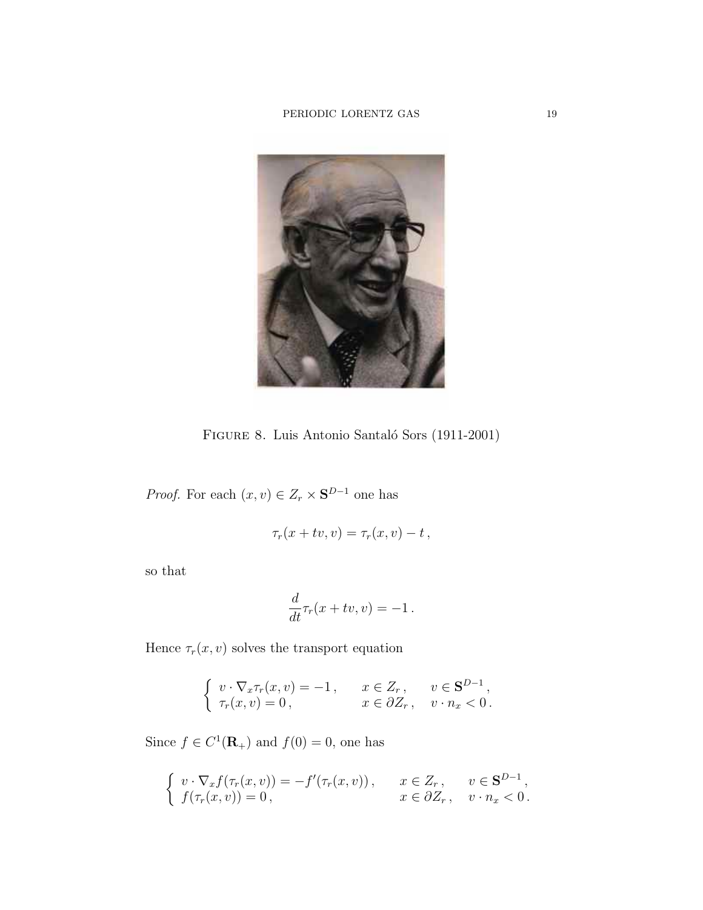FIGURE 8. Luis Antonio Santaló Sors (1911-2001)

*Proof.* For each $(x, v) \in Z_r \times \mathbf{S}^{D-1}$ one has

$$\tau_r(x + tv, v) = \tau_r(x, v) - t\,,$$

so that

$$\frac{d}{dt}\tau_r(x + tv, v) = -1\,.$$

Hence $\tau_r(x, v)$ solves the transport equation

$$\left\{ \begin{array}{lll} v \cdot \nabla_x \tau_r(x, v) = -1\,, & x \in Z_r\,, & v \in \mathbf{S}^{D-1}\,, \\ \tau_r(x, v) = 0\,, & x \in \partial Z_r\,, & v \cdot n_x < 0\,. \end{array} \right.$$

Since $f \in C^1(\mathbf{R}_+)$ and $f(0) = 0$, one has

$$\left\{ \begin{array}{lll} v \cdot \nabla_x f(\tau_r(x, v)) = -f'(\tau_r(x, v))\,, & x \in Z_r\,, & v \in \mathbf{S}^{D-1}\,, \\ f(\tau_r(x, v)) = 0\,, & x \in \partial Z_r\,, & v \cdot n_x < 0\,. \end{array} \right.$$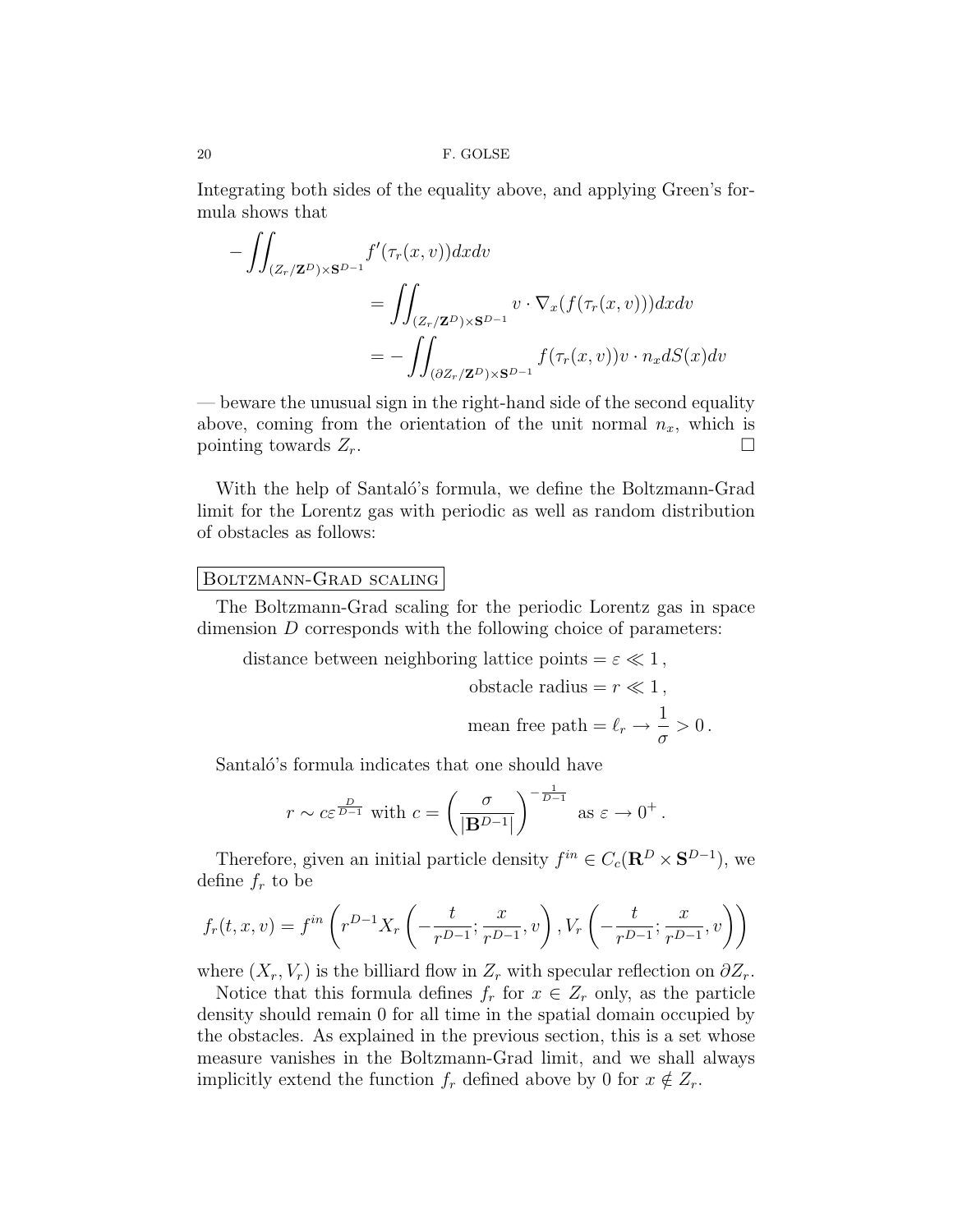Integrating both sides of the equality above, and applying Green's formula shows that

$$
\begin{aligned}
-\iint_{(Z_r/\mathbf{Z}^D)\times\mathbf{S}^{D-1}} & f'(\tau_r(x,v))dxdv \\
&= \iint_{(Z_r/\mathbf{Z}^D)\times\mathbf{S}^{D-1}} v\cdot\nabla_x(f(\tau_r(x,v)))dxdv \\
&= -\iint_{(\partial Z_r/\mathbf{Z}^D)\times\mathbf{S}^{D-1}} f(\tau_r(x,v))v\cdot n_x dS(x)dv
\end{aligned}
$$

— beware the unusual sign in the right-hand side of the second equality above, coming from the orientation of the unit normal $n_x$, which is pointing towards $Z_r$. □

With the help of Santaló's formula, we define the Boltzmann-Grad limit for the Lorentz gas with periodic as well as random distribution of obstacles as follows:

**Boltzmann-Grad scaling**

The Boltzmann-Grad scaling for the periodic Lorentz gas in space dimension $D$ corresponds with the following choice of parameters:

$$
\begin{aligned}
\text{distance between neighboring lattice points} &= \varepsilon \ll 1\,, \\
\text{obstacle radius} &= r \ll 1\,, \\
\text{mean free path} &= \ell_r \to \frac{1}{\sigma} > 0\,.
\end{aligned}
$$

Santaló's formula indicates that one should have

$$
r \sim c\varepsilon^{\frac{D}{D-1}} \text{ with } c = \left(\frac{\sigma}{|\mathbf{B}^{D-1}|}\right)^{-\frac{1}{D-1}} \text{ as } \varepsilon \to 0^+\,.
$$

Therefore, given an initial particle density $f^{in} \in C_c(\mathbf{R}^D \times \mathbf{S}^{D-1})$, we define $f_r$ to be

$$
f_r(t,x,v) = f^{in}\left(r^{D-1}X_r\left(-\frac{t}{r^{D-1}};\frac{x}{r^{D-1}},v\right), V_r\left(-\frac{t}{r^{D-1}};\frac{x}{r^{D-1}},v\right)\right)
$$

where $(X_r, V_r)$ is the billiard flow in $Z_r$ with specular reflection on $\partial Z_r$.

Notice that this formula defines $f_r$ for $x \in Z_r$ only, as the particle density should remain 0 for all time in the spatial domain occupied by the obstacles. As explained in the previous section, this is a set whose measure vanishes in the Boltzmann-Grad limit, and we shall always implicitly extend the function $f_r$ defined above by 0 for $x \notin Z_r$.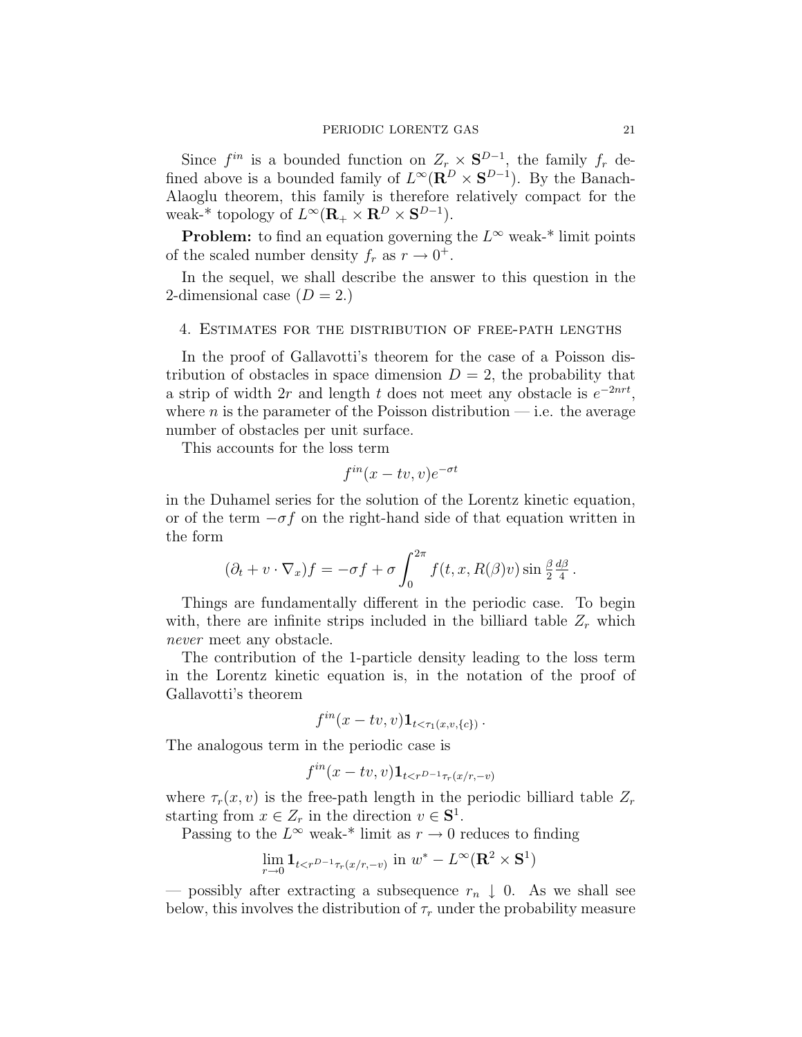Since $f^{in}$ is a bounded function on $Z_r \times \mathbf{S}^{D-1}$, the family $f_r$ defined above is a bounded family of $L^\infty(\mathbf{R}^D \times \mathbf{S}^{D-1})$. By the Banach-Alaoglu theorem, this family is therefore relatively compact for the weak-* topology of $L^\infty(\mathbf{R}_+ \times \mathbf{R}^D \times \mathbf{S}^{D-1})$.

**Problem:** to find an equation governing the $L^\infty$ weak-* limit points of the scaled number density $f_r$ as $r \to 0^+$.

In the sequel, we shall describe the answer to this question in the 2-dimensional case ($D = 2$.)

## 4. Estimates for the distribution of free-path lengths

In the proof of Gallavotti's theorem for the case of a Poisson distribution of obstacles in space dimension $D = 2$, the probability that a strip of width $2r$ and length $t$ does not meet any obstacle is $e^{-2nrt}$, where $n$ is the parameter of the Poisson distribution — i.e. the average number of obstacles per unit surface.

This accounts for the loss term

$$f^{in}(x - tv, v)e^{-\sigma t}$$

in the Duhamel series for the solution of the Lorentz kinetic equation, or of the term $-\sigma f$ on the right-hand side of that equation written in the form

$$(\partial_t + v \cdot \nabla_x)f = -\sigma f + \sigma \int_0^{2\pi} f(t, x, R(\beta)v) \sin \tfrac{\beta}{2} \tfrac{d\beta}{4} \,.$$

Things are fundamentally different in the periodic case. To begin with, there are infinite strips included in the billiard table $Z_r$ which *never* meet any obstacle.

The contribution of the 1-particle density leading to the loss term in the Lorentz kinetic equation is, in the notation of the proof of Gallavotti's theorem

$$f^{in}(x - tv, v)\mathbf{1}_{t<\tau_1(x,v,\{c\})} \,.$$

The analogous term in the periodic case is

$$f^{in}(x - tv, v)\mathbf{1}_{t<r^{D-1}\tau_r(x/r,-v)}$$

where $\tau_r(x, v)$ is the free-path length in the periodic billiard table $Z_r$ starting from $x \in Z_r$ in the direction $v \in \mathbf{S}^1$.

Passing to the $L^\infty$ weak-* limit as $r \to 0$ reduces to finding

$$\lim_{r \to 0} \mathbf{1}_{t<r^{D-1}\tau_r(x/r,-v)} \text{ in } w^* - L^\infty(\mathbf{R}^2 \times \mathbf{S}^1)$$

— possibly after extracting a subsequence $r_n \downarrow 0$. As we shall see below, this involves the distribution of $\tau_r$ under the probability measure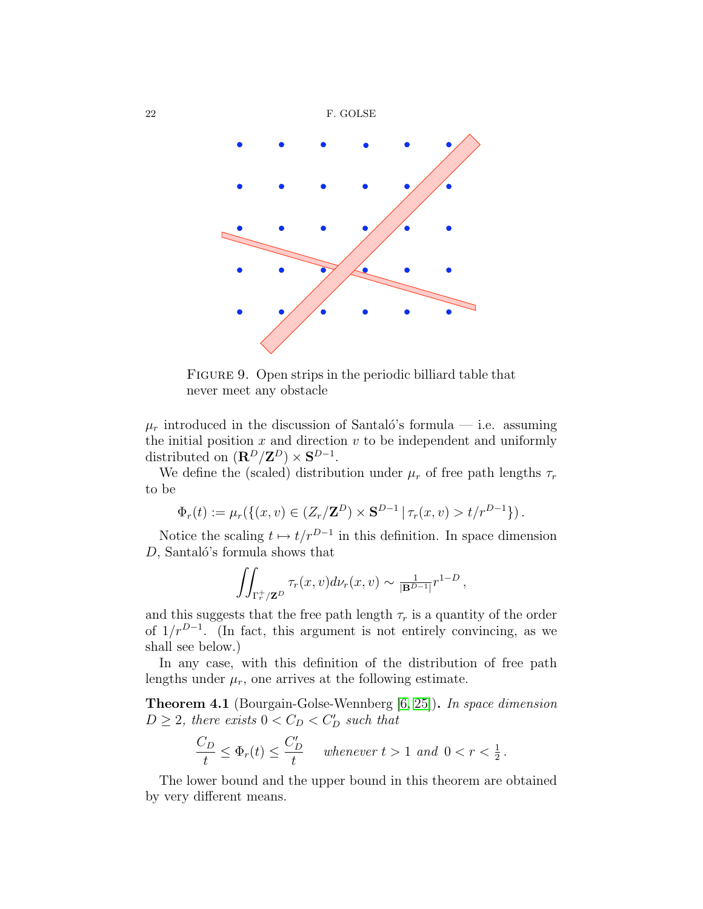FIGURE 9. Open strips in the periodic billiard table that never meet any obstacle

$\mu_r$ introduced in the discussion of Santaló's formula — i.e. assuming the initial position $x$ and direction $v$ to be independent and uniformly distributed on $(\mathbf{R}^D/\mathbf{Z}^D) \times \mathbf{S}^{D-1}$.

We define the (scaled) distribution under $\mu_r$ of free path lengths $\tau_r$ to be

$$\Phi_r(t) := \mu_r(\{(x,v) \in (Z_r/\mathbf{Z}^D) \times \mathbf{S}^{D-1} \,|\, \tau_r(x,v) > t/r^{D-1}\}) .$$

Notice the scaling $t \mapsto t/r^{D-1}$ in this definition. In space dimension $D$, Santaló's formula shows that

$$\iint_{\Gamma_r^+/\mathbf{Z}^D} \tau_r(x,v) d\nu_r(x,v) \sim \tfrac{1}{|\mathbf{B}^{D-1}|} r^{1-D} ,$$

and this suggests that the free path length $\tau_r$ is a quantity of the order of $1/r^{D-1}$. (In fact, this argument is not entirely convincing, as we shall see below.)

In any case, with this definition of the distribution of free path lengths under $\mu_r$, one arrives at the following estimate.

**Theorem 4.1** (Bourgain-Golse-Wennberg [6, 25])**.** *In space dimension $D \geq 2$, there exists $0 < C_D < C'_D$ such that*

$$\frac{C_D}{t} \leq \Phi_r(t) \leq \frac{C'_D}{t} \quad \text{whenever } t > 1 \text{ and } 0 < r < \tfrac{1}{2} .$$

The lower bound and the upper bound in this theorem are obtained by very different means.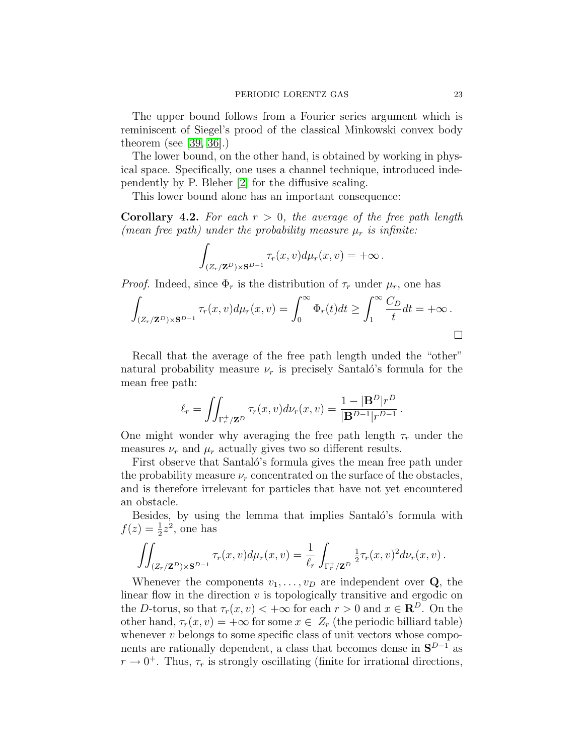The upper bound follows from a Fourier series argument which is reminiscent of Siegel's prood of the classical Minkowski convex body theorem (see [39, 36].)

The lower bound, on the other hand, is obtained by working in physical space. Specifically, one uses a channel technique, introduced independently by P. Bleher [2] for the diffusive scaling.

This lower bound alone has an important consequence:

**Corollary 4.2.** *For each $r > 0$, the average of the free path length (mean free path) under the probability measure $\mu_r$ is infinite:*

$$\int_{(Z_r/\mathbf{Z}^D)\times\mathbf{S}^{D-1}} \tau_r(x,v)d\mu_r(x,v) = +\infty\,.$$

*Proof.* Indeed, since $\Phi_r$ is the distribution of $\tau_r$ under $\mu_r$, one has

$$\int_{(Z_r/\mathbf{Z}^D)\times\mathbf{S}^{D-1}} \tau_r(x,v)d\mu_r(x,v) = \int_0^\infty \Phi_r(t)dt \geq \int_1^\infty \frac{C_D}{t}dt = +\infty\,.$$

□

Recall that the average of the free path length unded the "other" natural probability measure $\nu_r$ is precisely Santaló's formula for the mean free path:

$$\ell_r = \iint_{\Gamma_r^+/\mathbf{Z}^D} \tau_r(x,v)d\nu_r(x,v) = \frac{1-|\mathbf{B}^D|r^D}{|\mathbf{B}^{D-1}|r^{D-1}}\,.$$

One might wonder why averaging the free path length $\tau_r$ under the measures $\nu_r$ and $\mu_r$ actually gives two so different results.

First observe that Santaló's formula gives the mean free path under the probability measure $\nu_r$ concentrated on the surface of the obstacles, and is therefore irrelevant for particles that have not yet encountered an obstacle.

Besides, by using the lemma that implies Santaló's formula with $f(z) = \frac{1}{2}z^2$, one has

$$\iint_{(Z_r/\mathbf{Z}^D)\times\mathbf{S}^{D-1}} \tau_r(x,v)d\mu_r(x,v) = \frac{1}{\ell_r}\int_{\Gamma_r^+/\mathbf{Z}^D} \tfrac{1}{2}\tau_r(x,v)^2 d\nu_r(x,v)\,.$$

Whenever the components $v_1,\ldots,v_D$ are independent over $\mathbf{Q}$, the linear flow in the direction $v$ is topologically transitive and ergodic on the $D$-torus, so that $\tau_r(x,v) < +\infty$ for each $r > 0$ and $x \in \mathbf{R}^D$. On the other hand, $\tau_r(x,v) = +\infty$ for some $x \in Z_r$ (the periodic billiard table) whenever $v$ belongs to some specific class of unit vectors whose components are rationally dependent, a class that becomes dense in $\mathbf{S}^{D-1}$ as $r \to 0^+$. Thus, $\tau_r$ is strongly oscillating (finite for irrational directions,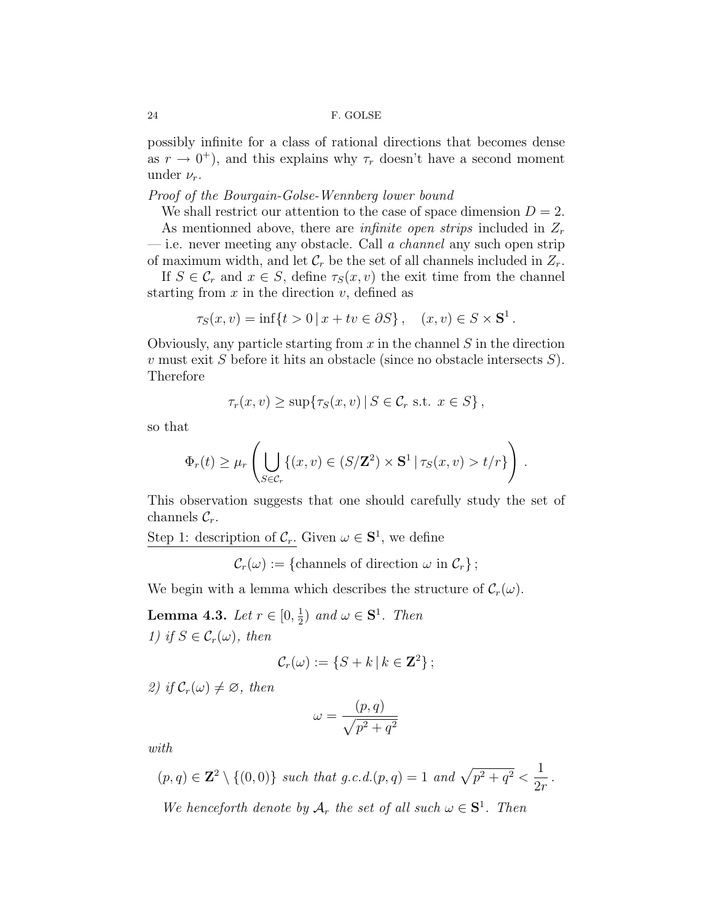possibly infinite for a class of rational directions that becomes dense as $r \to 0^+$), and this explains why $\tau_r$ doesn't have a second moment under $\nu_r$.

*Proof of the Bourgain-Golse-Wennberg lower bound*

We shall restrict our attention to the case of space dimension $D = 2$.

As mentionned above, there are *infinite open strips* included in $Z_r$ — i.e. never meeting any obstacle. Call *a channel* any such open strip of maximum width, and let $\mathcal{C}_r$ be the set of all channels included in $Z_r$.

If $S \in \mathcal{C}_r$ and $x \in S$, define $\tau_S(x, v)$ the exit time from the channel starting from $x$ in the direction $v$, defined as

$$\tau_S(x, v) = \inf\{t > 0 \,|\, x + tv \in \partial S\}, \quad (x, v) \in S \times \mathbf{S}^1 .$$

Obviously, any particle starting from $x$ in the channel $S$ in the direction $v$ must exit $S$ before it hits an obstacle (since no obstacle intersects $S$). Therefore

$$\tau_r(x, v) \geq \sup\{\tau_S(x, v) \,|\, S \in \mathcal{C}_r \text{ s.t. } x \in S\},$$

so that

$$\Phi_r(t) \geq \mu_r \left( \bigcup_{S \in \mathcal{C}_r} \{(x, v) \in (S/\mathbf{Z}^2) \times \mathbf{S}^1 \,|\, \tau_S(x, v) > t/r\} \right).$$

This observation suggests that one should carefully study the set of channels $\mathcal{C}_r$.

<u>Step 1: description of $\mathcal{C}_r$.</u> Given $\omega \in \mathbf{S}^1$, we define

$$\mathcal{C}_r(\omega) := \{\text{channels of direction } \omega \text{ in } \mathcal{C}_r\};$$

We begin with a lemma which describes the structure of $\mathcal{C}_r(\omega)$.

**Lemma 4.3.** *Let $r \in [0, \frac{1}{2})$ and $\omega \in \mathbf{S}^1$. Then*
*1) if $S \in \mathcal{C}_r(\omega)$, then*

$$\mathcal{C}_r(\omega) := \{S + k \,|\, k \in \mathbf{Z}^2\};$$

*2) if $\mathcal{C}_r(\omega) \neq \varnothing$, then*

$$\omega = \frac{(p, q)}{\sqrt{p^2 + q^2}}$$

*with*

$$(p, q) \in \mathbf{Z}^2 \setminus \{(0, 0)\} \text{ such that g.c.d.}(p, q) = 1 \text{ and } \sqrt{p^2 + q^2} < \frac{1}{2r}.$$

*We henceforth denote by $\mathcal{A}_r$ the set of all such $\omega \in \mathbf{S}^1$. Then*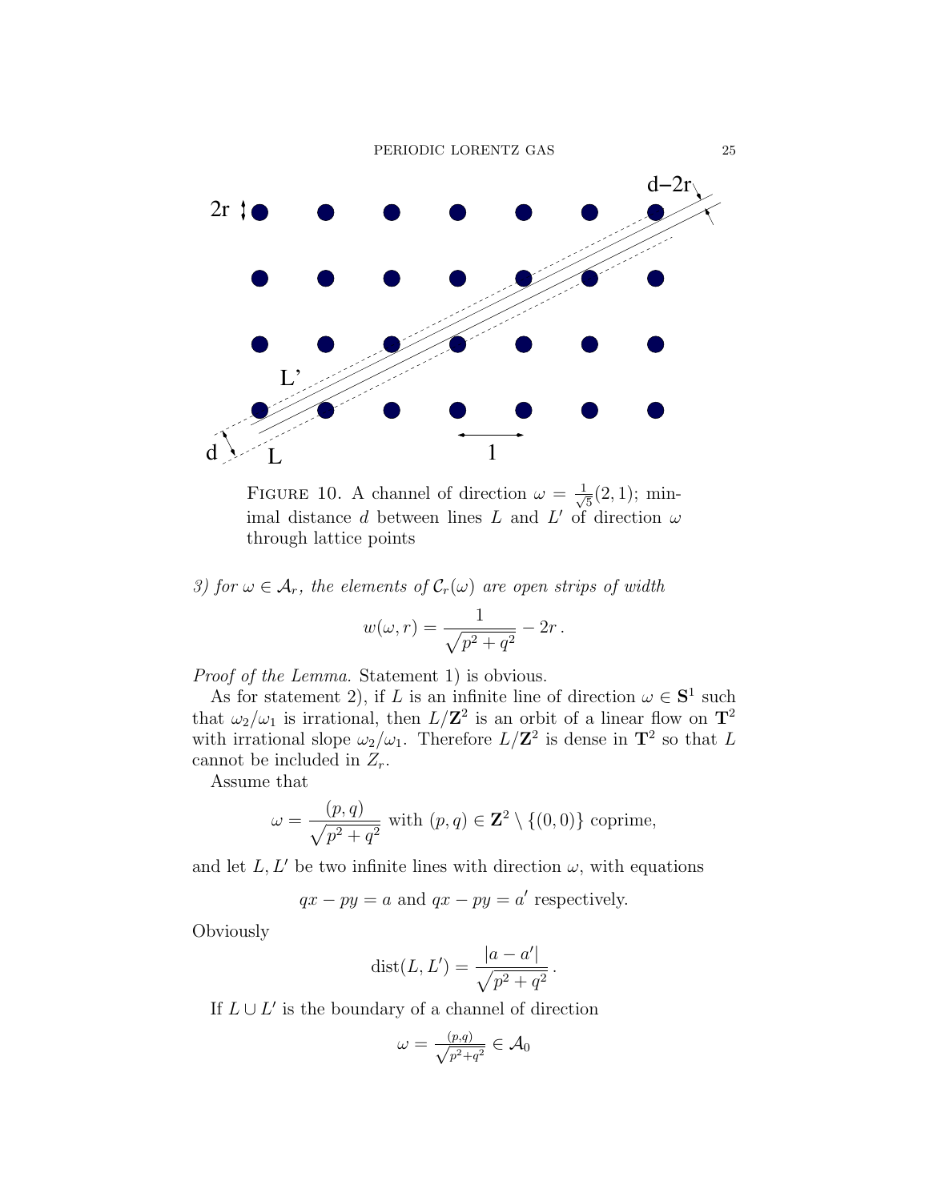FIGURE 10. A channel of direction $\omega = \frac{1}{\sqrt{5}}(2,1)$; minimal distance $d$ between lines $L$ and $L'$ of direction $\omega$ through lattice points

*3) for $\omega \in \mathcal{A}_r$, the elements of $\mathcal{C}_r(\omega)$ are open strips of width*

$$w(\omega, r) = \frac{1}{\sqrt{p^2+q^2}} - 2r\,.$$

*Proof of the Lemma.* Statement 1) is obvious.

As for statement 2), if $L$ is an infinite line of direction $\omega \in \mathbf{S}^1$ such that $\omega_2/\omega_1$ is irrational, then $L/\mathbf{Z}^2$ is an orbit of a linear flow on $\mathbf{T}^2$ with irrational slope $\omega_2/\omega_1$. Therefore $L/\mathbf{Z}^2$ is dense in $\mathbf{T}^2$ so that $L$ cannot be included in $Z_r$.

Assume that

$$\omega = \frac{(p,q)}{\sqrt{p^2+q^2}} \text{ with } (p,q) \in \mathbf{Z}^2 \setminus \{(0,0)\} \text{ coprime,}$$

and let $L, L'$ be two infinite lines with direction $\omega$, with equations

$$qx - py = a \text{ and } qx - py = a' \text{ respectively.}$$

Obviously

$$\operatorname{dist}(L, L') = \frac{|a-a'|}{\sqrt{p^2+q^2}}\,.$$

If $L \cup L'$ is the boundary of a channel of direction

$$\omega = \tfrac{(p,q)}{\sqrt{p^2+q^2}} \in \mathcal{A}_0$$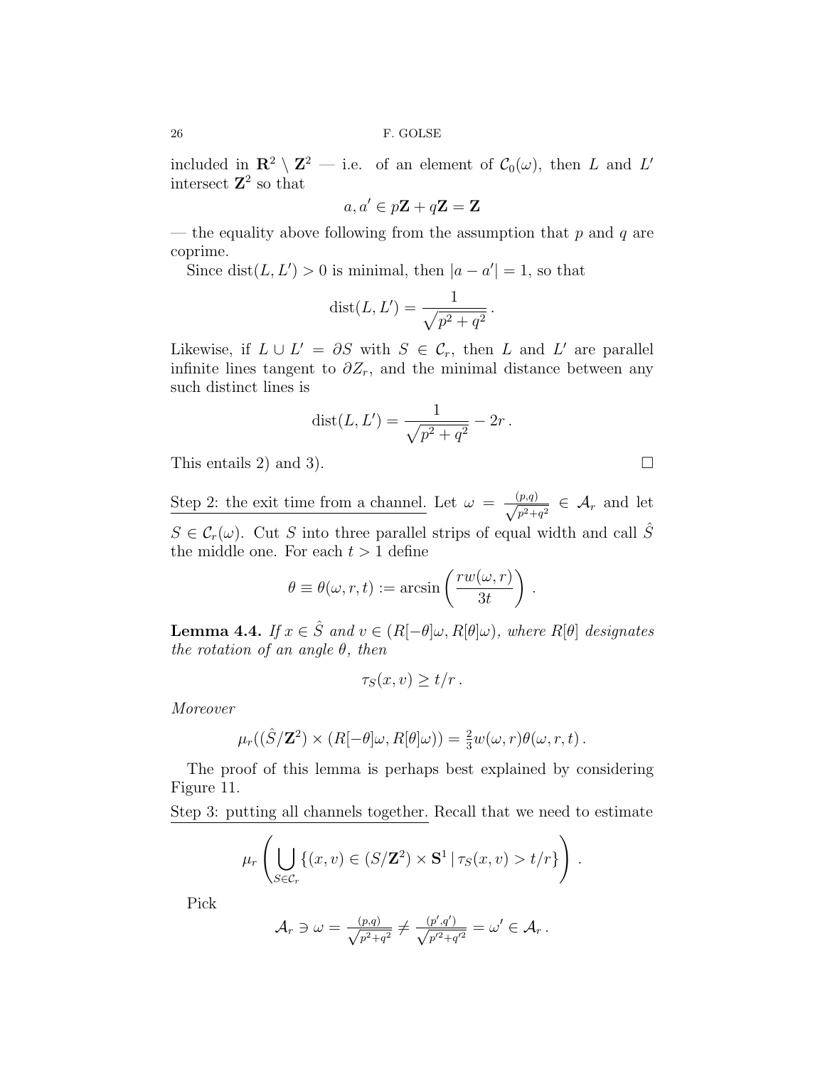included in $\mathbf{R}^2 \setminus \mathbf{Z}^2$ — i.e. of an element of $\mathcal{C}_0(\omega)$, then $L$ and $L'$ intersect $\mathbf{Z}^2$ so that

$$a, a' \in p\mathbf{Z} + q\mathbf{Z} = \mathbf{Z}$$

— the equality above following from the assumption that $p$ and $q$ are coprime.

Since $\operatorname{dist}(L, L') > 0$ is minimal, then $|a - a'| = 1$, so that

$$\operatorname{dist}(L, L') = \frac{1}{\sqrt{p^2 + q^2}}\,.$$

Likewise, if $L \cup L' = \partial S$ with $S \in \mathcal{C}_r$, then $L$ and $L'$ are parallel infinite lines tangent to $\partial Z_r$, and the minimal distance between any such distinct lines is

$$\operatorname{dist}(L, L') = \frac{1}{\sqrt{p^2 + q^2}} - 2r\,.$$

This entails 2) and 3). $\square$

<u>Step 2: the exit time from a channel.</u> Let $\omega = \frac{(p,q)}{\sqrt{p^2+q^2}} \in \mathcal{A}_r$ and let $S \in \mathcal{C}_r(\omega)$. Cut $S$ into three parallel strips of equal width and call $\hat{S}$ the middle one. For each $t > 1$ define

$$\theta \equiv \theta(\omega, r, t) := \arcsin\left(\frac{rw(\omega, r)}{3t}\right)\,.$$

**Lemma 4.4.** *If $x \in \hat{S}$ and $v \in (R[-\theta]\omega, R[\theta]\omega)$, where $R[\theta]$ designates the rotation of an angle $\theta$, then*

$$\tau_S(x, v) \geq t/r\,.$$

*Moreover*

$$\mu_r((\hat{S}/\mathbf{Z}^2) \times (R[-\theta]\omega, R[\theta]\omega)) = \tfrac{2}{3}w(\omega, r)\theta(\omega, r, t)\,.$$

The proof of this lemma is perhaps best explained by considering Figure 11.

<u>Step 3: putting all channels together.</u> Recall that we need to estimate

$$\mu_r\left(\bigcup_{S \in \mathcal{C}_r} \{(x, v) \in (S/\mathbf{Z}^2) \times \mathbf{S}^1 \,|\, \tau_S(x, v) > t/r\}\right)\,.$$

Pick

$$\mathcal{A}_r \ni \omega = \tfrac{(p,q)}{\sqrt{p^2+q^2}} \neq \tfrac{(p',q')}{\sqrt{p'^2+q'^2}} = \omega' \in \mathcal{A}_r\,.$$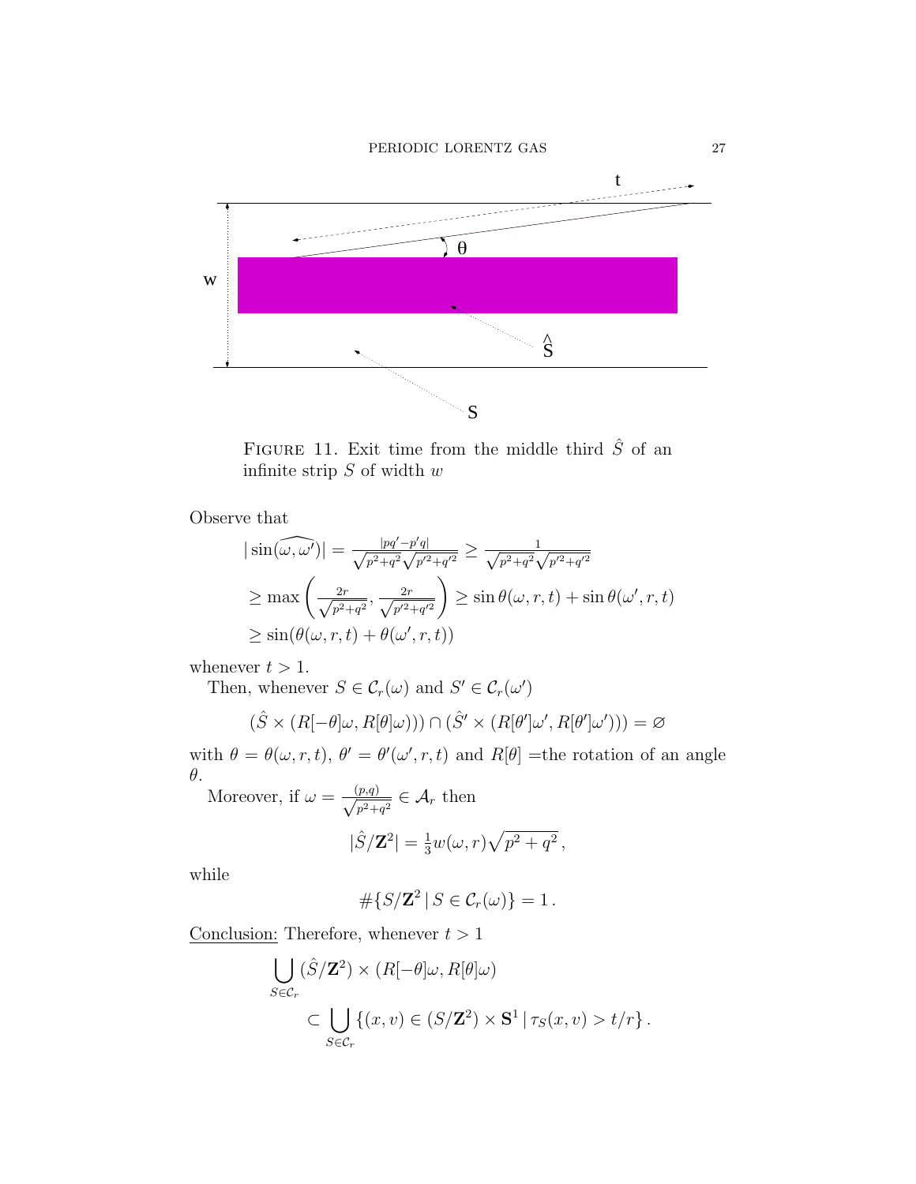FIGURE 11. Exit time from the middle third $\hat{S}$ of an infinite strip $S$ of width $w$

Observe that

$$
\begin{aligned}
|\sin(\widehat{\omega,\omega'})| &= \tfrac{|pq'-p'q|}{\sqrt{p^2+q^2}\sqrt{p'^2+q'^2}} \geq \tfrac{1}{\sqrt{p^2+q^2}\sqrt{p'^2+q'^2}} \\
&\geq \max\left(\tfrac{2r}{\sqrt{p^2+q^2}}, \tfrac{2r}{\sqrt{p'^2+q'^2}}\right) \geq \sin\theta(\omega,r,t) + \sin\theta(\omega',r,t) \\
&\geq \sin(\theta(\omega,r,t) + \theta(\omega',r,t))
\end{aligned}
$$

whenever $t > 1$.

Then, whenever $S \in \mathcal{C}_r(\omega)$ and $S' \in \mathcal{C}_r(\omega')$

$$
(\hat{S} \times (R[-\theta]\omega, R[\theta]\omega)) \cap (\hat{S}' \times (R[\theta']\omega', R[\theta']\omega')) = \varnothing
$$

with $\theta = \theta(\omega, r, t)$, $\theta' = \theta'(\omega', r, t)$ and $R[\theta]$ =the rotation of an angle $\theta$.

Moreover, if $\omega = \frac{(p,q)}{\sqrt{p^2+q^2}} \in \mathcal{A}_r$ then

$$
|\hat{S}/\mathbf{Z}^2| = \tfrac{1}{3}w(\omega, r)\sqrt{p^2+q^2}\,,
$$

while

$$
\#\{S/\mathbf{Z}^2 \,|\, S \in \mathcal{C}_r(\omega)\} = 1\,.
$$

Conclusion: Therefore, whenever $t > 1$

$$
\begin{aligned}
&\bigcup_{S\in\mathcal{C}_r} (\hat{S}/\mathbf{Z}^2) \times (R[-\theta]\omega, R[\theta]\omega) \\
&\qquad \subset \bigcup_{S\in\mathcal{C}_r} \{(x,v) \in (S/\mathbf{Z}^2) \times \mathbf{S}^1 \,|\, \tau_S(x,v) > t/r\}\,.
\end{aligned}
$$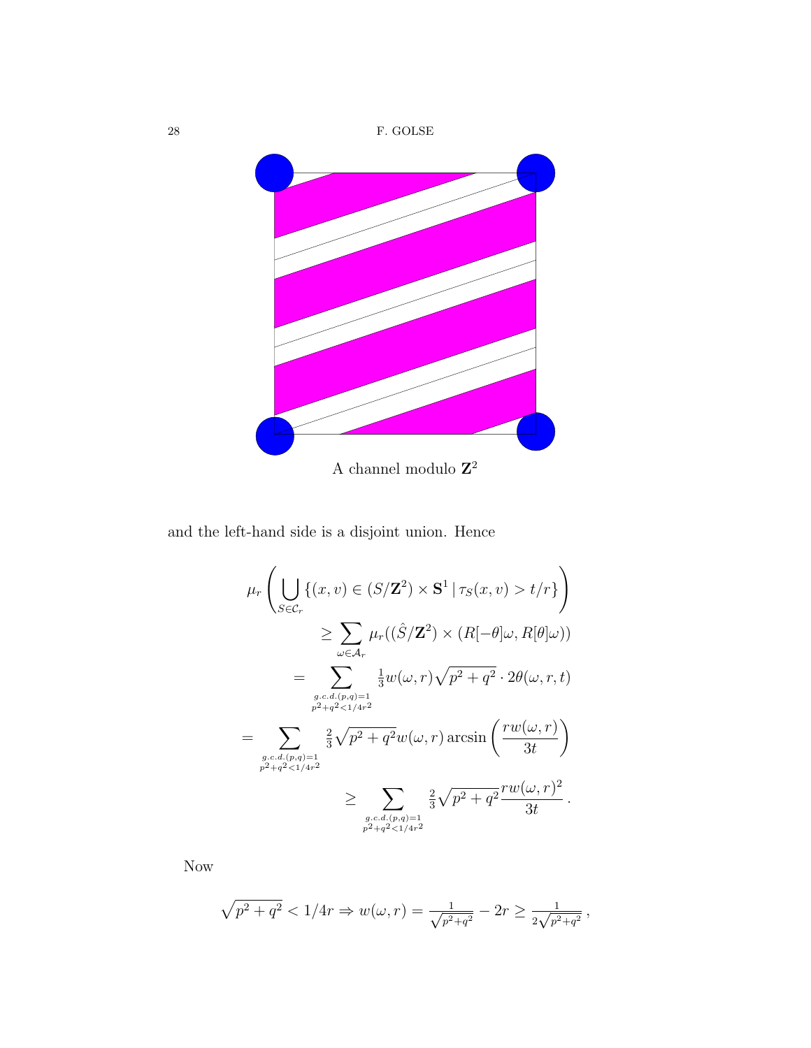A channel modulo $\mathbf{Z}^2$

and the left-hand side is a disjoint union. Hence

$$
\begin{aligned}
\mu_r\left(\bigcup_{S\in\mathcal{C}_r}\{(x,v)\in(S/\mathbf{Z}^2)\times\mathbf{S}^1\,|\,\tau_S(x,v)>t/r\}\right)&\\
\ge \sum_{\omega\in\mathcal{A}_r}\mu_r((\hat{S}/\mathbf{Z}^2)\times(R[-\theta]\omega,R[\theta]\omega))&\\
=\sum_{\substack{g.c.d.(p,q)=1\\ p^2+q^2<1/4r^2}}\tfrac{1}{3}w(\omega,r)\sqrt{p^2+q^2}\cdot 2\theta(\omega,r,t)&\\
=\sum_{\substack{g.c.d.(p,q)=1\\ p^2+q^2<1/4r^2}}\tfrac{2}{3}\sqrt{p^2+q^2}w(\omega,r)\arcsin\left(\frac{rw(\omega,r)}{3t}\right)&\\
\ge\sum_{\substack{g.c.d.(p,q)=1\\ p^2+q^2<1/4r^2}}\tfrac{2}{3}\sqrt{p^2+q^2}\frac{rw(\omega,r)^2}{3t}\,.&
\end{aligned}
$$

Now

$$
\sqrt{p^2+q^2}<1/4r\Rightarrow w(\omega,r)=\tfrac{1}{\sqrt{p^2+q^2}}-2r\ge\tfrac{1}{2\sqrt{p^2+q^2}}\,,
$$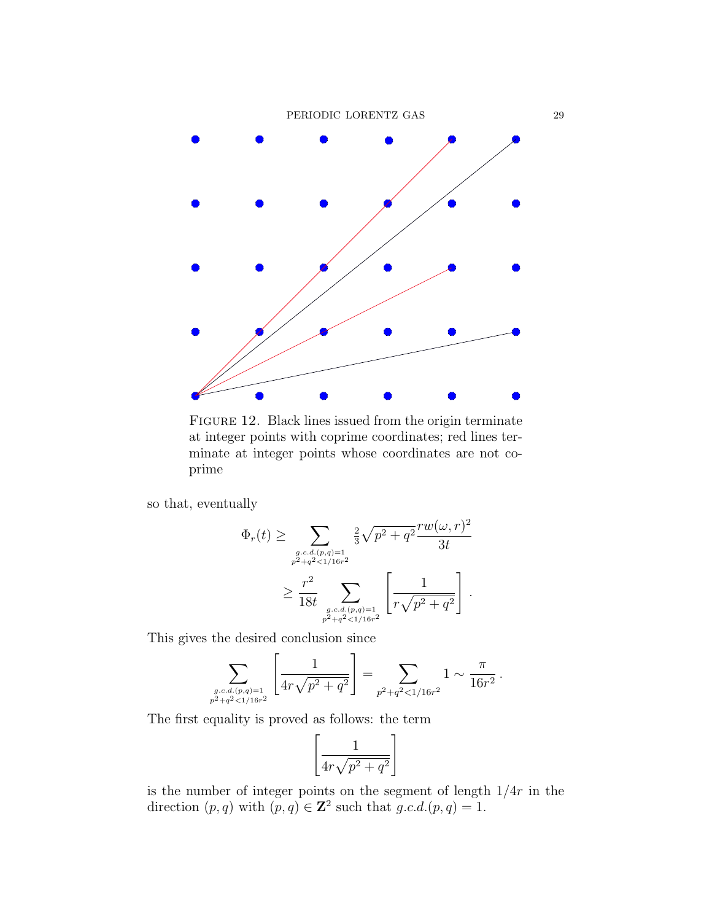FIGURE 12. Black lines issued from the origin terminate at integer points with coprime coordinates; red lines terminate at integer points whose coordinates are not coprime

so that, eventually

$$\Phi_r(t) \geq \sum_{\substack{g.c.d.(p,q)=1 \\ p^2+q^2<1/16r^2}} \tfrac{2}{3}\sqrt{p^2+q^2}\frac{rw(\omega,r)^2}{3t}$$

$$\geq \frac{r^2}{18t} \sum_{\substack{g.c.d.(p,q)=1 \\ p^2+q^2<1/16r^2}} \left[\frac{1}{r\sqrt{p^2+q^2}}\right].$$

This gives the desired conclusion since

$$\sum_{\substack{g.c.d.(p,q)=1 \\ p^2+q^2<1/16r^2}} \left[\frac{1}{4r\sqrt{p^2+q^2}}\right] = \sum_{p^2+q^2<1/16r^2} 1 \sim \frac{\pi}{16r^2}.$$

The first equality is proved as follows: the term

$$\left[\frac{1}{4r\sqrt{p^2+q^2}}\right]$$

is the number of integer points on the segment of length $1/4r$ in the direction $(p,q)$ with $(p,q) \in \mathbf{Z}^2$ such that $g.c.d.(p,q) = 1$.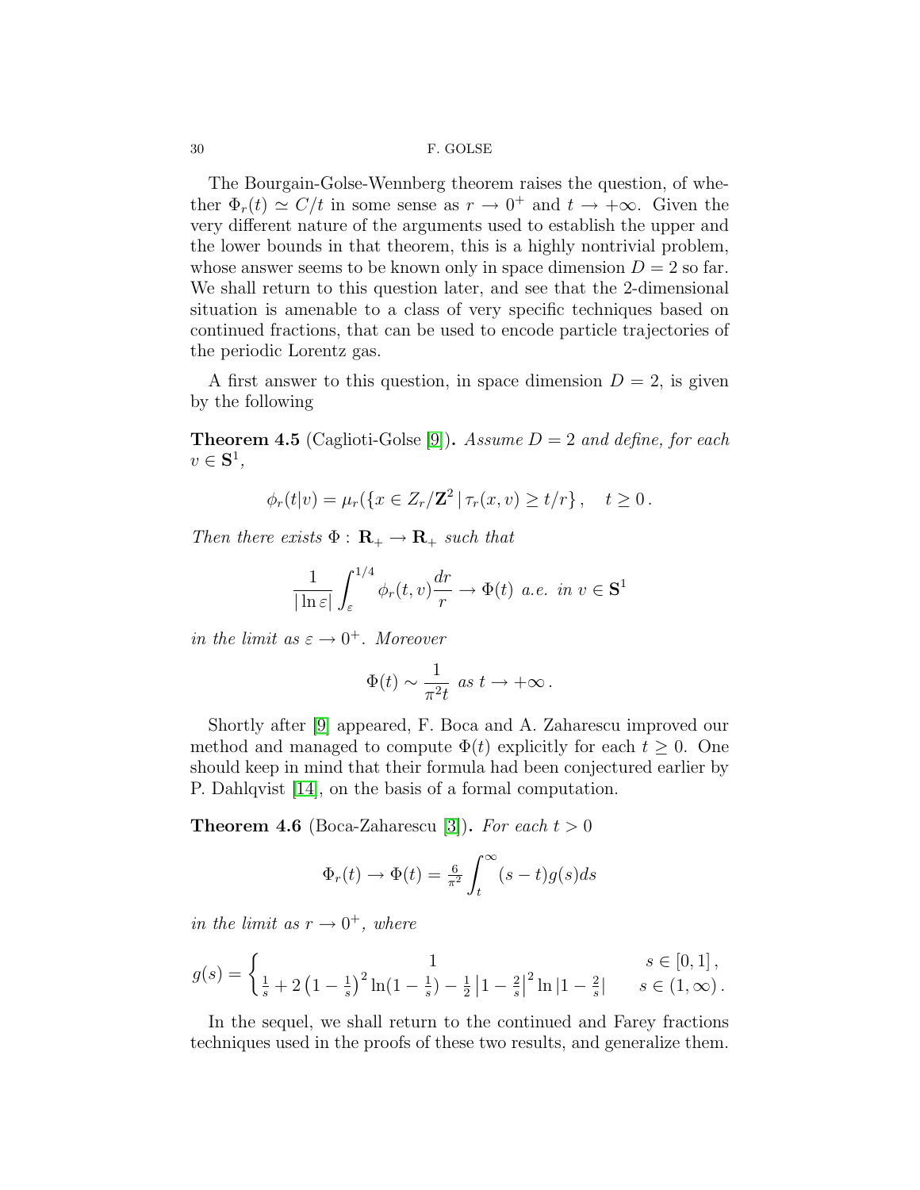The Bourgain-Golse-Wennberg theorem raises the question, of whether $\Phi_r(t) \simeq C/t$ in some sense as $r \to 0^+$ and $t \to +\infty$. Given the very different nature of the arguments used to establish the upper and the lower bounds in that theorem, this is a highly nontrivial problem, whose answer seems to be known only in space dimension $D = 2$ so far. We shall return to this question later, and see that the 2-dimensional situation is amenable to a class of very specific techniques based on continued fractions, that can be used to encode particle trajectories of the periodic Lorentz gas.

A first answer to this question, in space dimension $D = 2$, is given by the following

**Theorem 4.5** (Caglioti-Golse [9]). *Assume $D = 2$ and define, for each $v \in \mathbf{S}^1$,*

$$\phi_r(t|v) = \mu_r(\{x \in Z_r/\mathbf{Z}^2 \,|\, \tau_r(x,v) \geq t/r\}\,, \quad t \geq 0\,.$$

*Then there exists $\Phi : \mathbf{R}_+ \to \mathbf{R}_+$ such that*

$$\frac{1}{|\ln \varepsilon|} \int_\varepsilon^{1/4} \phi_r(t,v) \frac{dr}{r} \to \Phi(t) \text{ a.e. in } v \in \mathbf{S}^1$$

*in the limit as $\varepsilon \to 0^+$. Moreover*

$$\Phi(t) \sim \frac{1}{\pi^2 t} \text{ as } t \to +\infty\,.$$

Shortly after [9] appeared, F. Boca and A. Zaharescu improved our method and managed to compute $\Phi(t)$ explicitly for each $t \geq 0$. One should keep in mind that their formula had been conjectured earlier by P. Dahlqvist [14], on the basis of a formal computation.

**Theorem 4.6** (Boca-Zaharescu [3]). *For each $t > 0$*

$$\Phi_r(t) \to \Phi(t) = \tfrac{6}{\pi^2} \int_t^\infty (s-t) g(s) ds$$

*in the limit as $r \to 0^+$, where*

$$g(s) = \begin{cases} 1 & s \in [0,1]\,, \\ \frac{1}{s} + 2\left(1 - \frac{1}{s}\right)^2 \ln(1 - \frac{1}{s}) - \frac{1}{2}\left|1 - \frac{2}{s}\right|^2 \ln|1 - \frac{2}{s}| & s \in (1,\infty)\,. \end{cases}$$

In the sequel, we shall return to the continued and Farey fractions techniques used in the proofs of these two results, and generalize them.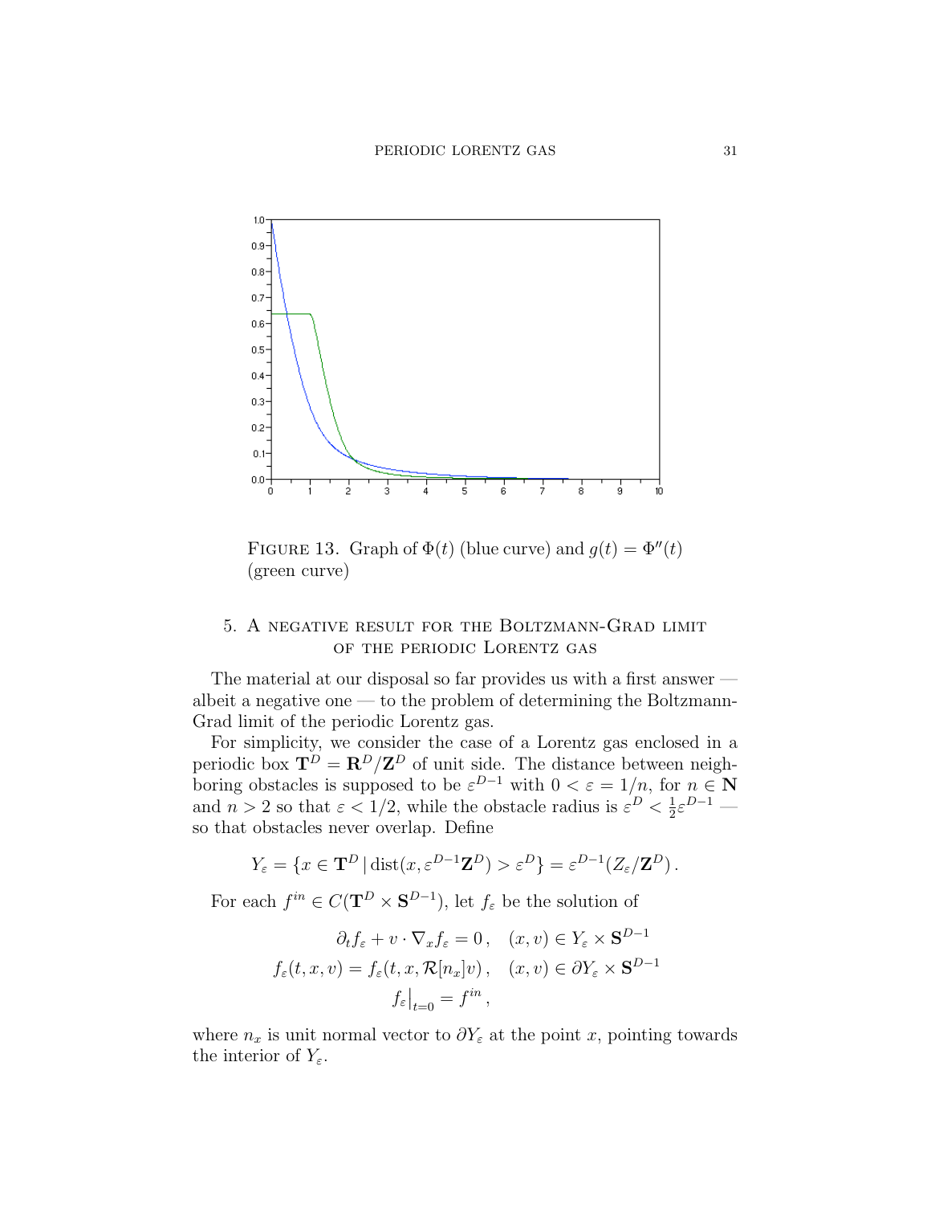Figure 13. Graph of $\Phi(t)$ (blue curve) and $g(t) = \Phi''(t)$ (green curve)

## 5. A negative result for the Boltzmann-Grad limit of the periodic Lorentz gas

The material at our disposal so far provides us with a first answer — albeit a negative one — to the problem of determining the Boltzmann-Grad limit of the periodic Lorentz gas.

For simplicity, we consider the case of a Lorentz gas enclosed in a periodic box $\mathbf{T}^D = \mathbf{R}^D/\mathbf{Z}^D$ of unit side. The distance between neighboring obstacles is supposed to be $\varepsilon^{D-1}$ with $0 < \varepsilon = 1/n$, for $n \in \mathbf{N}$ and $n > 2$ so that $\varepsilon < 1/2$, while the obstacle radius is $\varepsilon^D < \frac{1}{2}\varepsilon^{D-1}$ — so that obstacles never overlap. Define

$$Y_\varepsilon = \{x \in \mathbf{T}^D \,|\, \operatorname{dist}(x, \varepsilon^{D-1}\mathbf{Z}^D) > \varepsilon^D\} = \varepsilon^{D-1}(Z_\varepsilon/\mathbf{Z}^D)\,.$$

For each $f^{in} \in C(\mathbf{T}^D \times \mathbf{S}^{D-1})$, let $f_\varepsilon$ be the solution of

$$\partial_t f_\varepsilon + v \cdot \nabla_x f_\varepsilon = 0\,, \quad (x,v) \in Y_\varepsilon \times \mathbf{S}^{D-1}$$
$$f_\varepsilon(t,x,v) = f_\varepsilon(t,x,\mathcal{R}[n_x]v)\,, \quad (x,v) \in \partial Y_\varepsilon \times \mathbf{S}^{D-1}$$
$$f_\varepsilon\big|_{t=0} = f^{in}\,,$$

where $n_x$ is unit normal vector to $\partial Y_\varepsilon$ at the point $x$, pointing towards the interior of $Y_\varepsilon$.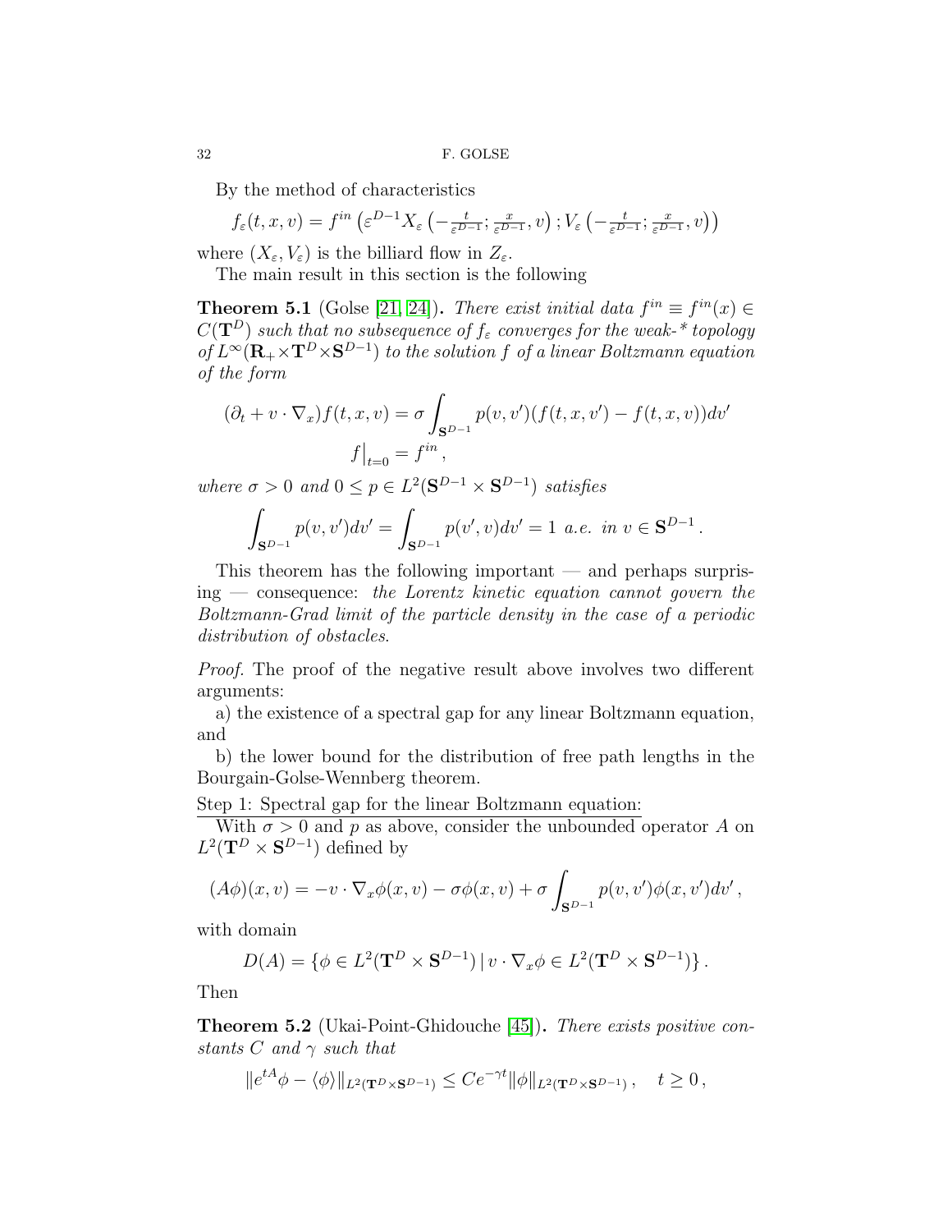By the method of characteristics

$$
f_\varepsilon(t,x,v) = f^{in}\left(\varepsilon^{D-1} X_\varepsilon\left(-\tfrac{t}{\varepsilon^{D-1}}; \tfrac{x}{\varepsilon^{D-1}}, v\right); V_\varepsilon\left(-\tfrac{t}{\varepsilon^{D-1}}; \tfrac{x}{\varepsilon^{D-1}}, v\right)\right)
$$

where $(X_\varepsilon, V_\varepsilon)$ is the billiard flow in $Z_\varepsilon$.

The main result in this section is the following

**Theorem 5.1** (Golse [21, 24]). *There exist initial data $f^{in} \equiv f^{in}(x) \in C(\mathbf{T}^D)$ such that no subsequence of $f_\varepsilon$ converges for the weak-\* topology of $L^\infty(\mathbf{R}_+ \times \mathbf{T}^D \times \mathbf{S}^{D-1})$ to the solution $f$ of a linear Boltzmann equation of the form*

$$
(\partial_t + v\cdot\nabla_x) f(t,x,v) = \sigma \int_{\mathbf{S}^{D-1}} p(v,v')(f(t,x,v') - f(t,x,v))dv'
$$
$$
f\big|_{t=0} = f^{in},
$$

*where $\sigma > 0$ and $0 \le p \in L^2(\mathbf{S}^{D-1} \times \mathbf{S}^{D-1})$ satisfies*

$$
\int_{\mathbf{S}^{D-1}} p(v,v')dv' = \int_{\mathbf{S}^{D-1}} p(v',v)dv' = 1 \text{ a.e. in } v \in \mathbf{S}^{D-1}.
$$

This theorem has the following important — and perhaps surprising — consequence: *the Lorentz kinetic equation cannot govern the Boltzmann-Grad limit of the particle density in the case of a periodic distribution of obstacles*.

*Proof.* The proof of the negative result above involves two different arguments:

a) the existence of a spectral gap for any linear Boltzmann equation, and

b) the lower bound for the distribution of free path lengths in the Bourgain-Golse-Wennberg theorem.

Step 1: Spectral gap for the linear Boltzmann equation:

With $\sigma > 0$ and $p$ as above, consider the unbounded operator $A$ on $L^2(\mathbf{T}^D \times \mathbf{S}^{D-1})$ defined by

$$
(A\phi)(x,v) = -v\cdot\nabla_x\phi(x,v) - \sigma\phi(x,v) + \sigma\int_{\mathbf{S}^{D-1}} p(v,v')\phi(x,v')dv',
$$

with domain

$$
D(A) = \{\phi \in L^2(\mathbf{T}^D \times \mathbf{S}^{D-1}) \,|\, v\cdot\nabla_x\phi \in L^2(\mathbf{T}^D \times \mathbf{S}^{D-1})\}.
$$

Then

**Theorem 5.2** (Ukai-Point-Ghidouche [45]). *There exists positive constants $C$ and $\gamma$ such that*

$$
\|e^{tA}\phi - \langle\phi\rangle\|_{L^2(\mathbf{T}^D\times\mathbf{S}^{D-1})} \le Ce^{-\gamma t}\|\phi\|_{L^2(\mathbf{T}^D\times\mathbf{S}^{D-1})}, \quad t \ge 0,
$$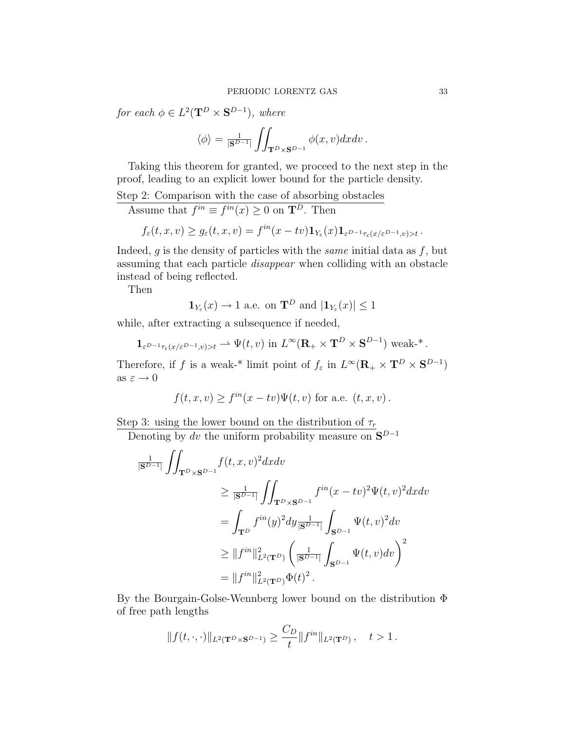*for each* $\phi \in L^2(\mathbf{T}^D \times \mathbf{S}^{D-1})$*, where*

$$\langle \phi \rangle = \tfrac{1}{|\mathbf{S}^{D-1}|} \iint_{\mathbf{T}^D \times \mathbf{S}^{D-1}} \phi(x,v) dx dv \,.$$

Taking this theorem for granted, we proceed to the next step in the proof, leading to an explicit lower bound for the particle density.

Step 2: Comparison with the case of absorbing obstacles

Assume that $f^{in} \equiv f^{in}(x) \geq 0$ on $\mathbf{T}^D$. Then

$$f_\varepsilon(t,x,v) \geq g_\varepsilon(t,x,v) = f^{in}(x-tv)\mathbf{1}_{Y_\varepsilon}(x)\mathbf{1}_{\varepsilon^{D-1}\tau_\varepsilon(x/\varepsilon^{D-1},v)>t} \,.$$

Indeed, $g$ is the density of particles with the *same* initial data as $f$, but assuming that each particle *disappear* when colliding with an obstacle instead of being reflected.

Then

$$\mathbf{1}_{Y_\varepsilon}(x) \to 1 \text{ a.e. on } \mathbf{T}^D \text{ and } |\mathbf{1}_{Y_\varepsilon}(x)| \leq 1$$

while, after extracting a subsequence if needed,

$$\mathbf{1}_{\varepsilon^{D-1}\tau_\varepsilon(x/\varepsilon^{D-1},v)>t} \rightharpoonup \Psi(t,v) \text{ in } L^\infty(\mathbf{R}_+ \times \mathbf{T}^D \times \mathbf{S}^{D-1}) \text{ weak-*} \,.$$

Therefore, if $f$ is a weak-* limit point of $f_\varepsilon$ in $L^\infty(\mathbf{R}_+ \times \mathbf{T}^D \times \mathbf{S}^{D-1})$ as $\varepsilon \to 0$

$$f(t,x,v) \geq f^{in}(x-tv)\Psi(t,v) \text{ for a.e. } (t,x,v) \,.$$

Step 3: using the lower bound on the distribution of $\tau_r$

Denoting by $dv$ the uniform probability measure on $\mathbf{S}^{D-1}$

$$\begin{aligned}
\tfrac{1}{|\mathbf{S}^{D-1}|} \iint_{\mathbf{T}^D \times \mathbf{S}^{D-1}} & f(t,x,v)^2 dx dv \\
&\geq \tfrac{1}{|\mathbf{S}^{D-1}|} \iint_{\mathbf{T}^D \times \mathbf{S}^{D-1}} f^{in}(x-tv)^2 \Psi(t,v)^2 dx dv \\
&= \int_{\mathbf{T}^D} f^{in}(y)^2 dy \tfrac{1}{|\mathbf{S}^{D-1}|} \int_{\mathbf{S}^{D-1}} \Psi(t,v)^2 dv \\
&\geq \|f^{in}\|^2_{L^2(\mathbf{T}^D)} \left( \tfrac{1}{|\mathbf{S}^{D-1}|} \int_{\mathbf{S}^{D-1}} \Psi(t,v) dv \right)^2 \\
&= \|f^{in}\|^2_{L^2(\mathbf{T}^D)} \Phi(t)^2 \,.
\end{aligned}$$

By the Bourgain-Golse-Wennberg lower bound on the distribution $\Phi$ of free path lengths

$$\|f(t,\cdot,\cdot)\|_{L^2(\mathbf{T}^D \times \mathbf{S}^{D-1})} \geq \frac{C_D}{t} \|f^{in}\|_{L^2(\mathbf{T}^D)} \,, \quad t > 1 \,.$$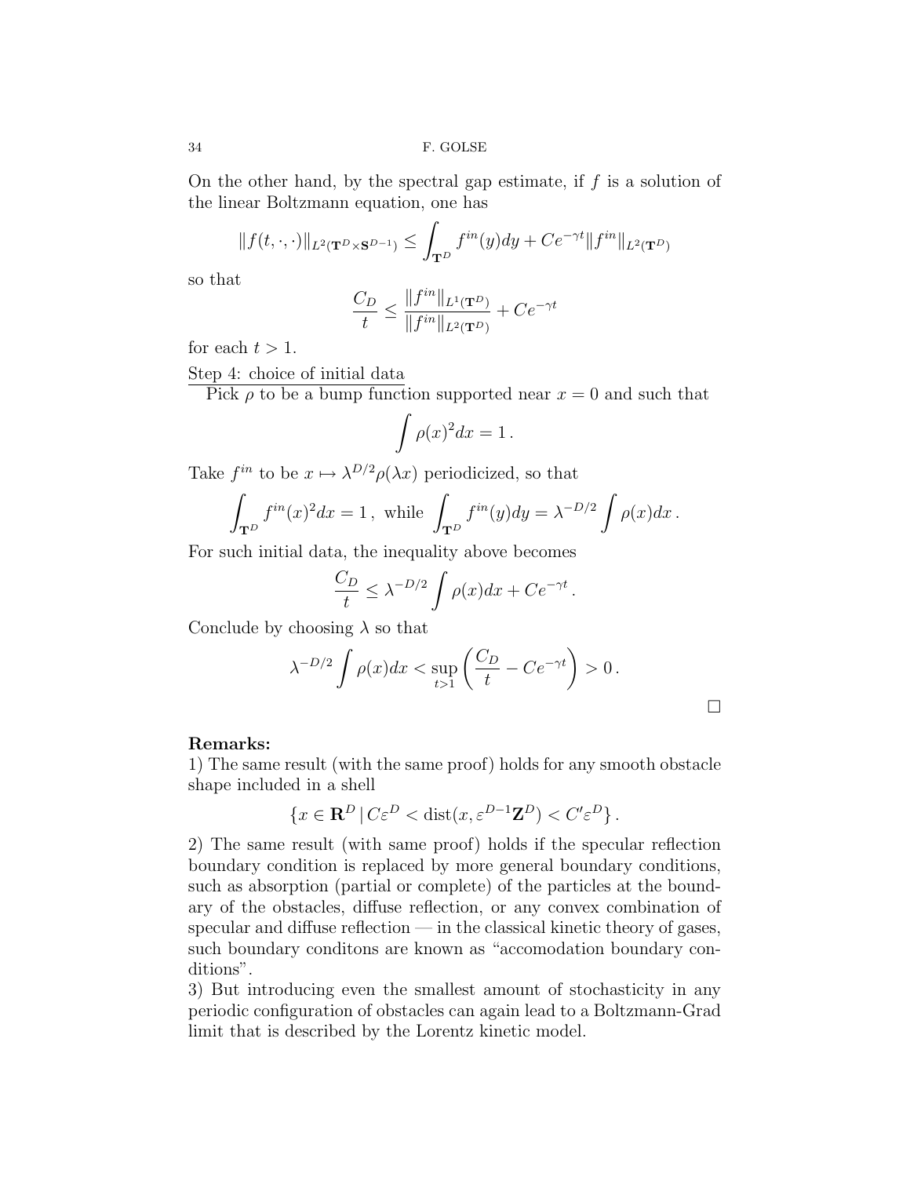On the other hand, by the spectral gap estimate, if $f$ is a solution of the linear Boltzmann equation, one has

$$\|f(t,\cdot,\cdot)\|_{L^2(\mathbf{T}^D\times\mathbf{S}^{D-1})} \le \int_{\mathbf{T}^D} f^{in}(y)dy + Ce^{-\gamma t}\|f^{in}\|_{L^2(\mathbf{T}^D)}$$

so that

$$\frac{C_D}{t} \le \frac{\|f^{in}\|_{L^1(\mathbf{T}^D)}}{\|f^{in}\|_{L^2(\mathbf{T}^D)}} + Ce^{-\gamma t}$$

for each $t > 1$.

Step 4: choice of initial data

Pick $\rho$ to be a bump function supported near $x = 0$ and such that

$$\int \rho(x)^2 dx = 1\,.$$

Take $f^{in}$ to be $x \mapsto \lambda^{D/2}\rho(\lambda x)$ periodicized, so that

$$\int_{\mathbf{T}^D} f^{in}(x)^2 dx = 1\,,\text{ while } \int_{\mathbf{T}^D} f^{in}(y)dy = \lambda^{-D/2}\int \rho(x)dx\,.$$

For such initial data, the inequality above becomes

$$\frac{C_D}{t} \le \lambda^{-D/2}\int \rho(x)dx + Ce^{-\gamma t}\,.$$

Conclude by choosing $\lambda$ so that

$$\lambda^{-D/2}\int \rho(x)dx < \sup_{t>1}\left(\frac{C_D}{t} - Ce^{-\gamma t}\right) > 0\,.$$

$\square$

**Remarks:**

1) The same result (with the same proof) holds for any smooth obstacle shape included in a shell

$$\{x \in \mathbf{R}^D \,|\, C\varepsilon^D < \operatorname{dist}(x, \varepsilon^{D-1}\mathbf{Z}^D) < C'\varepsilon^D\}\,.$$

2) The same result (with same proof) holds if the specular reflection boundary condition is replaced by more general boundary conditions, such as absorption (partial or complete) of the particles at the boundary of the obstacles, diffuse reflection, or any convex combination of specular and diffuse reflection — in the classical kinetic theory of gases, such boundary conditons are known as "accomodation boundary conditions".

3) But introducing even the smallest amount of stochasticity in any periodic configuration of obstacles can again lead to a Boltzmann-Grad limit that is described by the Lorentz kinetic model.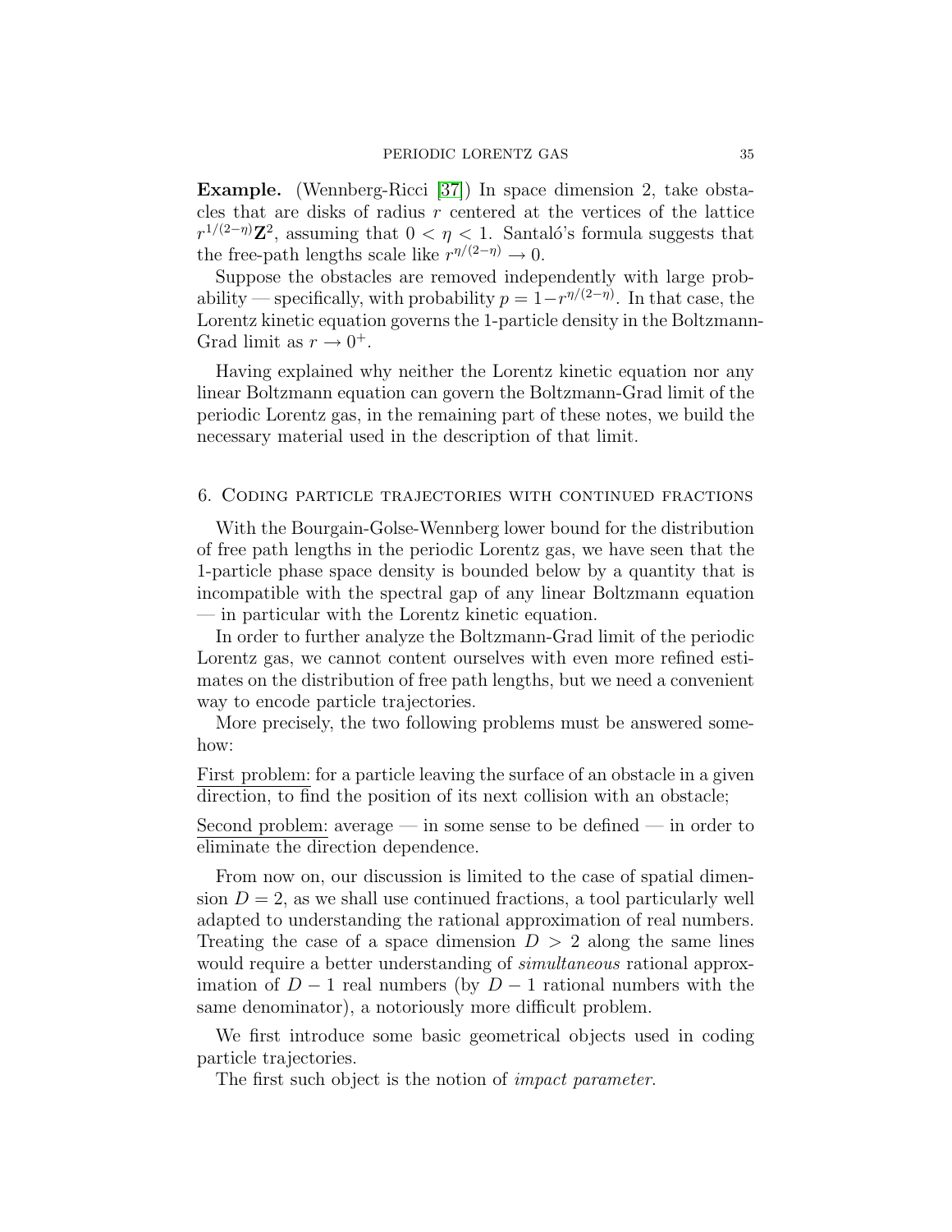**Example.** (Wennberg-Ricci [37]) In space dimension 2, take obstacles that are disks of radius $r$ centered at the vertices of the lattice $r^{1/(2-\eta)}\mathbf{Z}^2$, assuming that $0 < \eta < 1$. Santaló's formula suggests that the free-path lengths scale like $r^{\eta/(2-\eta)} \to 0$.

Suppose the obstacles are removed independently with large probability — specifically, with probability $p = 1 - r^{\eta/(2-\eta)}$. In that case, the Lorentz kinetic equation governs the 1-particle density in the Boltzmann-Grad limit as $r \to 0^+$.

Having explained why neither the Lorentz kinetic equation nor any linear Boltzmann equation can govern the Boltzmann-Grad limit of the periodic Lorentz gas, in the remaining part of these notes, we build the necessary material used in the description of that limit.

## 6. Coding particle trajectories with continued fractions

With the Bourgain-Golse-Wennberg lower bound for the distribution of free path lengths in the periodic Lorentz gas, we have seen that the 1-particle phase space density is bounded below by a quantity that is incompatible with the spectral gap of any linear Boltzmann equation — in particular with the Lorentz kinetic equation.

In order to further analyze the Boltzmann-Grad limit of the periodic Lorentz gas, we cannot content ourselves with even more refined estimates on the distribution of free path lengths, but we need a convenient way to encode particle trajectories.

More precisely, the two following problems must be answered somehow:

First problem: for a particle leaving the surface of an obstacle in a given direction, to find the position of its next collision with an obstacle;

Second problem: average — in some sense to be defined — in order to eliminate the direction dependence.

From now on, our discussion is limited to the case of spatial dimension $D = 2$, as we shall use continued fractions, a tool particularly well adapted to understanding the rational approximation of real numbers. Treating the case of a space dimension $D > 2$ along the same lines would require a better understanding of *simultaneous* rational approximation of $D - 1$ real numbers (by $D - 1$ rational numbers with the same denominator), a notoriously more difficult problem.

We first introduce some basic geometrical objects used in coding particle trajectories.

The first such object is the notion of *impact parameter*.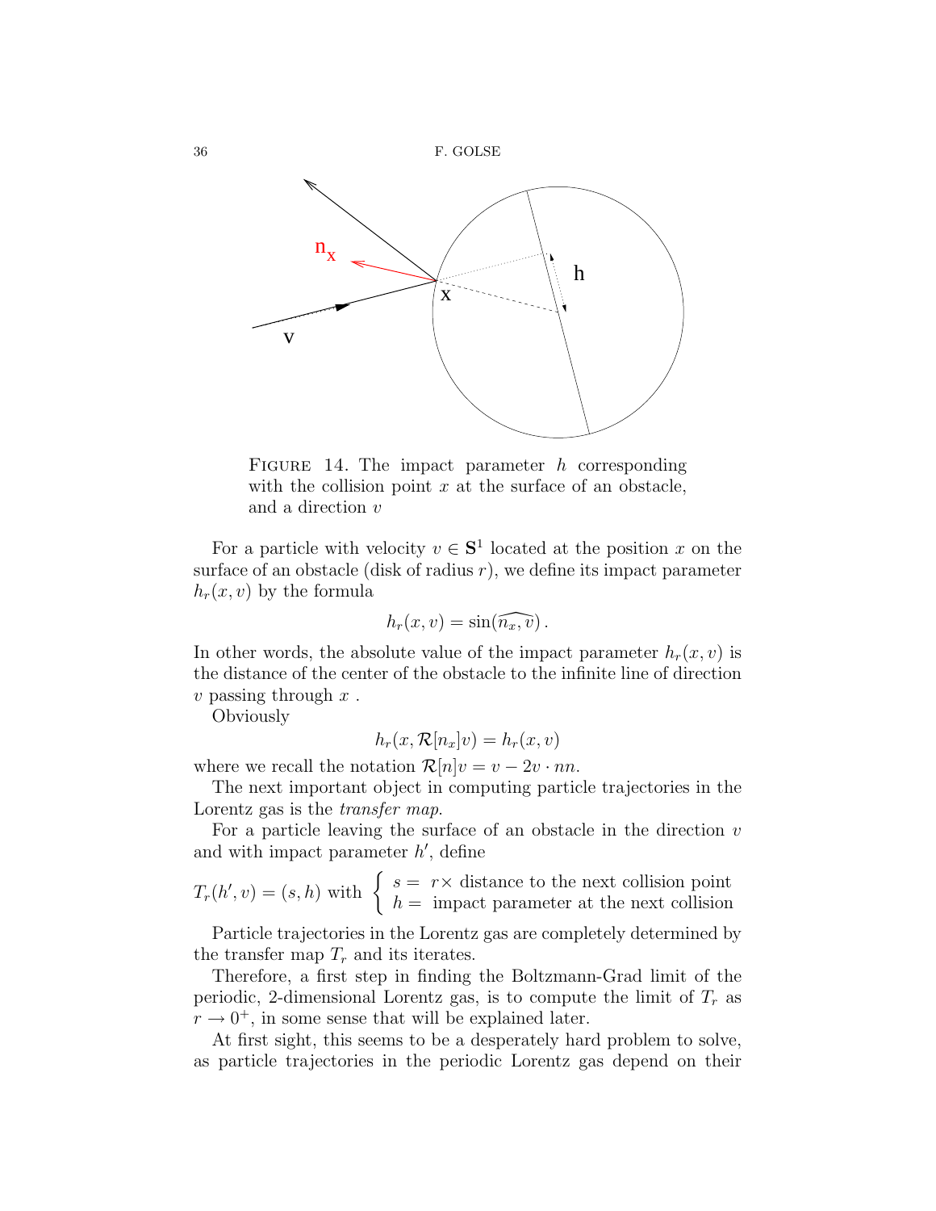FIGURE 14. The impact parameter $h$ corresponding with the collision point $x$ at the surface of an obstacle, and a direction $v$

For a particle with velocity $v \in \mathbf{S}^1$ located at the position $x$ on the surface of an obstacle (disk of radius $r$), we define its impact parameter $h_r(x, v)$ by the formula

$$h_r(x, v) = \sin(\widehat{n_x, v}) \,.$$

In other words, the absolute value of the impact parameter $h_r(x, v)$ is the distance of the center of the obstacle to the infinite line of direction $v$ passing through $x$ .

Obviously

$$h_r(x, \mathcal{R}[n_x]v) = h_r(x, v)$$

where we recall the notation $\mathcal{R}[n]v = v - 2v \cdot nn$.

The next important object in computing particle trajectories in the Lorentz gas is the *transfer map*.

For a particle leaving the surface of an obstacle in the direction $v$ and with impact parameter $h'$, define

$$T_r(h', v) = (s, h) \text{ with } \left\{ \begin{array}{l} s = \ r\times \text{ distance to the next collision point} \\ h = \ \text{impact parameter at the next collision} \end{array} \right.$$

Particle trajectories in the Lorentz gas are completely determined by the transfer map $T_r$ and its iterates.

Therefore, a first step in finding the Boltzmann-Grad limit of the periodic, 2-dimensional Lorentz gas, is to compute the limit of $T_r$ as $r \to 0^+$, in some sense that will be explained later.

At first sight, this seems to be a desperately hard problem to solve, as particle trajectories in the periodic Lorentz gas depend on their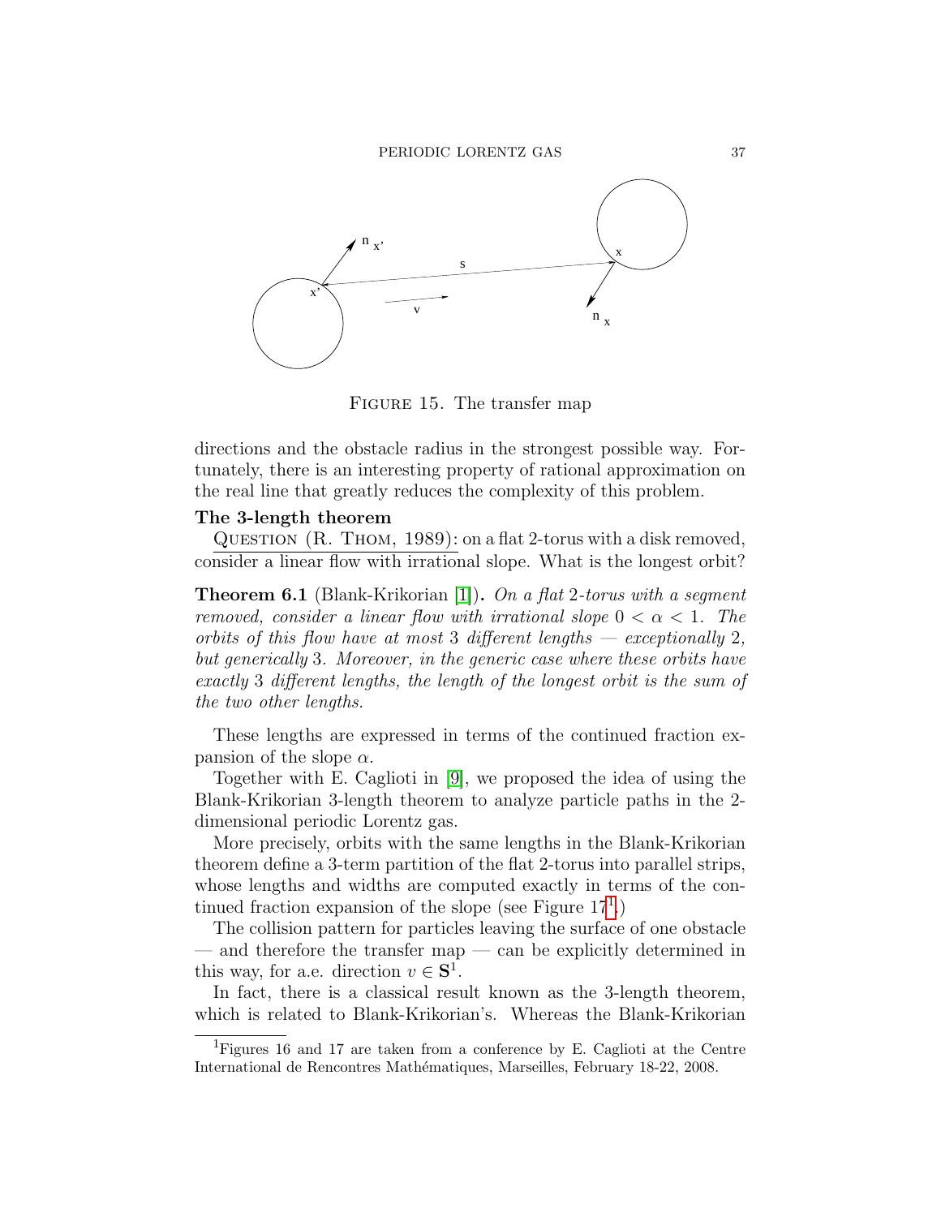FIGURE 15. The transfer map

directions and the obstacle radius in the strongest possible way. Fortunately, there is an interesting property of rational approximation on the real line that greatly reduces the complexity of this problem.

**The 3-length theorem**

QUESTION (R. THOM, 1989): on a flat 2-torus with a disk removed, consider a linear flow with irrational slope. What is the longest orbit?

**Theorem 6.1** (Blank-Krikorian [1]). *On a flat 2-torus with a segment removed, consider a linear flow with irrational slope $0 < \alpha < 1$. The orbits of this flow have at most 3 different lengths — exceptionally 2, but generically 3. Moreover, in the generic case where these orbits have exactly 3 different lengths, the length of the longest orbit is the sum of the two other lengths.*

These lengths are expressed in terms of the continued fraction expansion of the slope $\alpha$.

Together with E. Caglioti in [9], we proposed the idea of using the Blank-Krikorian 3-length theorem to analyze particle paths in the 2-dimensional periodic Lorentz gas.

More precisely, orbits with the same lengths in the Blank-Krikorian theorem define a 3-term partition of the flat 2-torus into parallel strips, whose lengths and widths are computed exactly in terms of the continued fraction expansion of the slope (see Figure 17[1].)

The collision pattern for particles leaving the surface of one obstacle — and therefore the transfer map — can be explicitly determined in this way, for a.e. direction $v \in \mathbf{S}^1$.

In fact, there is a classical result known as the 3-length theorem, which is related to Blank-Krikorian's. Whereas the Blank-Krikorian

[1] Figures 16 and 17 are taken from a conference by E. Caglioti at the Centre International de Rencontres Mathématiques, Marseilles, February 18-22, 2008.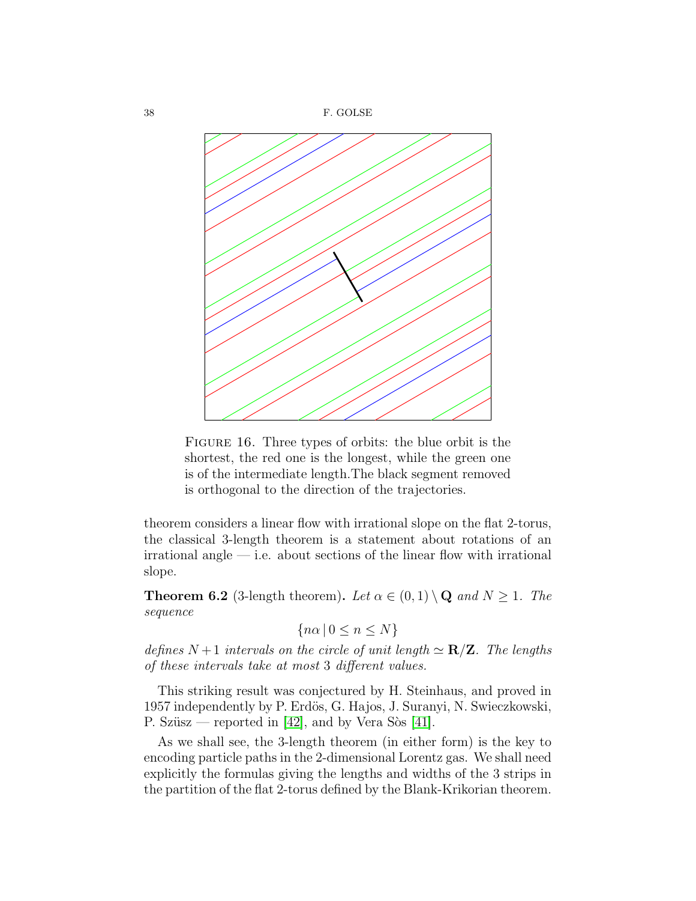FIGURE 16. Three types of orbits: the blue orbit is the shortest, the red one is the longest, while the green one is of the intermediate length.The black segment removed is orthogonal to the direction of the trajectories.

theorem considers a linear flow with irrational slope on the flat 2-torus, the classical 3-length theorem is a statement about rotations of an irrational angle — i.e. about sections of the linear flow with irrational slope.

**Theorem 6.2** (3-length theorem)**.** *Let $\alpha \in (0,1) \setminus \mathbf{Q}$ and $N \geq 1$. The sequence*

$$\{n\alpha \mid 0 \leq n \leq N\}$$

*defines $N+1$ intervals on the circle of unit length $\simeq \mathbf{R}/\mathbf{Z}$. The lengths of these intervals take at most 3 different values.*

This striking result was conjectured by H. Steinhaus, and proved in 1957 independently by P. Erdös, G. Hajos, J. Suranyi, N. Swieczkowski, P. Szüsz — reported in [42], and by Vera Sòs [41].

As we shall see, the 3-length theorem (in either form) is the key to encoding particle paths in the 2-dimensional Lorentz gas. We shall need explicitly the formulas giving the lengths and widths of the 3 strips in the partition of the flat 2-torus defined by the Blank-Krikorian theorem.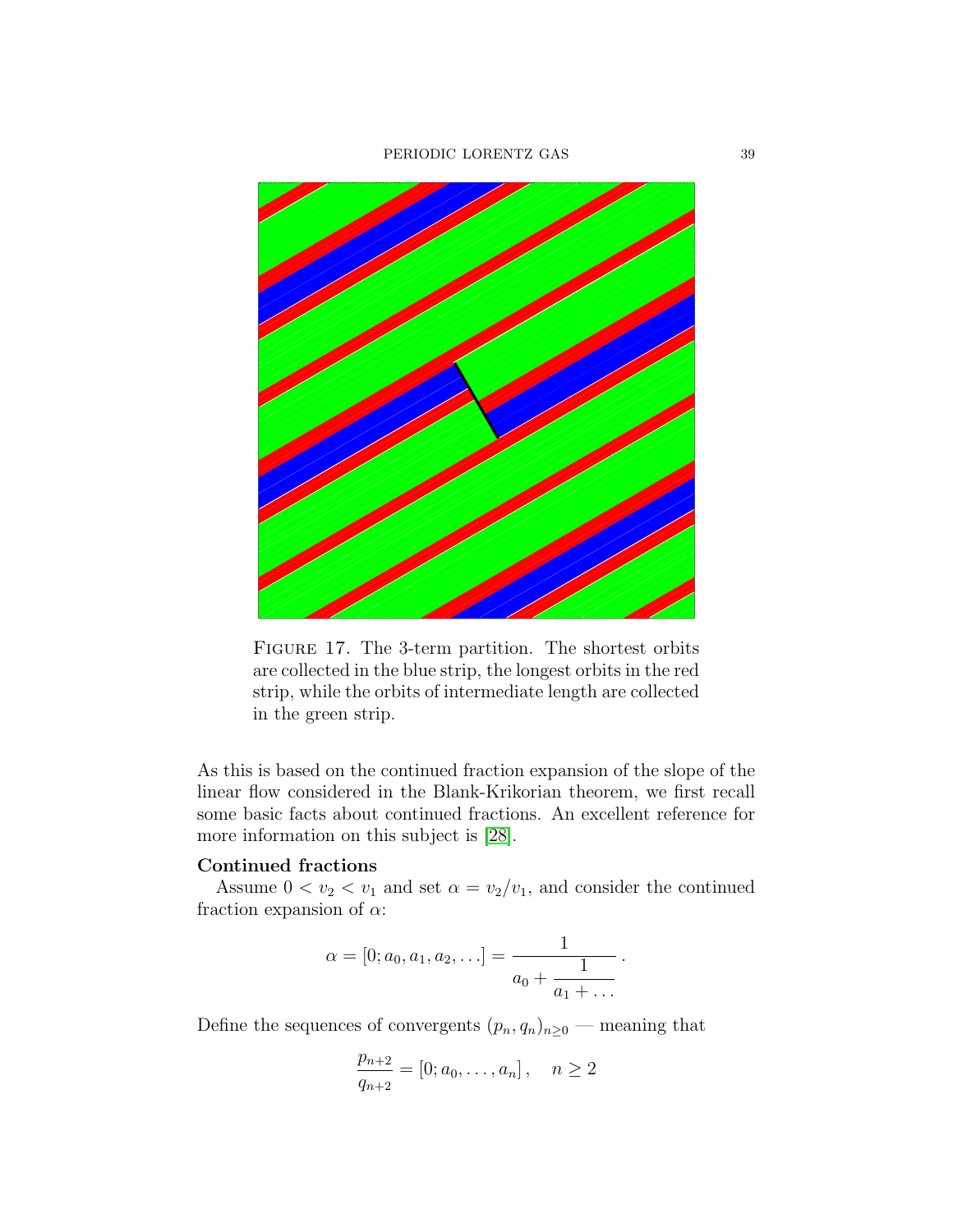Figure 17. The 3-term partition. The shortest orbits are collected in the blue strip, the longest orbits in the red strip, while the orbits of intermediate length are collected in the green strip.

As this is based on the continued fraction expansion of the slope of the linear flow considered in the Blank-Krikorian theorem, we first recall some basic facts about continued fractions. An excellent reference for more information on this subject is [28].

**Continued fractions**

Assume $0 < v_2 < v_1$ and set $\alpha = v_2/v_1$, and consider the continued fraction expansion of $\alpha$:

$$\alpha = [0; a_0, a_1, a_2, \ldots] = \cfrac{1}{a_0 + \cfrac{1}{a_1 + \ldots}} \,.$$

Define the sequences of convergents $(p_n, q_n)_{n\geq 0}$ — meaning that

$$\frac{p_{n+2}}{q_{n+2}} = [0; a_0, \ldots, a_n] \,, \quad n \geq 2$$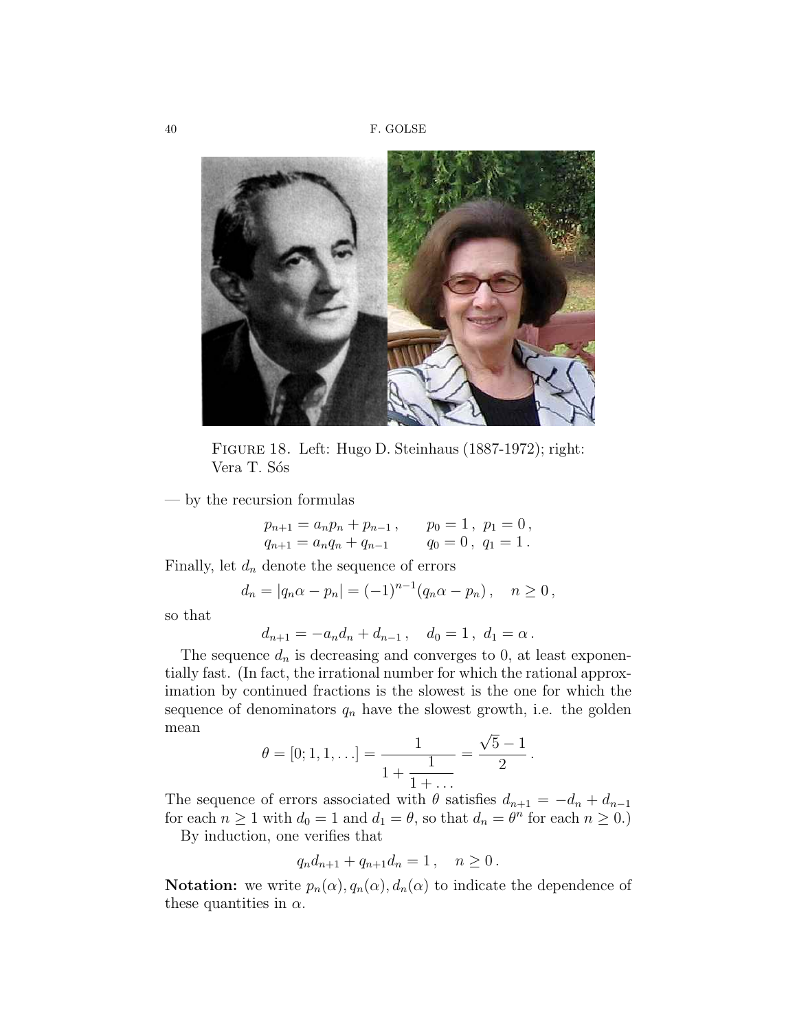Figure 18. Left: Hugo D. Steinhaus (1887-1972); right: Vera T. Sós

— by the recursion formulas

$$
\begin{aligned}
p_{n+1} &= a_n p_n + p_{n-1}\,, \qquad p_0 = 1\,,\ p_1 = 0\,,\\
q_{n+1} &= a_n q_n + q_{n-1} \qquad q_0 = 0\,,\ q_1 = 1\,.
\end{aligned}
$$

Finally, let $d_n$ denote the sequence of errors

$$
d_n = |q_n\alpha - p_n| = (-1)^{n-1}(q_n\alpha - p_n)\,, \quad n \geq 0\,,
$$

so that

$$
d_{n+1} = -a_n d_n + d_{n-1}\,, \quad d_0 = 1\,,\ d_1 = \alpha\,.
$$

The sequence $d_n$ is decreasing and converges to 0, at least exponentially fast. (In fact, the irrational number for which the rational approximation by continued fractions is the slowest is the one for which the sequence of denominators $q_n$ have the slowest growth, i.e. the golden mean

$$
\theta = [0;1,1,\ldots] = \cfrac{1}{1+\cfrac{1}{1+\ldots}} = \frac{\sqrt{5}-1}{2}\,.
$$

The sequence of errors associated with $\theta$ satisfies $d_{n+1} = -d_n + d_{n-1}$ for each $n \geq 1$ with $d_0 = 1$ and $d_1 = \theta$, so that $d_n = \theta^n$ for each $n \geq 0$.)

By induction, one verifies that

$$
q_n d_{n+1} + q_{n+1} d_n = 1\,, \quad n \geq 0\,.
$$

**Notation:** we write $p_n(\alpha), q_n(\alpha), d_n(\alpha)$ to indicate the dependence of these quantities in $\alpha$.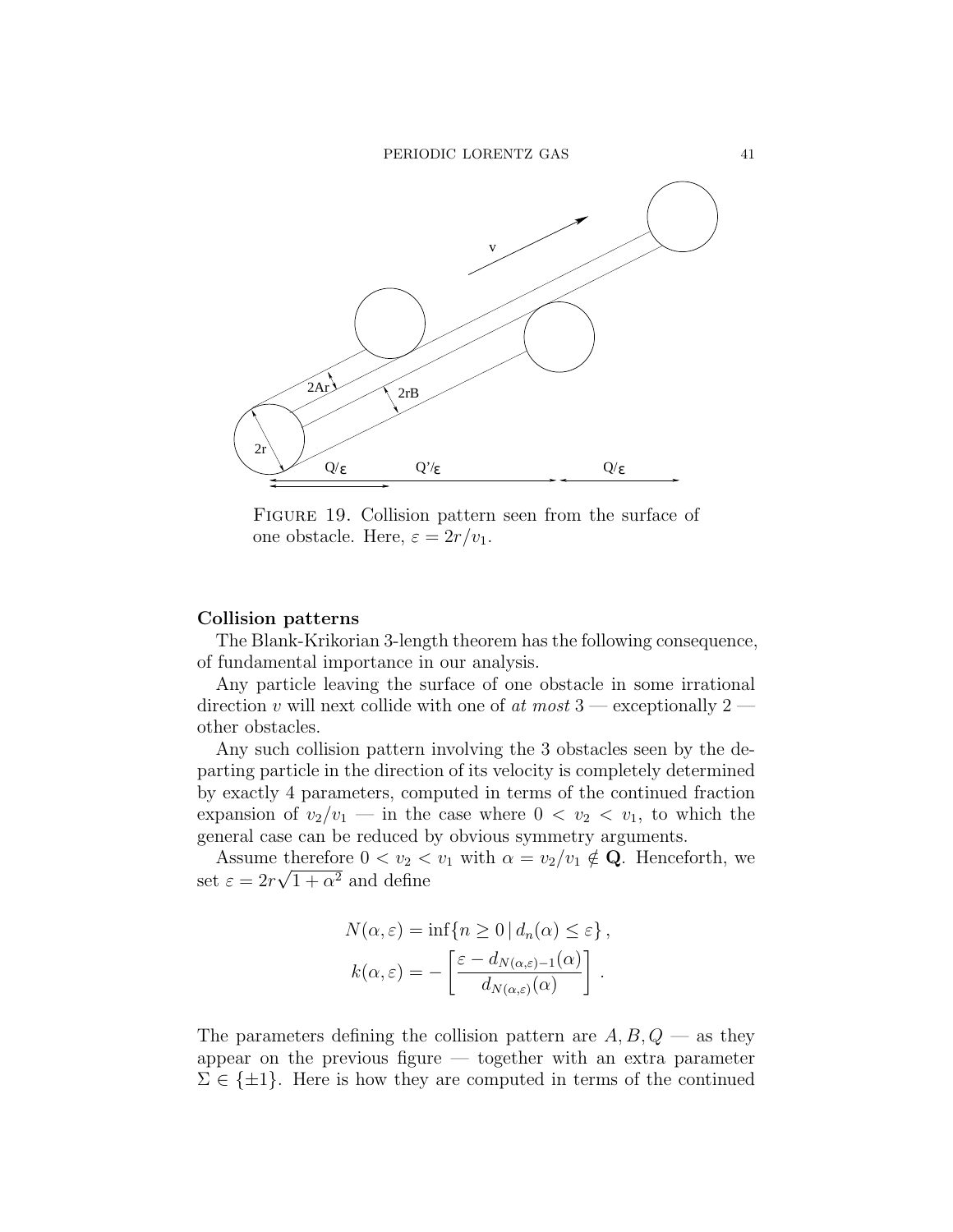Figure 19. Collision pattern seen from the surface of one obstacle. Here, $\varepsilon = 2r/v_1$.

**Collision patterns**

The Blank-Krikorian 3-length theorem has the following consequence, of fundamental importance in our analysis.

Any particle leaving the surface of one obstacle in some irrational direction $v$ will next collide with one of *at most* 3 — exceptionally 2 — other obstacles.

Any such collision pattern involving the 3 obstacles seen by the departing particle in the direction of its velocity is completely determined by exactly 4 parameters, computed in terms of the continued fraction expansion of $v_2/v_1$ — in the case where $0 < v_2 < v_1$, to which the general case can be reduced by obvious symmetry arguments.

Assume therefore $0 < v_2 < v_1$ with $\alpha = v_2/v_1 \notin \mathbf{Q}$. Henceforth, we set $\varepsilon = 2r\sqrt{1+\alpha^2}$ and define

$$
N(\alpha, \varepsilon) = \inf\{n \geq 0 \,|\, d_n(\alpha) \leq \varepsilon\},
$$

$$
k(\alpha, \varepsilon) = -\left[\frac{\varepsilon - d_{N(\alpha,\varepsilon)-1}(\alpha)}{d_{N(\alpha,\varepsilon)}(\alpha)}\right].
$$

The parameters defining the collision pattern are $A, B, Q$ — as they appear on the previous figure — together with an extra parameter $\Sigma \in \{\pm 1\}$. Here is how they are computed in terms of the continued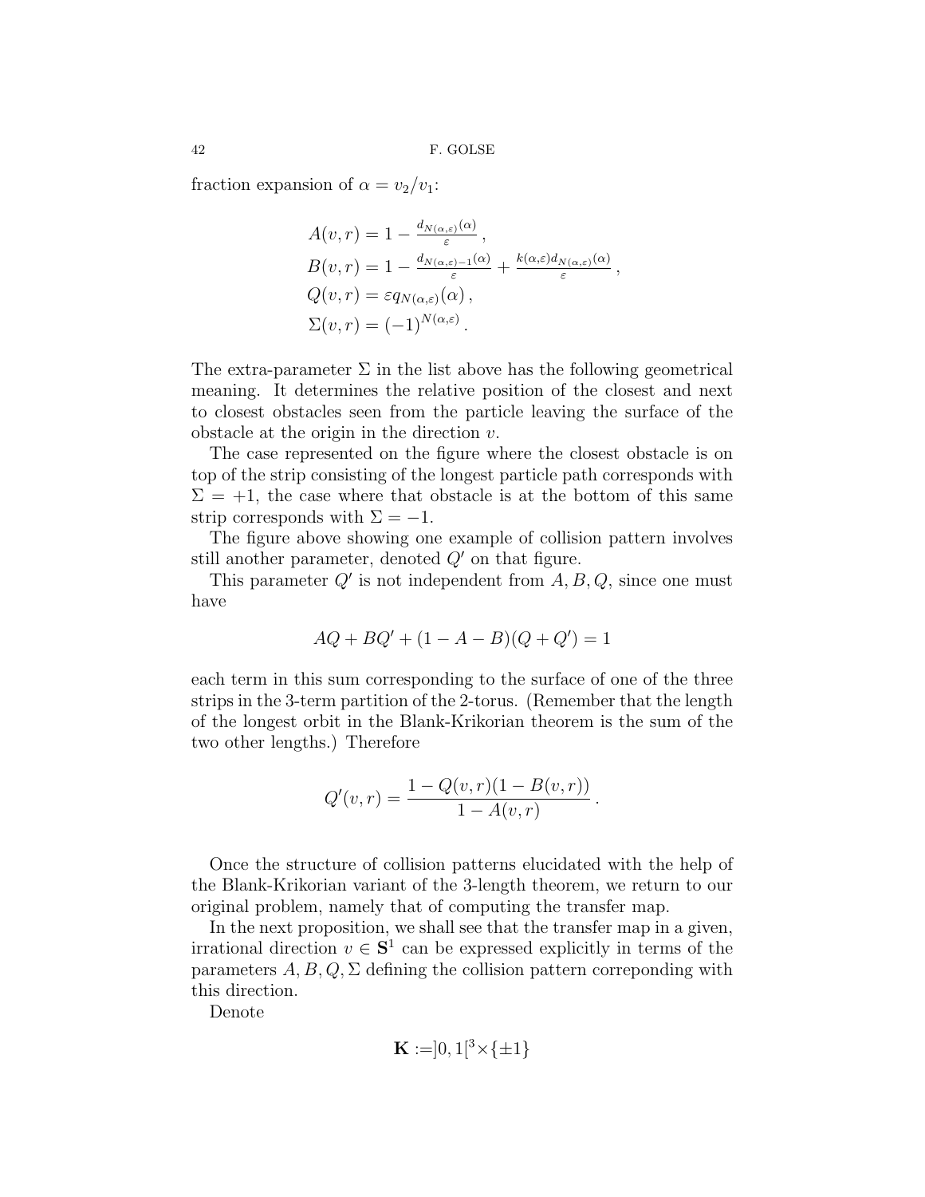fraction expansion of $\alpha = v_2/v_1$:

$$
\begin{aligned}
A(v,r) &= 1 - \tfrac{d_{N(\alpha,\varepsilon)}(\alpha)}{\varepsilon}\,,\\
B(v,r) &= 1 - \tfrac{d_{N(\alpha,\varepsilon)-1}(\alpha)}{\varepsilon} + \tfrac{k(\alpha,\varepsilon)d_{N(\alpha,\varepsilon)}(\alpha)}{\varepsilon}\,,\\
Q(v,r) &= \varepsilon q_{N(\alpha,\varepsilon)}(\alpha)\,,\\
\Sigma(v,r) &= (-1)^{N(\alpha,\varepsilon)}\,.
\end{aligned}
$$

The extra-parameter $\Sigma$ in the list above has the following geometrical meaning. It determines the relative position of the closest and next to closest obstacles seen from the particle leaving the surface of the obstacle at the origin in the direction $v$.

The case represented on the figure where the closest obstacle is on top of the strip consisting of the longest particle path corresponds with $\Sigma = +1$, the case where that obstacle is at the bottom of this same strip corresponds with $\Sigma = -1$.

The figure above showing one example of collision pattern involves still another parameter, denoted $Q'$ on that figure.

This parameter $Q'$ is not independent from $A, B, Q$, since one must have

$$
AQ + BQ' + (1 - A - B)(Q + Q') = 1
$$

each term in this sum corresponding to the surface of one of the three strips in the 3-term partition of the 2-torus. (Remember that the length of the longest orbit in the Blank-Krikorian theorem is the sum of the two other lengths.) Therefore

$$
Q'(v,r) = \frac{1 - Q(v,r)(1 - B(v,r))}{1 - A(v,r)}\,.
$$

Once the structure of collision patterns elucidated with the help of the Blank-Krikorian variant of the 3-length theorem, we return to our original problem, namely that of computing the transfer map.

In the next proposition, we shall see that the transfer map in a given, irrational direction $v \in \mathbf{S}^1$ can be expressed explicitly in terms of the parameters $A, B, Q, \Sigma$ defining the collision pattern correponding with this direction.

Denote

$$
\mathbf{K} := ]0,1[^3 \times \{\pm 1\}
$$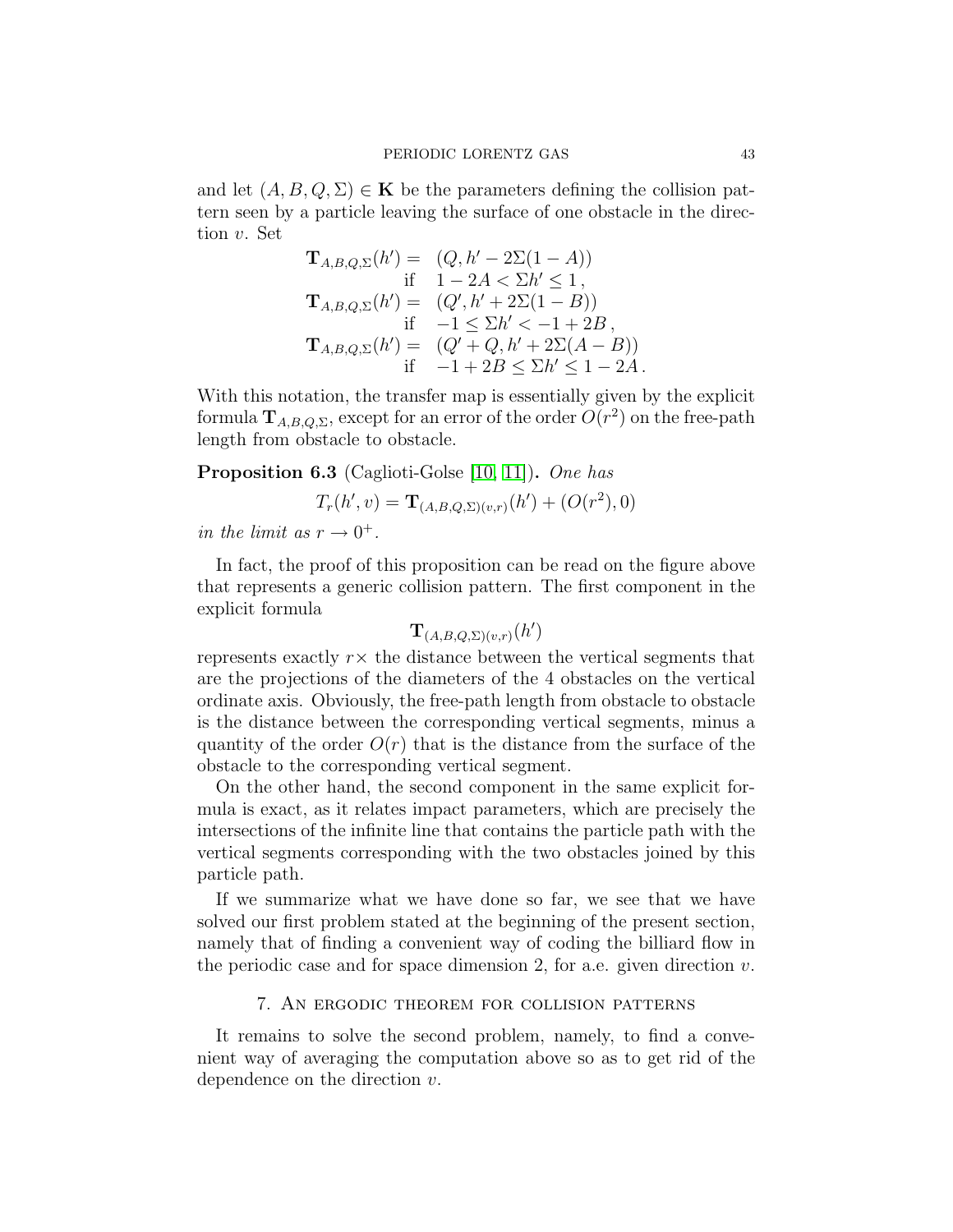and let $(A, B, Q, \Sigma) \in \mathbf{K}$ be the parameters defining the collision pattern seen by a particle leaving the surface of one obstacle in the direction $v$. Set

$$
\begin{aligned}
\mathbf{T}_{A,B,Q,\Sigma}(h') = &\quad (Q, h' - 2\Sigma(1-A)) \\
&\text{if} \quad 1 - 2A < \Sigma h' \leq 1\,, \\
\mathbf{T}_{A,B,Q,\Sigma}(h') = &\quad (Q', h' + 2\Sigma(1-B)) \\
&\text{if} \quad -1 \leq \Sigma h' < -1 + 2B\,, \\
\mathbf{T}_{A,B,Q,\Sigma}(h') = &\quad (Q' + Q, h' + 2\Sigma(A-B)) \\
&\text{if} \quad -1 + 2B \leq \Sigma h' \leq 1 - 2A\,.
\end{aligned}
$$

With this notation, the transfer map is essentially given by the explicit formula $\mathbf{T}_{A,B,Q,\Sigma}$, except for an error of the order $O(r^2)$ on the free-path length from obstacle to obstacle.

**Proposition 6.3** (Caglioti-Golse [10, 11])**.** *One has*

$$T_r(h', v) = \mathbf{T}_{(A,B,Q,\Sigma)(v,r)}(h') + (O(r^2), 0)$$

*in the limit as* $r \to 0^+$.

In fact, the proof of this proposition can be read on the figure above that represents a generic collision pattern. The first component in the explicit formula

$$\mathbf{T}_{(A,B,Q,\Sigma)(v,r)}(h')$$

represents exactly $r\times$ the distance between the vertical segments that are the projections of the diameters of the 4 obstacles on the vertical ordinate axis. Obviously, the free-path length from obstacle to obstacle is the distance between the corresponding vertical segments, minus a quantity of the order $O(r)$ that is the distance from the surface of the obstacle to the corresponding vertical segment.

On the other hand, the second component in the same explicit formula is exact, as it relates impact parameters, which are precisely the intersections of the infinite line that contains the particle path with the vertical segments corresponding with the two obstacles joined by this particle path.

If we summarize what we have done so far, we see that we have solved our first problem stated at the beginning of the present section, namely that of finding a convenient way of coding the billiard flow in the periodic case and for space dimension 2, for a.e. given direction $v$.

## 7. An ergodic theorem for collision patterns

It remains to solve the second problem, namely, to find a convenient way of averaging the computation above so as to get rid of the dependence on the direction $v$.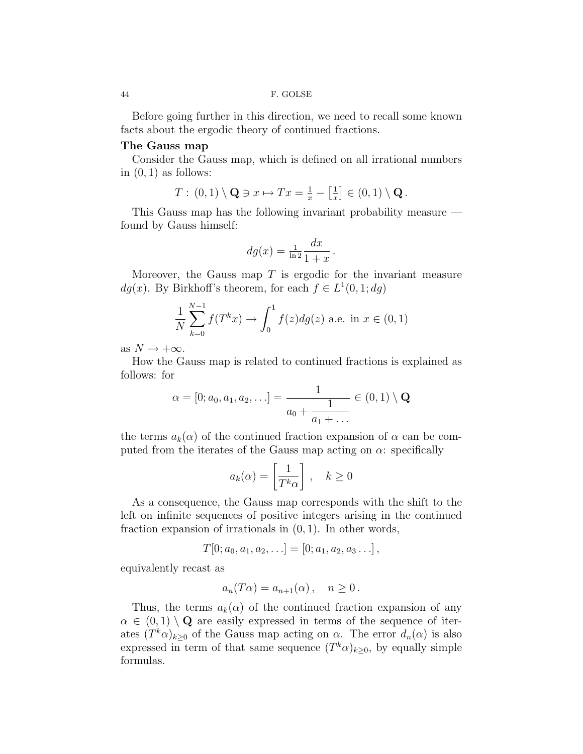Before going further in this direction, we need to recall some known facts about the ergodic theory of continued fractions.

**The Gauss map**

Consider the Gauss map, which is defined on all irrational numbers in $(0,1)$ as follows:

$$T:\,(0,1)\setminus\mathbf{Q}\ni x\mapsto Tx=\tfrac{1}{x}-\left[\tfrac{1}{x}\right]\in(0,1)\setminus\mathbf{Q}\,.$$

This Gauss map has the following invariant probability measure — found by Gauss himself:

$$dg(x)=\tfrac{1}{\ln 2}\frac{dx}{1+x}\,.$$

Moreover, the Gauss map $T$ is ergodic for the invariant measure $dg(x)$. By Birkhoff's theorem, for each $f\in L^1(0,1;dg)$

$$\frac{1}{N}\sum_{k=0}^{N-1}f(T^kx)\to\int_0^1 f(z)dg(z)\text{ a.e. in }x\in(0,1)$$

as $N\to+\infty$.

How the Gauss map is related to continued fractions is explained as follows: for

$$\alpha=[0;a_0,a_1,a_2,\ldots]=\cfrac{1}{a_0+\cfrac{1}{a_1+\ldots}}\in(0,1)\setminus\mathbf{Q}$$

the terms $a_k(\alpha)$ of the continued fraction expansion of $\alpha$ can be computed from the iterates of the Gauss map acting on $\alpha$: specifically

$$a_k(\alpha)=\left[\frac{1}{T^k\alpha}\right]\,,\quad k\geq 0$$

As a consequence, the Gauss map corresponds with the shift to the left on infinite sequences of positive integers arising in the continued fraction expansion of irrationals in $(0,1)$. In other words,

$$T[0;a_0,a_1,a_2,\ldots]=[0;a_1,a_2,a_3\ldots]\,,$$

equivalently recast as

$$a_n(T\alpha)=a_{n+1}(\alpha)\,,\quad n\geq 0\,.$$

Thus, the terms $a_k(\alpha)$ of the continued fraction expansion of any $\alpha\in(0,1)\setminus\mathbf{Q}$ are easily expressed in terms of the sequence of iterates $(T^k\alpha)_{k\geq 0}$ of the Gauss map acting on $\alpha$. The error $d_n(\alpha)$ is also expressed in term of that same sequence $(T^k\alpha)_{k\geq 0}$, by equally simple formulas.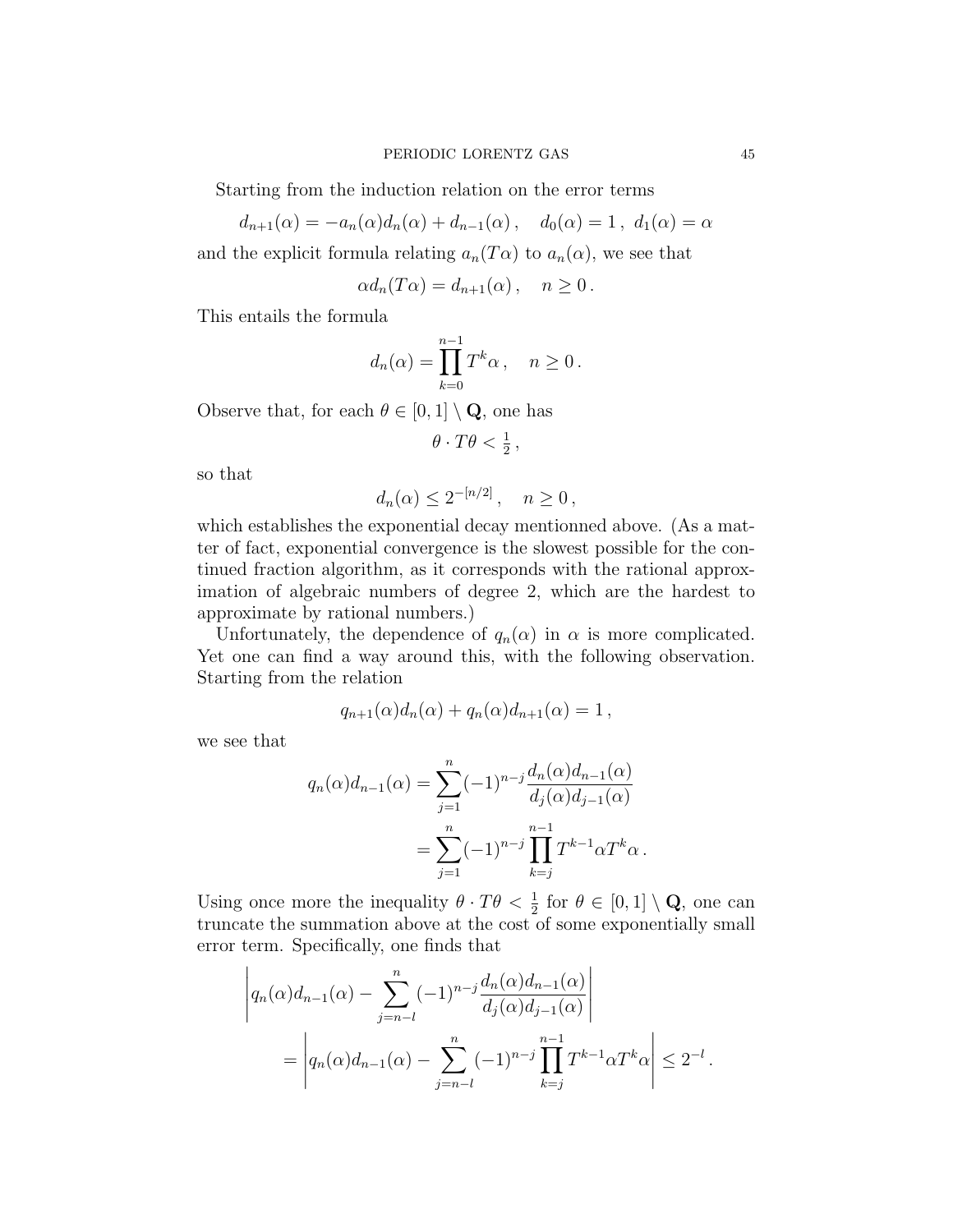Starting from the induction relation on the error terms

$$d_{n+1}(\alpha) = -a_n(\alpha)d_n(\alpha) + d_{n-1}(\alpha)\,, \quad d_0(\alpha) = 1\,,\ d_1(\alpha) = \alpha$$

and the explicit formula relating $a_n(T\alpha)$ to $a_n(\alpha)$, we see that

$$\alpha d_n(T\alpha) = d_{n+1}(\alpha)\,, \quad n \geq 0\,.$$

This entails the formula

$$d_n(\alpha) = \prod_{k=0}^{n-1} T^k\alpha\,, \quad n \geq 0\,.$$

Observe that, for each $\theta \in [0,1] \setminus \mathbf{Q}$, one has

$$\theta \cdot T\theta < \tfrac{1}{2}\,,$$

so that

$$d_n(\alpha) \leq 2^{-[n/2]}\,, \quad n \geq 0\,,$$

which establishes the exponential decay mentionned above. (As a matter of fact, exponential convergence is the slowest possible for the continued fraction algorithm, as it corresponds with the rational approximation of algebraic numbers of degree 2, which are the hardest to approximate by rational numbers.)

Unfortunately, the dependence of $q_n(\alpha)$ in $\alpha$ is more complicated. Yet one can find a way around this, with the following observation. Starting from the relation

$$q_{n+1}(\alpha)d_n(\alpha) + q_n(\alpha)d_{n+1}(\alpha) = 1\,,$$

we see that

$$\begin{aligned} q_n(\alpha)d_{n-1}(\alpha) &= \sum_{j=1}^{n} (-1)^{n-j} \frac{d_n(\alpha)d_{n-1}(\alpha)}{d_j(\alpha)d_{j-1}(\alpha)} \\ &= \sum_{j=1}^{n} (-1)^{n-j} \prod_{k=j}^{n-1} T^{k-1}\alpha T^k\alpha\,. \end{aligned}$$

Using once more the inequality $\theta \cdot T\theta < \frac{1}{2}$ for $\theta \in [0,1] \setminus \mathbf{Q}$, one can truncate the summation above at the cost of some exponentially small error term. Specifically, one finds that

$$\begin{aligned} &\left| q_n(\alpha)d_{n-1}(\alpha) - \sum_{j=n-l}^{n} (-1)^{n-j} \frac{d_n(\alpha)d_{n-1}(\alpha)}{d_j(\alpha)d_{j-1}(\alpha)} \right| \\ &\quad = \left| q_n(\alpha)d_{n-1}(\alpha) - \sum_{j=n-l}^{n} (-1)^{n-j} \prod_{k=j}^{n-1} T^{k-1}\alpha T^k\alpha \right| \leq 2^{-l}\,. \end{aligned}$$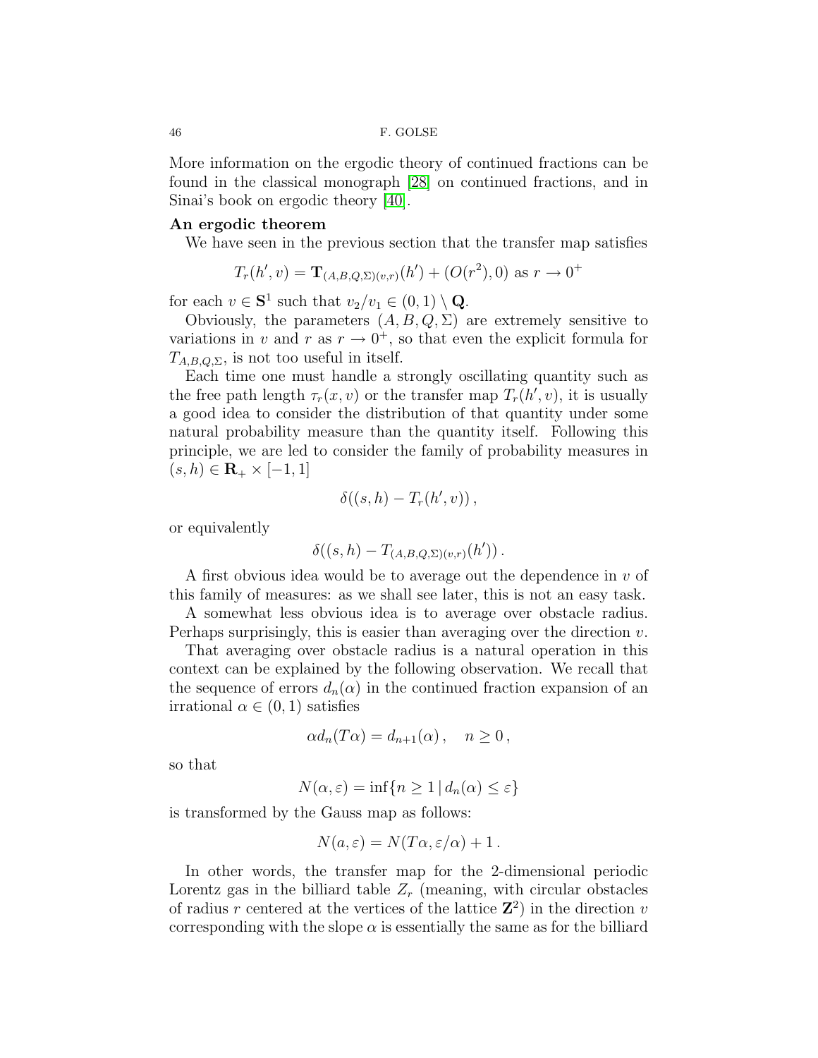More information on the ergodic theory of continued fractions can be found in the classical monograph [28] on continued fractions, and in Sinai's book on ergodic theory [40].

**An ergodic theorem**

We have seen in the previous section that the transfer map satisfies

$$T_r(h', v) = \mathbf{T}_{(A,B,Q,\Sigma)(v,r)}(h') + (O(r^2), 0) \text{ as } r \to 0^+$$

for each $v \in \mathbf{S}^1$ such that $v_2/v_1 \in (0,1) \setminus \mathbf{Q}$.

Obviously, the parameters $(A, B, Q, \Sigma)$ are extremely sensitive to variations in $v$ and $r$ as $r \to 0^+$, so that even the explicit formula for $T_{A,B,Q,\Sigma}$, is not too useful in itself.

Each time one must handle a strongly oscillating quantity such as the free path length $\tau_r(x, v)$ or the transfer map $T_r(h', v)$, it is usually a good idea to consider the distribution of that quantity under some natural probability measure than the quantity itself. Following this principle, we are led to consider the family of probability measures in $(s, h) \in \mathbf{R}_+ \times [-1, 1]$

$$\delta((s, h) - T_r(h', v)),$$

or equivalently

$$\delta((s, h) - T_{(A,B,Q,\Sigma)(v,r)}(h')).$$

A first obvious idea would be to average out the dependence in $v$ of this family of measures: as we shall see later, this is not an easy task.

A somewhat less obvious idea is to average over obstacle radius. Perhaps surprisingly, this is easier than averaging over the direction $v$.

That averaging over obstacle radius is a natural operation in this context can be explained by the following observation. We recall that the sequence of errors $d_n(\alpha)$ in the continued fraction expansion of an irrational $\alpha \in (0, 1)$ satisfies

$$\alpha d_n(T\alpha) = d_{n+1}(\alpha), \quad n \geq 0,$$

so that

$$N(\alpha, \varepsilon) = \inf\{n \geq 1 \mid d_n(\alpha) \leq \varepsilon\}$$

is transformed by the Gauss map as follows:

$$N(a, \varepsilon) = N(T\alpha, \varepsilon/\alpha) + 1.$$

In other words, the transfer map for the 2-dimensional periodic Lorentz gas in the billiard table $Z_r$ (meaning, with circular obstacles of radius $r$ centered at the vertices of the lattice $\mathbf{Z}^2$) in the direction $v$ corresponding with the slope $\alpha$ is essentially the same as for the billiard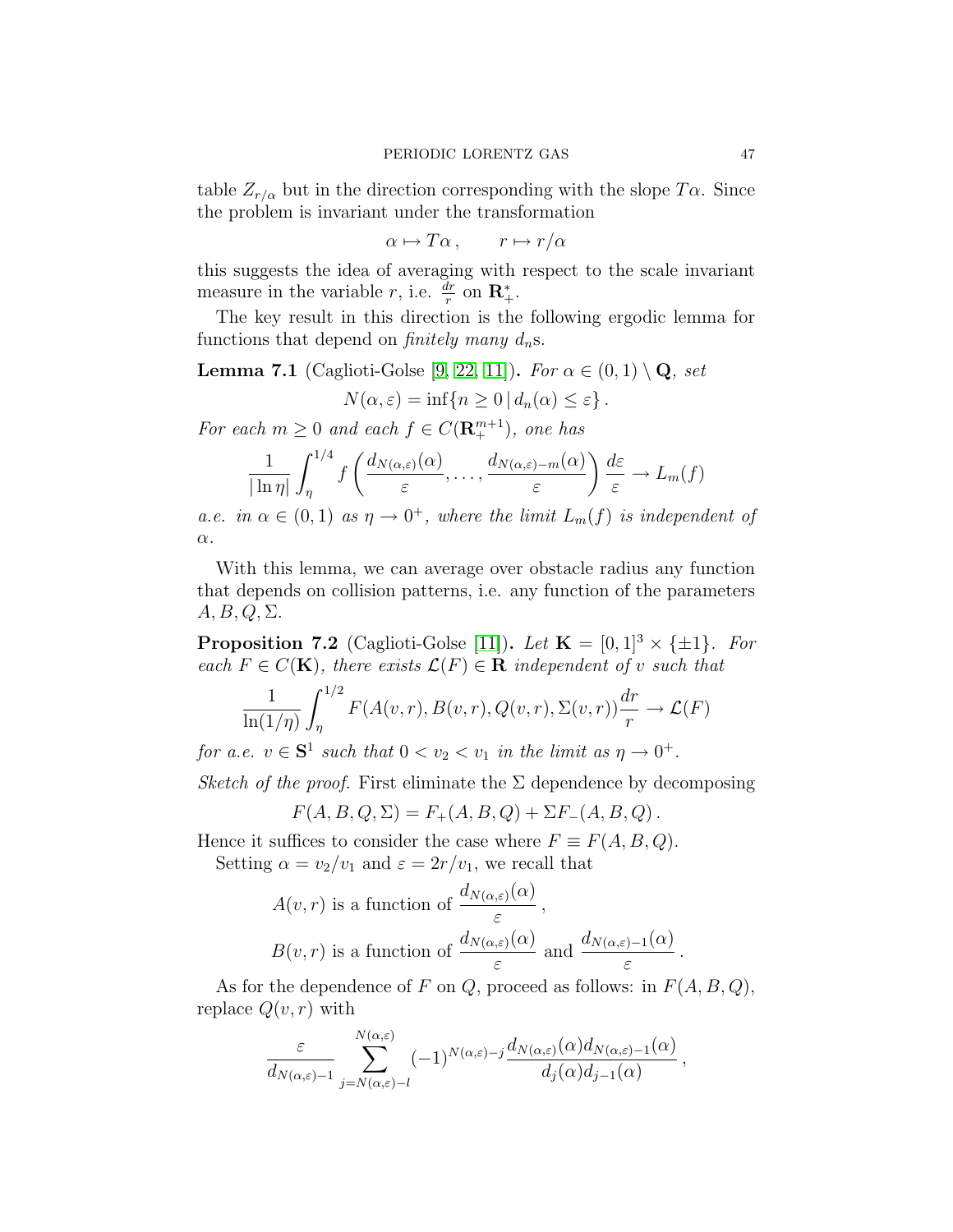table $Z_{r/\alpha}$ but in the direction corresponding with the slope $T\alpha$. Since the problem is invariant under the transformation

$$\alpha \mapsto T\alpha\,, \qquad r \mapsto r/\alpha$$

this suggests the idea of averaging with respect to the scale invariant measure in the variable $r$, i.e. $\frac{dr}{r}$ on $\mathbf{R}_+^*$.

The key result in this direction is the following ergodic lemma for functions that depend on *finitely many* $d_n$s.

**Lemma 7.1** (Caglioti-Golse [9, 22, 11])**.** *For $\alpha \in (0,1) \setminus \mathbf{Q}$, set*

$$N(\alpha, \varepsilon) = \inf\{n \geq 0 \,|\, d_n(\alpha) \leq \varepsilon\}\,.$$

*For each $m \geq 0$ and each $f \in C(\mathbf{R}_+^{m+1})$, one has*

$$\frac{1}{|\ln \eta|} \int_\eta^{1/4} f\left(\frac{d_{N(\alpha,\varepsilon)}(\alpha)}{\varepsilon}, \ldots, \frac{d_{N(\alpha,\varepsilon)-m}(\alpha)}{\varepsilon}\right) \frac{d\varepsilon}{\varepsilon} \to L_m(f)$$

*a.e. in $\alpha \in (0,1)$ as $\eta \to 0^+$, where the limit $L_m(f)$ is independent of $\alpha$.*

With this lemma, we can average over obstacle radius any function that depends on collision patterns, i.e. any function of the parameters $A, B, Q, \Sigma$.

**Proposition 7.2** (Caglioti-Golse [11])**.** *Let $\mathbf{K} = [0,1]^3 \times \{\pm 1\}$. For each $F \in C(\mathbf{K})$, there exists $\mathcal{L}(F) \in \mathbf{R}$ independent of $v$ such that*

$$\frac{1}{\ln(1/\eta)} \int_\eta^{1/2} F(A(v,r), B(v,r), Q(v,r), \Sigma(v,r)) \frac{dr}{r} \to \mathcal{L}(F)$$

*for a.e. $v \in \mathbf{S}^1$ such that $0 < v_2 < v_1$ in the limit as $\eta \to 0^+$.*

*Sketch of the proof.* First eliminate the $\Sigma$ dependence by decomposing

$$F(A, B, Q, \Sigma) = F_+(A, B, Q) + \Sigma F_-(A, B, Q)\,.$$

Hence it suffices to consider the case where $F \equiv F(A, B, Q)$.

Setting $\alpha = v_2/v_1$ and $\varepsilon = 2r/v_1$, we recall that

$$A(v,r) \text{ is a function of } \frac{d_{N(\alpha,\varepsilon)}(\alpha)}{\varepsilon}\,,$$

$$B(v,r) \text{ is a function of } \frac{d_{N(\alpha,\varepsilon)}(\alpha)}{\varepsilon} \text{ and } \frac{d_{N(\alpha,\varepsilon)-1}(\alpha)}{\varepsilon}\,.$$

As for the dependence of $F$ on $Q$, proceed as follows: in $F(A, B, Q)$, replace $Q(v,r)$ with

$$\frac{\varepsilon}{d_{N(\alpha,\varepsilon)-1}} \sum_{j=N(\alpha,\varepsilon)-l}^{N(\alpha,\varepsilon)} (-1)^{N(\alpha,\varepsilon)-j} \frac{d_{N(\alpha,\varepsilon)}(\alpha) d_{N(\alpha,\varepsilon)-1}(\alpha)}{d_j(\alpha) d_{j-1}(\alpha)}\,,$$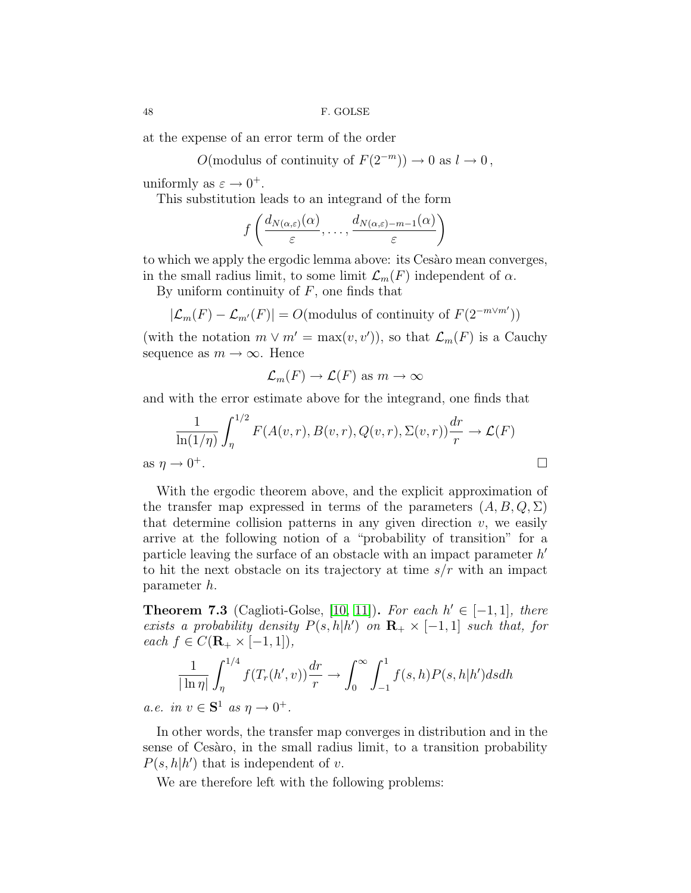at the expense of an error term of the order

$$O(\text{modulus of continuity of } F(2^{-m})) \to 0 \text{ as } l \to 0\,,$$

uniformly as $\varepsilon \to 0^+$.

This substitution leads to an integrand of the form

$$f\left(\frac{d_{N(\alpha,\varepsilon)}(\alpha)}{\varepsilon}, \ldots, \frac{d_{N(\alpha,\varepsilon)-m-1}(\alpha)}{\varepsilon}\right)$$

to which we apply the ergodic lemma above: its Cesàro mean converges, in the small radius limit, to some limit $\mathcal{L}_m(F)$ independent of $\alpha$.

By uniform continuity of $F$, one finds that

$$|\mathcal{L}_m(F) - \mathcal{L}_{m'}(F)| = O(\text{modulus of continuity of } F(2^{-m \vee m'}))$$

(with the notation $m \vee m' = \max(v, v')$), so that $\mathcal{L}_m(F)$ is a Cauchy sequence as $m \to \infty$. Hence

$$\mathcal{L}_m(F) \to \mathcal{L}(F) \text{ as } m \to \infty$$

and with the error estimate above for the integrand, one finds that

$$\frac{1}{\ln(1/\eta)} \int_\eta^{1/2} F(A(v,r), B(v,r), Q(v,r), \Sigma(v,r)) \frac{dr}{r} \to \mathcal{L}(F)$$

as $\eta \to 0^+$. □

With the ergodic theorem above, and the explicit approximation of the transfer map expressed in terms of the parameters $(A, B, Q, \Sigma)$ that determine collision patterns in any given direction $v$, we easily arrive at the following notion of a "probability of transition" for a particle leaving the surface of an obstacle with an impact parameter $h'$ to hit the next obstacle on its trajectory at time $s/r$ with an impact parameter $h$.

**Theorem 7.3** (Caglioti-Golse, [10, 11]). *For each $h' \in [-1, 1]$, there exists a probability density $P(s, h|h')$ on $\mathbf{R}_+ \times [-1, 1]$ such that, for each $f \in C(\mathbf{R}_+ \times [-1, 1])$,*

$$\frac{1}{|\ln \eta|} \int_\eta^{1/4} f(T_r(h', v)) \frac{dr}{r} \to \int_0^\infty \int_{-1}^1 f(s, h) P(s, h|h') ds dh$$

*a.e. in $v \in \mathbf{S}^1$ as $\eta \to 0^+$.*

In other words, the transfer map converges in distribution and in the sense of Cesàro, in the small radius limit, to a transition probability $P(s, h|h')$ that is independent of $v$.

We are therefore left with the following problems: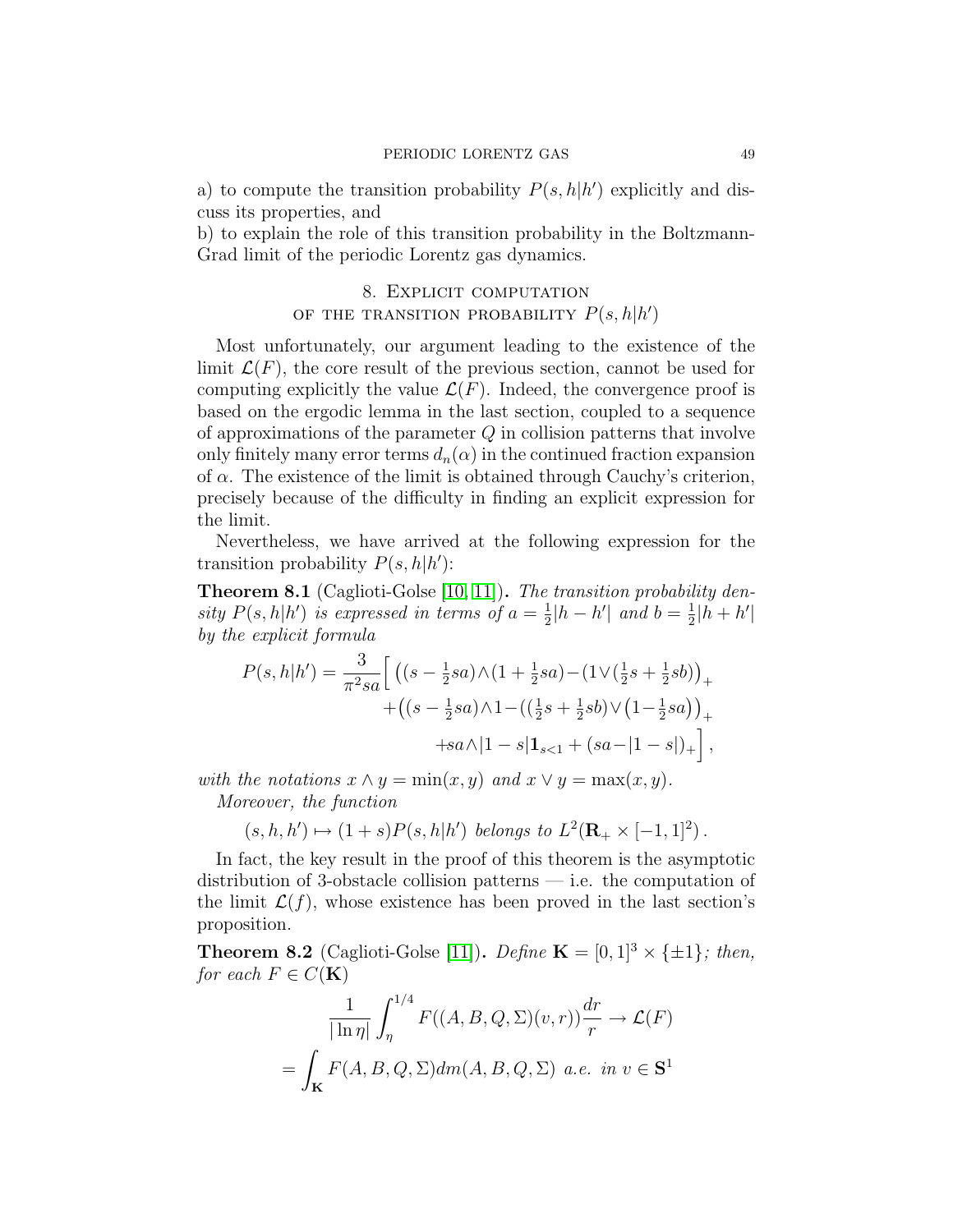a) to compute the transition probability $P(s,h|h')$ explicitly and discuss its properties, and

b) to explain the role of this transition probability in the Boltzmann-Grad limit of the periodic Lorentz gas dynamics.

## 8. Explicit computation of the transition probability $P(s,h|h')$

Most unfortunately, our argument leading to the existence of the limit $\mathcal{L}(F)$, the core result of the previous section, cannot be used for computing explicitly the value $\mathcal{L}(F)$. Indeed, the convergence proof is based on the ergodic lemma in the last section, coupled to a sequence of approximations of the parameter $Q$ in collision patterns that involve only finitely many error terms $d_n(\alpha)$ in the continued fraction expansion of $\alpha$. The existence of the limit is obtained through Cauchy's criterion, precisely because of the difficulty in finding an explicit expression for the limit.

Nevertheless, we have arrived at the following expression for the transition probability $P(s,h|h')$:

**Theorem 8.1** (Caglioti-Golse [10, 11])**.** *The transition probability density $P(s,h|h')$ is expressed in terms of $a = \frac{1}{2}|h-h'|$ and $b = \frac{1}{2}|h+h'|$ by the explicit formula*

$$
\begin{aligned}
P(s,h|h') = \frac{3}{\pi^2 sa}\Big[ & \left((s-\tfrac{1}{2}sa)\wedge(1+\tfrac{1}{2}sa)-(1\vee(\tfrac{1}{2}s+\tfrac{1}{2}sb)\right)_+ \\
& +\left((s-\tfrac{1}{2}sa)\wedge 1-((\tfrac{1}{2}s+\tfrac{1}{2}sb)\vee\left(1-\tfrac{1}{2}sa\right)\right)_+ \\
& +sa\wedge|1-s|\mathbf{1}_{s<1} + (sa-|1-s|)_+\Big],
\end{aligned}
$$

*with the notations $x\wedge y = \min(x,y)$ and $x \vee y = \max(x,y)$.*

*Moreover, the function*

$$
(s,h,h') \mapsto (1+s)P(s,h|h') \text{ belongs to } L^2(\mathbf{R}_+ \times [-1,1]^2)\,.
$$

In fact, the key result in the proof of this theorem is the asymptotic distribution of 3-obstacle collision patterns — i.e. the computation of the limit $\mathcal{L}(f)$, whose existence has been proved in the last section's proposition.

**Theorem 8.2** (Caglioti-Golse [11])**.** *Define $\mathbf{K} = [0,1]^3 \times \{\pm 1\}$; then, for each $F \in C(\mathbf{K})$*

$$
\begin{aligned}
\frac{1}{|\ln \eta|}\int_{\eta}^{1/4} F((A,B,Q,\Sigma)(v,r))\frac{dr}{r} &\to \mathcal{L}(F) \\
= \int_{\mathbf{K}} F(A,B,Q,\Sigma)dm(A,B,Q,\Sigma) & \text{ a.e. in } v \in \mathbf{S}^1
\end{aligned}
$$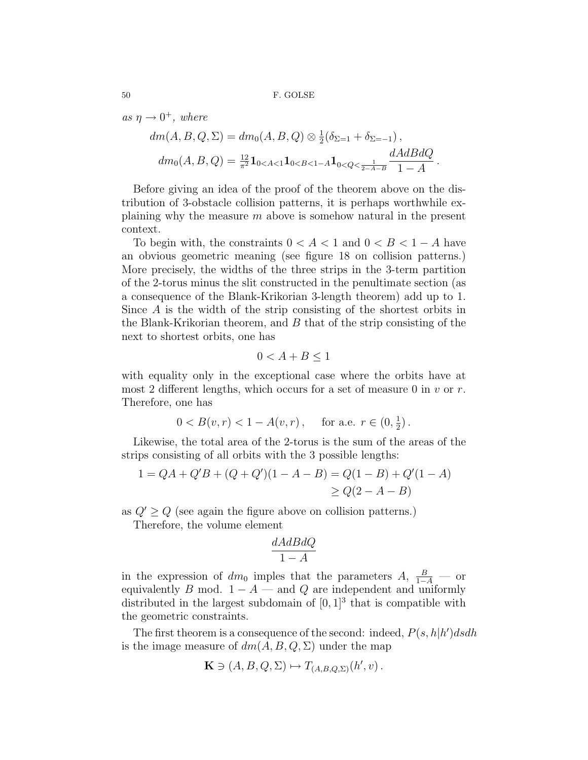*as $\eta \to 0^+$, where*

$$dm(A,B,Q,\Sigma) = dm_0(A,B,Q) \otimes \tfrac{1}{2}(\delta_{\Sigma=1} + \delta_{\Sigma=-1}),$$

$$dm_0(A,B,Q) = \tfrac{12}{\pi^2}\mathbf{1}_{0<A<1}\mathbf{1}_{0<B<1-A}\mathbf{1}_{0<Q<\frac{1}{2-A-B}}\frac{dAdBdQ}{1-A}.$$

Before giving an idea of the proof of the theorem above on the distribution of 3-obstacle collision patterns, it is perhaps worthwhile explaining why the measure $m$ above is somehow natural in the present context.

To begin with, the constraints $0 < A < 1$ and $0 < B < 1 - A$ have an obvious geometric meaning (see figure 18 on collision patterns.) More precisely, the widths of the three strips in the 3-term partition of the 2-torus minus the slit constructed in the penultimate section (as a consequence of the Blank-Krikorian 3-length theorem) add up to 1. Since $A$ is the width of the strip consisting of the shortest orbits in the Blank-Krikorian theorem, and $B$ that of the strip consisting of the next to shortest orbits, one has

$$0 < A + B \leq 1$$

with equality only in the exceptional case where the orbits have at most 2 different lengths, which occurs for a set of measure 0 in $v$ or $r$. Therefore, one has

$$0 < B(v,r) < 1 - A(v,r), \qquad \text{for a.e. } r \in (0, \tfrac{1}{2}).$$

Likewise, the total area of the 2-torus is the sum of the areas of the strips consisting of all orbits with the 3 possible lengths:

$$\begin{aligned} 1 = QA + Q'B + (Q+Q')(1-A-B) &= Q(1-B) + Q'(1-A) \\ &\geq Q(2-A-B) \end{aligned}$$

as $Q' \geq Q$ (see again the figure above on collision patterns.)

Therefore, the volume element

$$\frac{dAdBdQ}{1-A}$$

in the expression of $dm_0$ imples that the parameters $A$, $\frac{B}{1-A}$ — or equivalently $B$ mod. $1-A$ — and $Q$ are independent and uniformly distributed in the largest subdomain of $[0,1]^3$ that is compatible with the geometric constraints.

The first theorem is a consequence of the second: indeed, $P(s,h|h')dsdh$ is the image measure of $dm(A,B,Q,\Sigma)$ under the map

$$\mathbf{K} \ni (A,B,Q,\Sigma) \mapsto T_{(A,B,Q,\Sigma)}(h',v).$$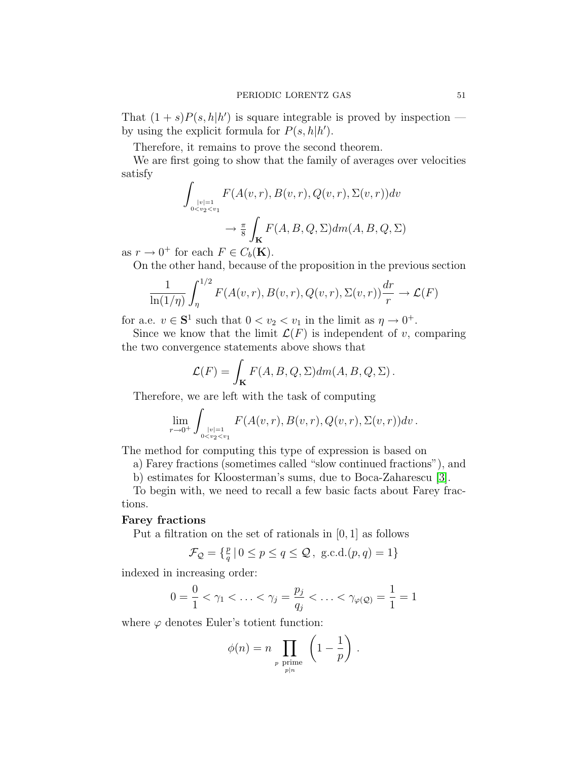That $(1+s)P(s,h|h')$ is square integrable is proved by inspection — by using the explicit formula for $P(s,h|h')$.

Therefore, it remains to prove the second theorem.

We are first going to show that the family of averages over velocities satisfy

$$\int_{\substack{|v|=1\\0<v_2<v_1}} F(A(v,r),B(v,r),Q(v,r),\Sigma(v,r))dv \\ \to \tfrac{\pi}{8}\int_{\mathbf{K}} F(A,B,Q,\Sigma)dm(A,B,Q,\Sigma)$$

as $r\to 0^+$ for each $F\in C_b(\mathbf{K})$.

On the other hand, because of the proposition in the previous section

$$\frac{1}{\ln(1/\eta)}\int_\eta^{1/2} F(A(v,r),B(v,r),Q(v,r),\Sigma(v,r))\frac{dr}{r}\to\mathcal{L}(F)$$

for a.e. $v\in\mathbf{S}^1$ such that $0<v_2<v_1$ in the limit as $\eta\to 0^+$.

Since we know that the limit $\mathcal{L}(F)$ is independent of $v$, comparing the two convergence statements above shows that

$$\mathcal{L}(F)=\int_{\mathbf{K}} F(A,B,Q,\Sigma)dm(A,B,Q,\Sigma)\,.$$

Therefore, we are left with the task of computing

$$\lim_{r\to 0^+}\int_{\substack{|v|=1\\0<v_2<v_1}} F(A(v,r),B(v,r),Q(v,r),\Sigma(v,r))dv\,.$$

The method for computing this type of expression is based on

a) Farey fractions (sometimes called "slow continued fractions"), and

b) estimates for Kloosterman's sums, due to Boca-Zaharescu [3].

To begin with, we need to recall a few basic facts about Farey fractions.

**Farey fractions**

Put a filtration on the set of rationals in $[0,1]$ as follows

$$\mathcal{F}_{\mathcal{Q}}=\{\tfrac{p}{q}\,|\,0\le p\le q\le\mathcal{Q}\,,\ \text{g.c.d.}(p,q)=1\}$$

indexed in increasing order:

$$0=\frac{0}{1}<\gamma_1<\ldots<\gamma_j=\frac{p_j}{q_j}<\ldots<\gamma_{\varphi(\mathcal{Q})}=\frac{1}{1}=1$$

where $\varphi$ denotes Euler's totient function:

$$\phi(n)=n\prod_{\substack{p\text{ prime}\\p|n}}\left(1-\frac{1}{p}\right)\,.$$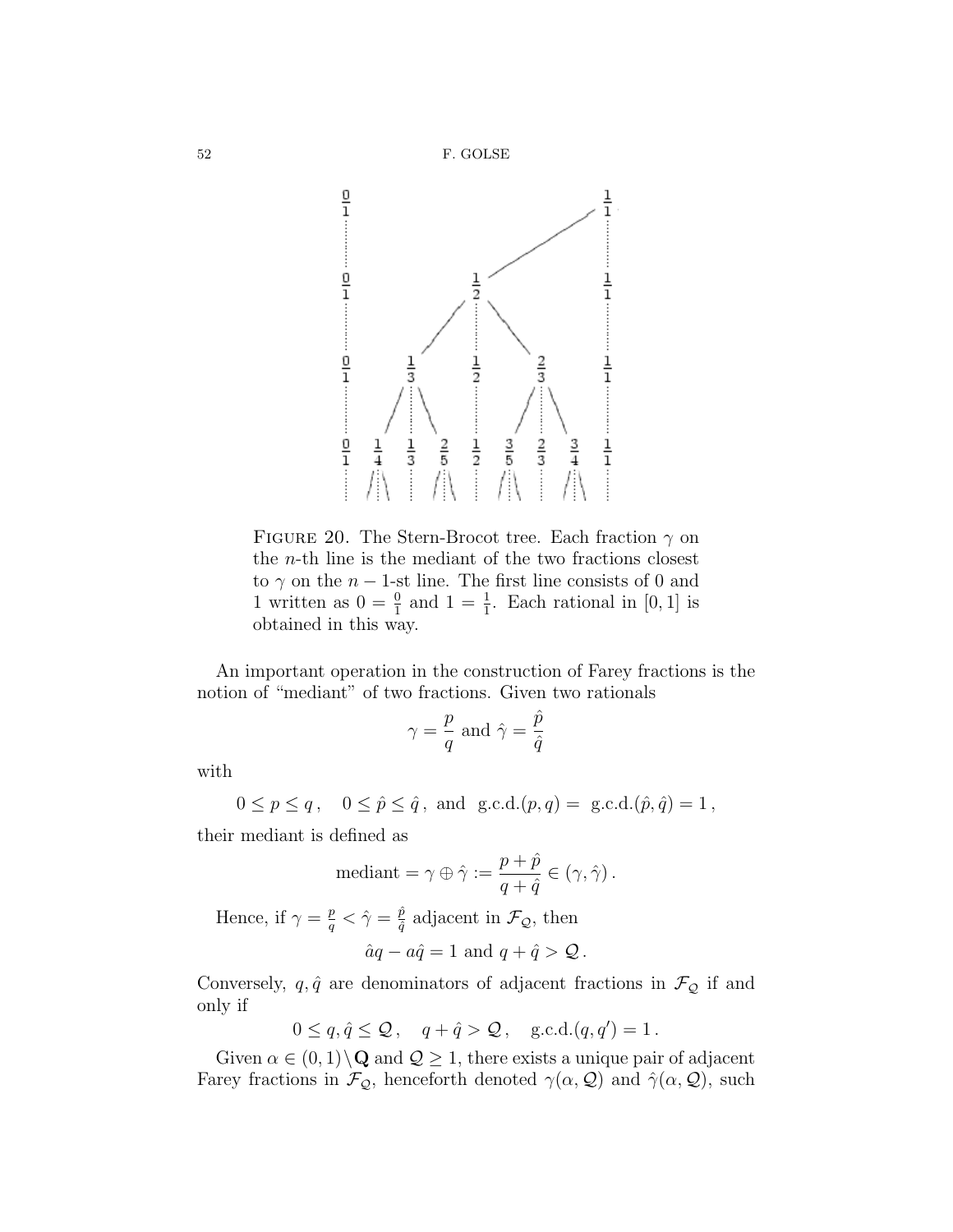Figure 20. The Stern-Brocot tree. Each fraction $\gamma$ on the $n$-th line is the mediant of the two fractions closest to $\gamma$ on the $n-1$-st line. The first line consists of 0 and 1 written as $0 = \frac{0}{1}$ and $1 = \frac{1}{1}$. Each rational in $[0, 1]$ is obtained in this way.

An important operation in the construction of Farey fractions is the notion of "mediant" of two fractions. Given two rationals

$$\gamma = \frac{p}{q} \text{ and } \hat{\gamma} = \frac{\hat{p}}{\hat{q}}$$

with

$$0 \leq p \leq q\,, \quad 0 \leq \hat{p} \leq \hat{q}\,, \text{ and } \text{ g.c.d.}(p, q) = \text{ g.c.d.}(\hat{p}, \hat{q}) = 1\,,$$

their mediant is defined as

$$\text{mediant} = \gamma \oplus \hat{\gamma} := \frac{p + \hat{p}}{q + \hat{q}} \in (\gamma, \hat{\gamma})\,.$$

Hence, if $\gamma = \frac{p}{q} < \hat{\gamma} = \frac{\hat{p}}{\hat{q}}$ adjacent in $\mathcal{F}_{\mathcal{Q}}$, then

$$\hat{a}q - a\hat{q} = 1 \text{ and } q + \hat{q} > \mathcal{Q}\,.$$

Conversely, $q, \hat{q}$ are denominators of adjacent fractions in $\mathcal{F}_{\mathcal{Q}}$ if and only if

$$0 \leq q, \hat{q} \leq \mathcal{Q}\,, \quad q + \hat{q} > \mathcal{Q}\,, \quad \text{g.c.d.}(q, q') = 1\,.$$

Given $\alpha \in (0, 1) \backslash \mathbf{Q}$ and $\mathcal{Q} \geq 1$, there exists a unique pair of adjacent Farey fractions in $\mathcal{F}_{\mathcal{Q}}$, henceforth denoted $\gamma(\alpha, \mathcal{Q})$ and $\hat{\gamma}(\alpha, \mathcal{Q})$, such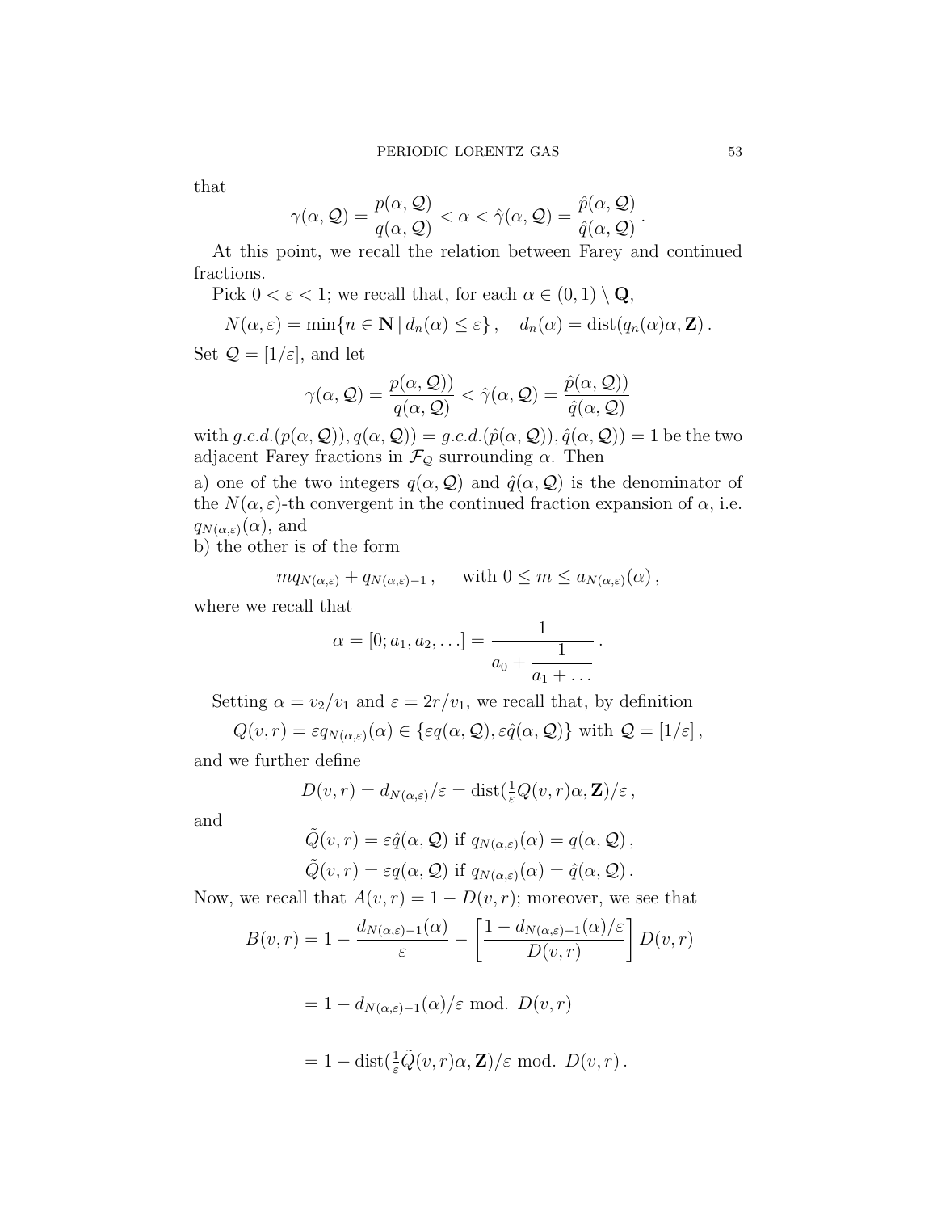that

$$\gamma(\alpha, \mathcal{Q}) = \frac{p(\alpha, \mathcal{Q})}{q(\alpha, \mathcal{Q})} < \alpha < \hat{\gamma}(\alpha, \mathcal{Q}) = \frac{\hat{p}(\alpha, \mathcal{Q})}{\hat{q}(\alpha, \mathcal{Q})}\,.$$

At this point, we recall the relation between Farey and continued fractions.

Pick $0 < \varepsilon < 1$; we recall that, for each $\alpha \in (0,1) \setminus \mathbf{Q}$,

$$N(\alpha, \varepsilon) = \min\{n \in \mathbf{N} \,|\, d_n(\alpha) \leq \varepsilon\}\,, \quad d_n(\alpha) = \mathrm{dist}(q_n(\alpha)\alpha, \mathbf{Z})\,.$$

Set $\mathcal{Q} = [1/\varepsilon]$, and let

$$\gamma(\alpha, \mathcal{Q}) = \frac{p(\alpha, \mathcal{Q}))}{q(\alpha, \mathcal{Q})} < \hat{\gamma}(\alpha, \mathcal{Q}) = \frac{\hat{p}(\alpha, \mathcal{Q}))}{\hat{q}(\alpha, \mathcal{Q})}$$

with $g.c.d.(p(\alpha, \mathcal{Q})), q(\alpha, \mathcal{Q})) = g.c.d.(\hat{p}(\alpha, \mathcal{Q})), \hat{q}(\alpha, \mathcal{Q})) = 1$ be the two adjacent Farey fractions in $\mathcal{F}_{\mathcal{Q}}$ surrounding $\alpha$. Then

a) one of the two integers $q(\alpha, \mathcal{Q})$ and $\hat{q}(\alpha, \mathcal{Q})$ is the denominator of the $N(\alpha, \varepsilon)$-th convergent in the continued fraction expansion of $\alpha$, i.e. $q_{N(\alpha,\varepsilon)}(\alpha)$, and

b) the other is of the form

$$m q_{N(\alpha,\varepsilon)} + q_{N(\alpha,\varepsilon)-1}\,, \qquad \text{with } 0 \leq m \leq a_{N(\alpha,\varepsilon)}(\alpha)\,,$$

where we recall that

$$\alpha = [0; a_1, a_2, \ldots] = \cfrac{1}{a_0 + \cfrac{1}{a_1 + \ldots}}\,.$$

Setting $\alpha = v_2/v_1$ and $\varepsilon = 2r/v_1$, we recall that, by definition

$$Q(v,r) = \varepsilon q_{N(\alpha,\varepsilon)}(\alpha) \in \{\varepsilon q(\alpha, \mathcal{Q}), \varepsilon \hat{q}(\alpha, \mathcal{Q})\} \text{ with } \mathcal{Q} = [1/\varepsilon]\,,$$

and we further define

$$D(v,r) = d_{N(\alpha,\varepsilon)}/\varepsilon = \mathrm{dist}(\tfrac{1}{\varepsilon}Q(v,r)\alpha, \mathbf{Z})/\varepsilon\,,$$

and

$$\tilde{Q}(v,r) = \varepsilon \hat{q}(\alpha, \mathcal{Q}) \text{ if } q_{N(\alpha,\varepsilon)}(\alpha) = q(\alpha, \mathcal{Q})\,,$$

$$\tilde{Q}(v,r) = \varepsilon q(\alpha, \mathcal{Q}) \text{ if } q_{N(\alpha,\varepsilon)}(\alpha) = \hat{q}(\alpha, \mathcal{Q})\,.$$

Now, we recall that $A(v,r) = 1 - D(v,r)$; moreover, we see that

$$B(v,r) = 1 - \frac{d_{N(\alpha,\varepsilon)-1}(\alpha)}{\varepsilon} - \left[\frac{1 - d_{N(\alpha,\varepsilon)-1}(\alpha)/\varepsilon}{D(v,r)}\right] D(v,r)$$

$$= 1 - d_{N(\alpha,\varepsilon)-1}(\alpha)/\varepsilon \text{ mod. } D(v,r)$$

$$= 1 - \mathrm{dist}(\tfrac{1}{\varepsilon}\tilde{Q}(v,r)\alpha, \mathbf{Z})/\varepsilon \text{ mod. } D(v,r)\,.$$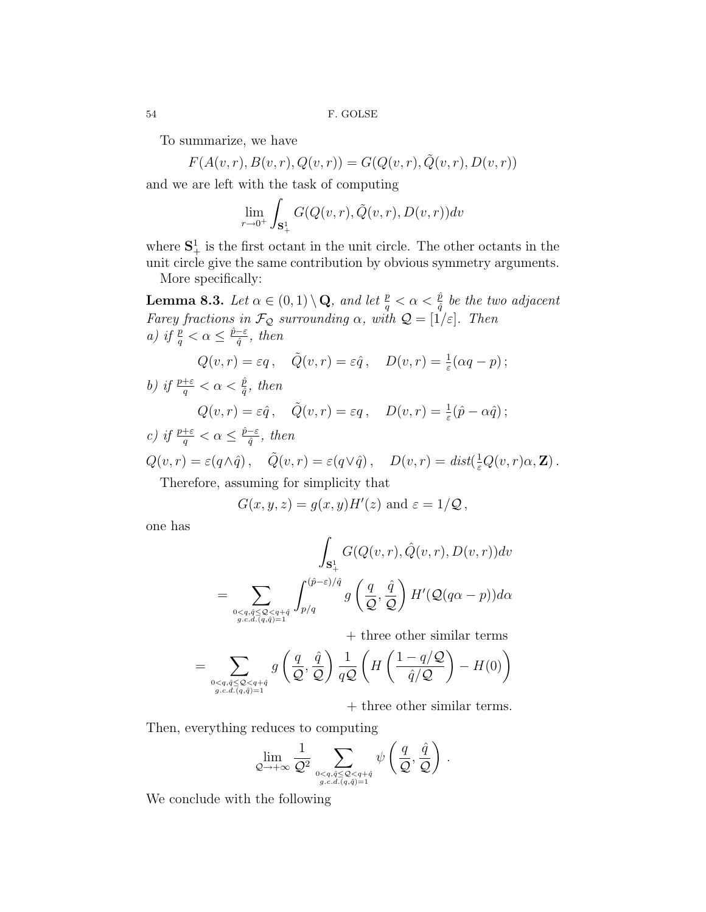To summarize, we have

$$F(A(v,r), B(v,r), Q(v,r)) = G(Q(v,r), \tilde{Q}(v,r), D(v,r))$$

and we are left with the task of computing

$$\lim_{r\to 0^+} \int_{\mathbf{S}^1_+} G(Q(v,r), \tilde{Q}(v,r), D(v,r))dv$$

where $\mathbf{S}^1_+$ is the first octant in the unit circle. The other octants in the unit circle give the same contribution by obvious symmetry arguments.

More specifically:

**Lemma 8.3.** *Let $\alpha \in (0,1)\setminus \mathbf{Q}$, and let $\frac{p}{q} < \alpha < \frac{\hat{p}}{\hat{q}}$ be the two adjacent Farey fractions in $\mathcal{F}_\mathcal{Q}$ surrounding $\alpha$, with $\mathcal{Q} = [1/\varepsilon]$. Then*

*a) if $\frac{p}{q} < \alpha \leq \frac{\hat{p}-\varepsilon}{\hat{q}}$, then*

$$Q(v,r) = \varepsilon q\,, \quad \tilde{Q}(v,r) = \varepsilon \hat{q}\,, \quad D(v,r) = \tfrac{1}{\varepsilon}(\alpha q - p)\,;$$

*b) if $\frac{p+\varepsilon}{q} < \alpha < \frac{\hat{p}}{\hat{q}}$, then*

$$Q(v,r) = \varepsilon \hat{q}\,, \quad \tilde{Q}(v,r) = \varepsilon q\,, \quad D(v,r) = \tfrac{1}{\varepsilon}(\hat{p} - \alpha\hat{q})\,;$$

*c) if $\frac{p+\varepsilon}{q} < \alpha \leq \frac{\hat{p}-\varepsilon}{\hat{q}}$, then*

$$Q(v,r) = \varepsilon(q\wedge\hat{q})\,, \quad \tilde{Q}(v,r) = \varepsilon(q\vee\hat{q})\,, \quad D(v,r) = dist(\tfrac{1}{\varepsilon}Q(v,r)\alpha, \mathbf{Z})\,.$$

Therefore, assuming for simplicity that

$$G(x,y,z) = g(x,y)H'(z) \text{ and } \varepsilon = 1/\mathcal{Q}\,,$$

one has

$$\begin{aligned}
&\int_{\mathbf{S}^1_+} G(Q(v,r), \hat{Q}(v,r), D(v,r))dv \\
&= \sum_{\substack{0<q,\hat{q}\leq\mathcal{Q}<q+\hat{q}\\ g.c.d.(q,\hat{q})=1}} \int_{p/q}^{(\hat{p}-\varepsilon)/\hat{q}} g\left(\frac{q}{\mathcal{Q}}, \frac{\hat{q}}{\mathcal{Q}}\right) H'(\mathcal{Q}(q\alpha - p))d\alpha \\
&\qquad + \text{three other similar terms} \\
&= \sum_{\substack{0<q,\hat{q}\leq\mathcal{Q}<q+\hat{q}\\ g.c.d.(q,\hat{q})=1}} g\left(\frac{q}{\mathcal{Q}}, \frac{\hat{q}}{\mathcal{Q}}\right) \frac{1}{q\mathcal{Q}} \left( H\left(\frac{1-q/\mathcal{Q}}{\hat{q}/\mathcal{Q}}\right) - H(0)\right) \\
&\qquad + \text{three other similar terms.}
\end{aligned}$$

Then, everything reduces to computing

$$\lim_{\mathcal{Q}\to+\infty} \frac{1}{\mathcal{Q}^2} \sum_{\substack{0<q,\hat{q}\leq\mathcal{Q}<q+\hat{q}\\ g.c.d.(q,\hat{q})=1}} \psi\left(\frac{q}{\mathcal{Q}}, \frac{\hat{q}}{\mathcal{Q}}\right)\,.$$

We conclude with the following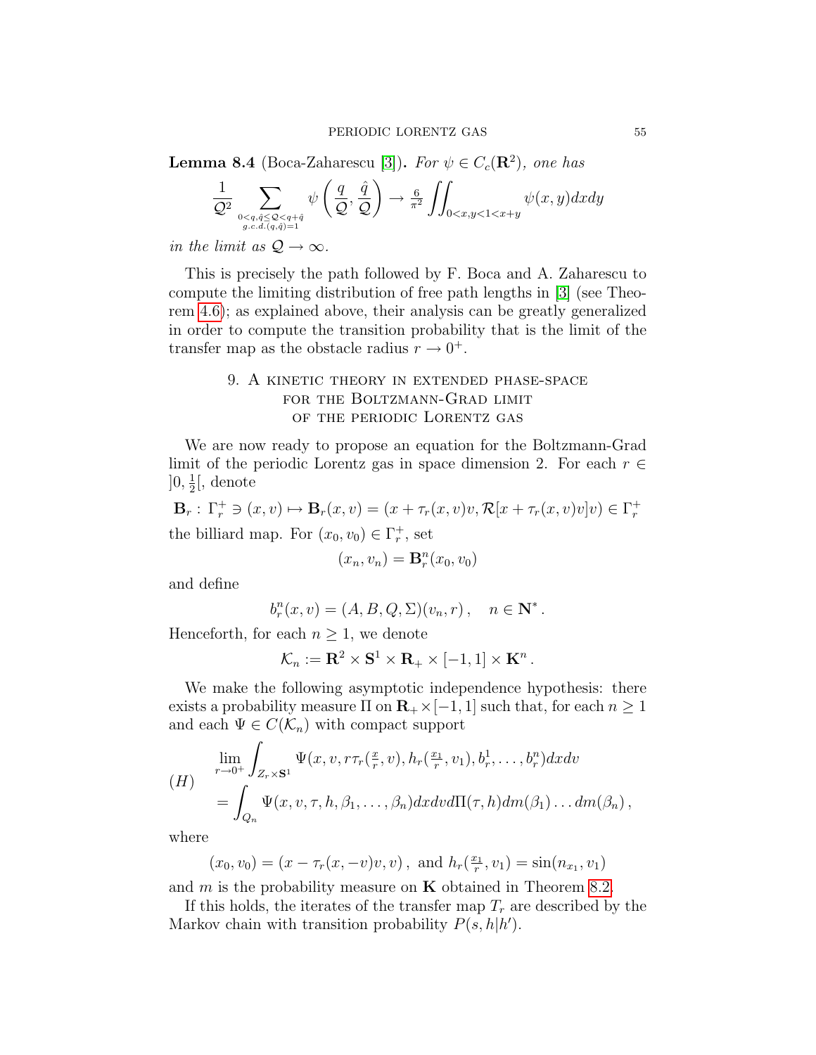**Lemma 8.4** (Boca-Zaharescu [3])**.** *For $\psi \in C_c(\mathbf{R}^2)$, one has*

$$\frac{1}{\mathcal{Q}^2} \sum_{\substack{0<q,\hat{q}\le \mathcal{Q}<q+\hat{q}\\ g.c.d.(q,\hat{q})=1}} \psi\left(\frac{q}{\mathcal{Q}}, \frac{\hat{q}}{\mathcal{Q}}\right) \to \tfrac{6}{\pi^2} \iint_{0<x,y<1<x+y} \psi(x,y)dxdy$$

*in the limit as $\mathcal{Q} \to \infty$.*

This is precisely the path followed by F. Boca and A. Zaharescu to compute the limiting distribution of free path lengths in [3] (see Theorem 4.6); as explained above, their analysis can be greatly generalized in order to compute the transition probability that is the limit of the transfer map as the obstacle radius $r \to 0^+$.

## 9. A kinetic theory in extended phase-space for the Boltzmann-Grad limit of the periodic Lorentz gas

We are now ready to propose an equation for the Boltzmann-Grad limit of the periodic Lorentz gas in space dimension 2. For each $r \in ]0, \frac{1}{2}[$, denote

$$\mathbf{B}_r : \Gamma_r^+ \ni (x,v) \mapsto \mathbf{B}_r(x,v) = (x + \tau_r(x,v)v, \mathcal{R}[x+\tau_r(x,v)v]v) \in \Gamma_r^+$$

the billiard map. For $(x_0, v_0) \in \Gamma_r^+$, set

$$(x_n, v_n) = \mathbf{B}_r^n(x_0, v_0)$$

and define

$$b_r^n(x,v) = (A, B, Q, \Sigma)(v_n, r), \quad n \in \mathbf{N}^*.$$

Henceforth, for each $n \ge 1$, we denote

$$\mathcal{K}_n := \mathbf{R}^2 \times \mathbf{S}^1 \times \mathbf{R}_+ \times [-1,1] \times \mathbf{K}^n.$$

We make the following asymptotic independence hypothesis: there exists a probability measure $\Pi$ on $\mathbf{R}_+ \times [-1,1]$ such that, for each $n \ge 1$ and each $\Psi \in C(\mathcal{K}_n)$ with compact support

$$(H) \quad \begin{aligned} &\lim_{r\to 0^+} \int_{Z_r \times \mathbf{S}^1} \Psi(x, v, r\tau_r(\tfrac{x}{r}, v), h_r(\tfrac{x_1}{r}, v_1), b_r^1, \ldots, b_r^n) dxdv \\ &= \int_{Q_n} \Psi(x, v, \tau, h, \beta_1, \ldots, \beta_n) dxdv d\Pi(\tau, h) dm(\beta_1) \ldots dm(\beta_n), \end{aligned}$$

where

$$(x_0, v_0) = (x - \tau_r(x, -v)v, v), \text{ and } h_r(\tfrac{x_1}{r}, v_1) = \sin(n_{x_1}, v_1)$$

and $m$ is the probability measure on $\mathbf{K}$ obtained in Theorem 8.2.

If this holds, the iterates of the transfer map $T_r$ are described by the Markov chain with transition probability $P(s, h|h')$.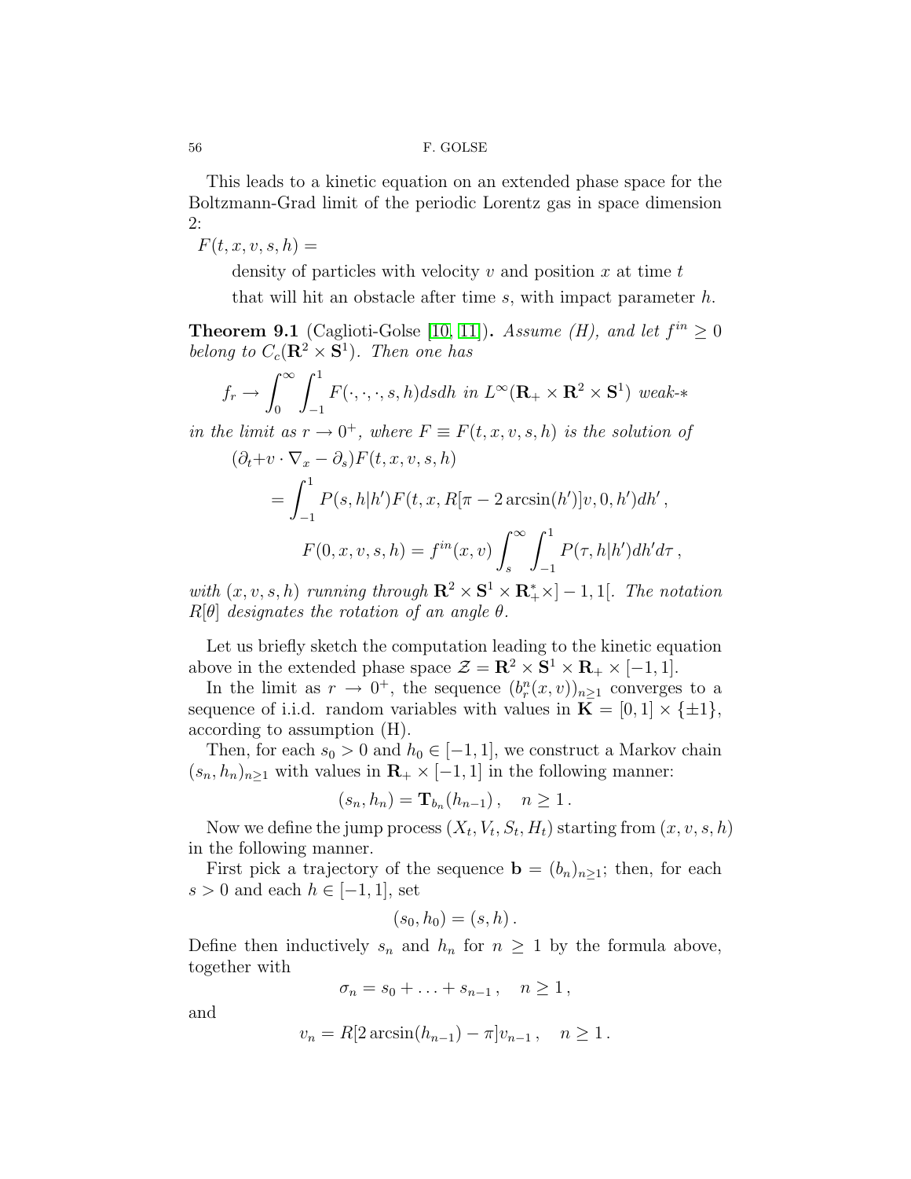This leads to a kinetic equation on an extended phase space for the Boltzmann-Grad limit of the periodic Lorentz gas in space dimension 2:

$F(t, x, v, s, h) =$

density of particles with velocity $v$ and position $x$ at time $t$

that will hit an obstacle after time $s$, with impact parameter $h$.

**Theorem 9.1** (Caglioti-Golse [10, 11]). *Assume (H), and let $f^{in} \geq 0$ belong to $C_c(\mathbf{R}^2 \times \mathbf{S}^1)$. Then one has*

$$f_r \to \int_0^\infty \int_{-1}^1 F(\cdot, \cdot, \cdot, s, h) ds dh \text{ in } L^\infty(\mathbf{R}_+ \times \mathbf{R}^2 \times \mathbf{S}^1) \text{ weak-}*$$

*in the limit as $r \to 0^+$, where $F \equiv F(t, x, v, s, h)$ is the solution of*

$$(\partial_t + v \cdot \nabla_x - \partial_s) F(t, x, v, s, h)$$
$$= \int_{-1}^1 P(s, h|h') F(t, x, R[\pi - 2\arcsin(h')]v, 0, h') dh',$$
$$F(0, x, v, s, h) = f^{in}(x, v) \int_s^\infty \int_{-1}^1 P(\tau, h|h') dh' d\tau,$$

*with $(x, v, s, h)$ running through $\mathbf{R}^2 \times \mathbf{S}^1 \times \mathbf{R}_+^* \times ]-1, 1[$. The notation $R[\theta]$ designates the rotation of an angle $\theta$.*

Let us briefly sketch the computation leading to the kinetic equation above in the extended phase space $\mathcal{Z} = \mathbf{R}^2 \times \mathbf{S}^1 \times \mathbf{R}_+ \times [-1, 1]$.

In the limit as $r \to 0^+$, the sequence $(b_r^n(x, v))_{n \geq 1}$ converges to a sequence of i.i.d. random variables with values in $\mathbf{K} = [0, 1] \times \{\pm 1\}$, according to assumption (H).

Then, for each $s_0 > 0$ and $h_0 \in [-1, 1]$, we construct a Markov chain $(s_n, h_n)_{n \geq 1}$ with values in $\mathbf{R}_+ \times [-1, 1]$ in the following manner:

$$(s_n, h_n) = \mathbf{T}_{b_n}(h_{n-1}), \quad n \geq 1.$$

Now we define the jump process $(X_t, V_t, S_t, H_t)$ starting from $(x, v, s, h)$ in the following manner.

First pick a trajectory of the sequence $\mathbf{b} = (b_n)_{n \geq 1}$; then, for each $s > 0$ and each $h \in [-1, 1]$, set

$$(s_0, h_0) = (s, h).$$

Define then inductively $s_n$ and $h_n$ for $n \geq 1$ by the formula above, together with

$$\sigma_n = s_0 + \ldots + s_{n-1}, \quad n \geq 1,$$

and

$$v_n = R[2\arcsin(h_{n-1}) - \pi] v_{n-1}, \quad n \geq 1.$$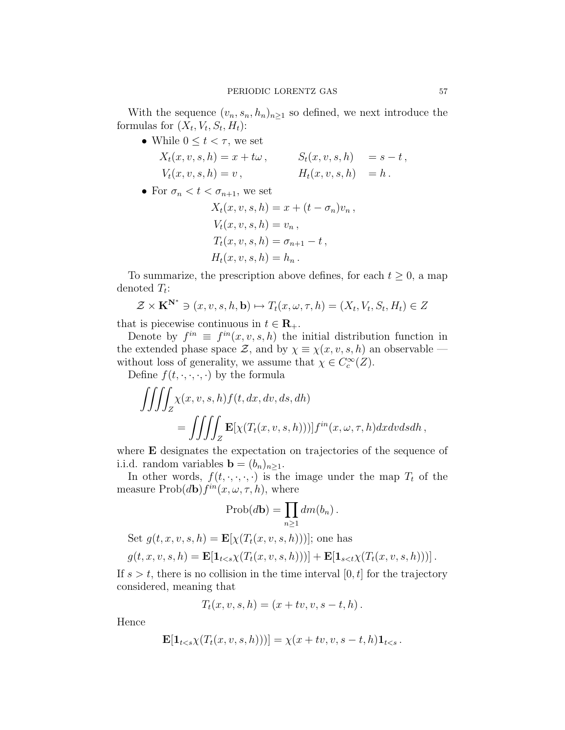With the sequence $(v_n, s_n, h_n)_{n\geq 1}$ so defined, we next introduce the formulas for $(X_t, V_t, S_t, H_t)$:

- While $0 \leq t < \tau$, we set
$$X_t(x,v,s,h) = x + t\omega\,, \qquad S_t(x,v,s,h) \;\; = s - t\,,$$
$$V_t(x,v,s,h) = v\,, \qquad\qquad H_t(x,v,s,h) \;\; = h\,.$$
- For $\sigma_n < t < \sigma_{n+1}$, we set
$$X_t(x,v,s,h) = x + (t-\sigma_n)v_n\,,$$
$$V_t(x,v,s,h) = v_n\,,$$
$$T_t(x,v,s,h) = \sigma_{n+1} - t\,,$$
$$H_t(x,v,s,h) = h_n\,.$$

To summarize, the prescription above defines, for each $t \geq 0$, a map denoted $T_t$:
$$\mathcal{Z} \times \mathbf{K}^{\mathbf{N}^*} \ni (x,v,s,h,\mathbf{b}) \mapsto T_t(x,\omega,\tau,h) = (X_t, V_t, S_t, H_t) \in Z$$
that is piecewise continuous in $t \in \mathbf{R}_+$.

Denote by $f^{in} \equiv f^{in}(x,v,s,h)$ the initial distribution function in the extended phase space $\mathcal{Z}$, and by $\chi \equiv \chi(x,v,s,h)$ an observable — without loss of generality, we assume that $\chi \in C_c^\infty(Z)$.

Define $f(t,\cdot,\cdot,\cdot,\cdot)$ by the formula
$$\iiiint_Z \chi(x,v,s,h) f(t,dx,dv,ds,dh)$$
$$= \iiiint_Z \mathbf{E}[\chi(T_t(x,v,s,h)))] f^{in}(x,\omega,\tau,h)dxdvdsdh\,,$$
where $\mathbf{E}$ designates the expectation on trajectories of the sequence of i.i.d. random variables $\mathbf{b} = (b_n)_{n\geq 1}$.

In other words, $f(t,\cdot,\cdot,\cdot,\cdot)$ is the image under the map $T_t$ of the measure $\text{Prob}(d\mathbf{b})f^{in}(x,\omega,\tau,h)$, where
$$\text{Prob}(d\mathbf{b}) = \prod_{n\geq 1} dm(b_n)\,.$$

Set $g(t,x,v,s,h) = \mathbf{E}[\chi(T_t(x,v,s,h)))]$; one has
$$g(t,x,v,s,h) = \mathbf{E}[\mathbf{1}_{t<s}\chi(T_t(x,v,s,h)))] + \mathbf{E}[\mathbf{1}_{s<t}\chi(T_t(x,v,s,h)))]\,.$$
If $s > t$, there is no collision in the time interval $[0,t]$ for the trajectory considered, meaning that
$$T_t(x,v,s,h) = (x + tv, v, s-t, h)\,.$$
Hence
$$\mathbf{E}[\mathbf{1}_{t<s}\chi(T_t(x,v,s,h)))] = \chi(x+tv,v,s-t,h)\mathbf{1}_{t<s}\,.$$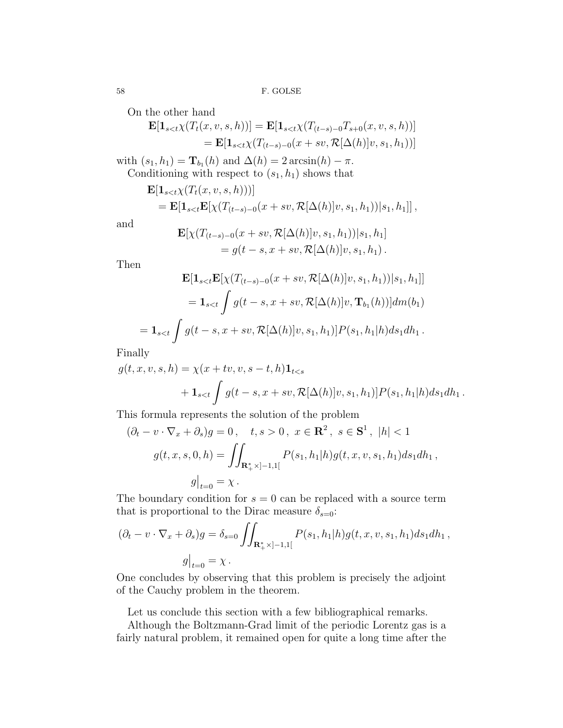On the other hand

$$
\begin{aligned}
\mathbf{E}[\mathbf{1}_{s<t}\chi(T_t(x,v,s,h))] &= \mathbf{E}[\mathbf{1}_{s<t}\chi(T_{(t-s)-0}T_{s+0}(x,v,s,h))] \\
&= \mathbf{E}[\mathbf{1}_{s<t}\chi(T_{(t-s)-0}(x+sv,\mathcal{R}[\Delta(h)]v,s_1,h_1))]
\end{aligned}
$$

with $(s_1,h_1)=\mathbf{T}_{b_1}(h)$ and $\Delta(h)=2\arcsin(h)-\pi$.

Conditioning with respect to $(s_1,h_1)$ shows that

$$
\begin{aligned}
&\mathbf{E}[\mathbf{1}_{s<t}\chi(T_t(x,v,s,h)))] \\
&\quad = \mathbf{E}[\mathbf{1}_{s<t}\mathbf{E}[\chi(T_{(t-s)-0}(x+sv,\mathcal{R}[\Delta(h)]v,s_1,h_1))|s_1,h_1]]\,,
\end{aligned}
$$

and

$$
\begin{aligned}
&\mathbf{E}[\chi(T_{(t-s)-0}(x+sv,\mathcal{R}[\Delta(h)]v,s_1,h_1))|s_1,h_1] \\
&\qquad = g(t-s,x+sv,\mathcal{R}[\Delta(h)]v,s_1,h_1)\,.
\end{aligned}
$$

Then

$$
\begin{aligned}
&\mathbf{E}[\mathbf{1}_{s<t}\mathbf{E}[\chi(T_{(t-s)-0}(x+sv,\mathcal{R}[\Delta(h)]v,s_1,h_1))|s_1,h_1]] \\
&\quad = \mathbf{1}_{s<t}\int g(t-s,x+sv,\mathcal{R}[\Delta(h)]v,\mathbf{T}_{b_1}(h))]dm(b_1) \\
&\quad = \mathbf{1}_{s<t}\int g(t-s,x+sv,\mathcal{R}[\Delta(h)]v,s_1,h_1)]P(s_1,h_1|h)ds_1dh_1\,.
\end{aligned}
$$

Finally

$$
\begin{aligned}
g(t,x,v,s,h) &= \chi(x+tv,v,s-t,h)\mathbf{1}_{t<s} \\
&\quad + \mathbf{1}_{s<t}\int g(t-s,x+sv,\mathcal{R}[\Delta(h)]v,s_1,h_1)]P(s_1,h_1|h)ds_1dh_1\,.
\end{aligned}
$$

This formula represents the solution of the problem

$$
\begin{aligned}
&(\partial_t - v\cdot\nabla_x + \partial_s)g = 0\,,\quad t,s>0\,,\ x\in\mathbf{R}^2\,,\ s\in\mathbf{S}^1\,,\ |h|<1 \\
&\qquad g(t,x,s,0,h) = \iint_{\mathbf{R}_+^*\times]-1,1[} P(s_1,h_1|h)g(t,x,v,s_1,h_1)ds_1dh_1\,, \\
&\qquad\qquad g\big|_{t=0} = \chi\,.
\end{aligned}
$$

The boundary condition for $s=0$ can be replaced with a source term that is proportional to the Dirac measure $\delta_{s=0}$:

$$
\begin{aligned}
&(\partial_t - v\cdot\nabla_x + \partial_s)g = \delta_{s=0}\iint_{\mathbf{R}_+^*\times]-1,1[} P(s_1,h_1|h)g(t,x,v,s_1,h_1)ds_1dh_1\,, \\
&\qquad g\big|_{t=0} = \chi\,.
\end{aligned}
$$

One concludes by observing that this problem is precisely the adjoint of the Cauchy problem in the theorem.

Let us conclude this section with a few bibliographical remarks.

Although the Boltzmann-Grad limit of the periodic Lorentz gas is a fairly natural problem, it remained open for quite a long time after the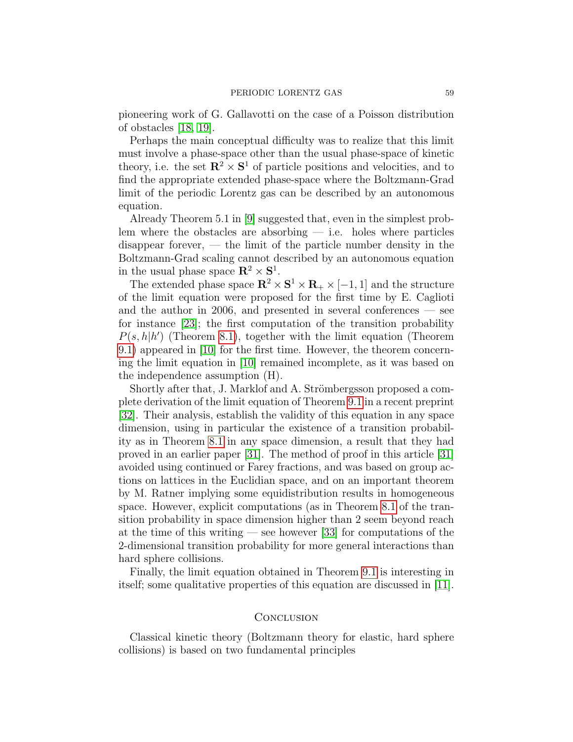pioneering work of G. Gallavotti on the case of a Poisson distribution of obstacles [18, 19].

Perhaps the main conceptual difficulty was to realize that this limit must involve a phase-space other than the usual phase-space of kinetic theory, i.e. the set $\mathbf{R}^2 \times \mathbf{S}^1$ of particle positions and velocities, and to find the appropriate extended phase-space where the Boltzmann-Grad limit of the periodic Lorentz gas can be described by an autonomous equation.

Already Theorem 5.1 in [9] suggested that, even in the simplest problem where the obstacles are absorbing — i.e. holes where particles disappear forever, — the limit of the particle number density in the Boltzmann-Grad scaling cannot described by an autonomous equation in the usual phase space $\mathbf{R}^2 \times \mathbf{S}^1$.

The extended phase space $\mathbf{R}^2 \times \mathbf{S}^1 \times \mathbf{R}_+ \times [-1, 1]$ and the structure of the limit equation were proposed for the first time by E. Caglioti and the author in 2006, and presented in several conferences — see for instance [23]; the first computation of the transition probability $P(s, h|h')$ (Theorem 8.1), together with the limit equation (Theorem 9.1) appeared in [10] for the first time. However, the theorem concerning the limit equation in [10] remained incomplete, as it was based on the independence assumption (H).

Shortly after that, J. Marklof and A. Strömbergsson proposed a complete derivation of the limit equation of Theorem 9.1 in a recent preprint [32]. Their analysis, establish the validity of this equation in any space dimension, using in particular the existence of a transition probability as in Theorem 8.1 in any space dimension, a result that they had proved in an earlier paper [31]. The method of proof in this article [31] avoided using continued or Farey fractions, and was based on group actions on lattices in the Euclidian space, and on an important theorem by M. Ratner implying some equidistribution results in homogeneous space. However, explicit computations (as in Theorem 8.1 of the transition probability in space dimension higher than 2 seem beyond reach at the time of this writing — see however [33] for computations of the 2-dimensional transition probability for more general interactions than hard sphere collisions.

Finally, the limit equation obtained in Theorem 9.1 is interesting in itself; some qualitative properties of this equation are discussed in [11].

## Conclusion

Classical kinetic theory (Boltzmann theory for elastic, hard sphere collisions) is based on two fundamental principles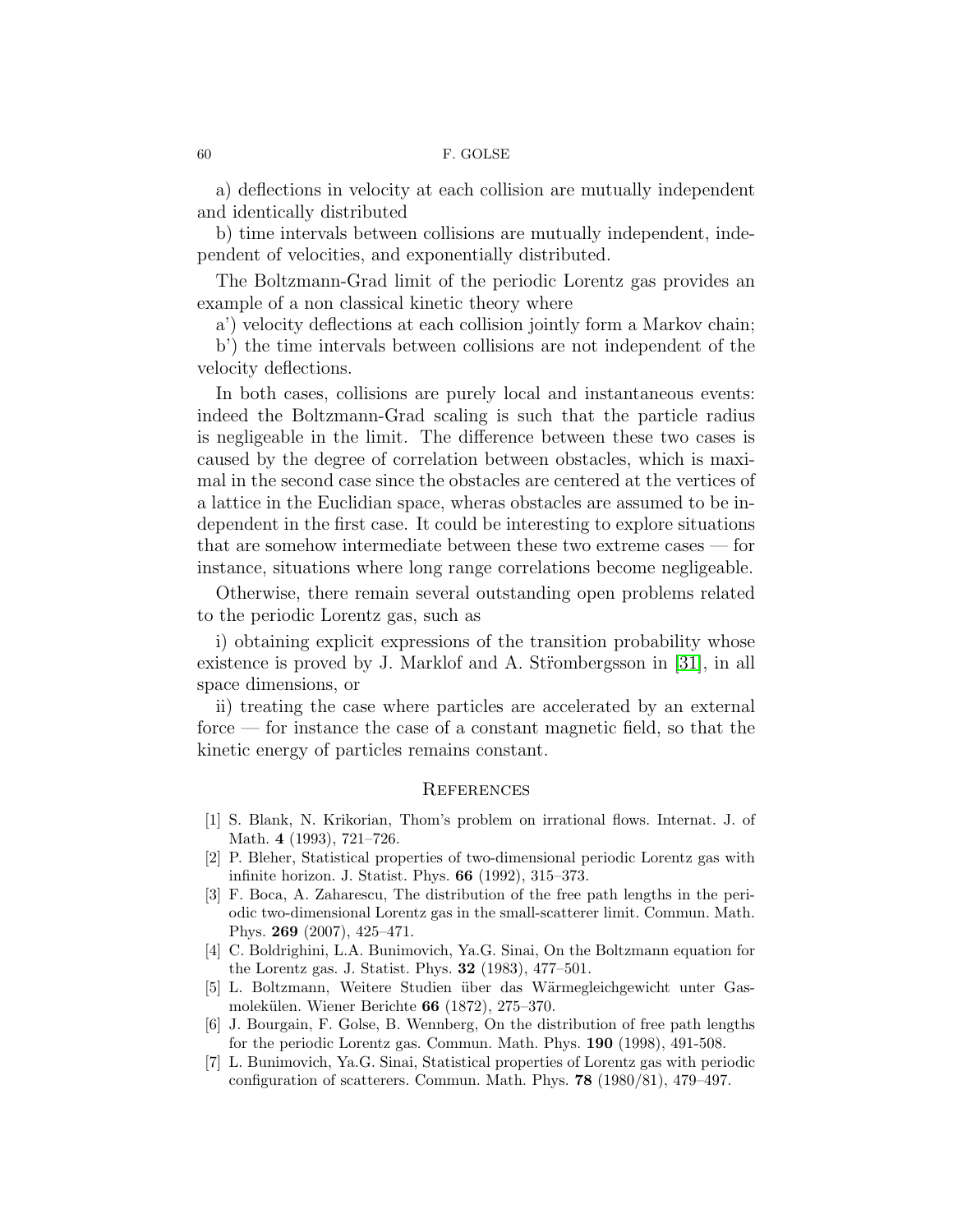a) deflections in velocity at each collision are mutually independent and identically distributed

b) time intervals between collisions are mutually independent, independent of velocities, and exponentially distributed.

The Boltzmann-Grad limit of the periodic Lorentz gas provides an example of a non classical kinetic theory where

a') velocity deflections at each collision jointly form a Markov chain;

b') the time intervals between collisions are not independent of the velocity deflections.

In both cases, collisions are purely local and instantaneous events: indeed the Boltzmann-Grad scaling is such that the particle radius is negligeable in the limit. The difference between these two cases is caused by the degree of correlation between obstacles, which is maximal in the second case since the obstacles are centered at the vertices of a lattice in the Euclidian space, wheras obstacles are assumed to be independent in the first case. It could be interesting to explore situations that are somehow intermediate between these two extreme cases — for instance, situations where long range correlations become negligeable.

Otherwise, there remain several outstanding open problems related to the periodic Lorentz gas, such as

i) obtaining explicit expressions of the transition probability whose existence is proved by J. Marklof and A. Strömbergsson in [31], in all space dimensions, or

ii) treating the case where particles are accelerated by an external force — for instance the case of a constant magnetic field, so that the kinetic energy of particles remains constant.

## References

[1] S. Blank, N. Krikorian, Thom's problem on irrational flows. Internat. J. of Math. **4** (1993), 721–726.

[2] P. Bleher, Statistical properties of two-dimensional periodic Lorentz gas with infinite horizon. J. Statist. Phys. **66** (1992), 315–373.

[3] F. Boca, A. Zaharescu, The distribution of the free path lengths in the periodic two-dimensional Lorentz gas in the small-scatterer limit. Commun. Math. Phys. **269** (2007), 425–471.

[4] C. Boldrighini, L.A. Bunimovich, Ya.G. Sinai, On the Boltzmann equation for the Lorentz gas. J. Statist. Phys. **32** (1983), 477–501.

[5] L. Boltzmann, Weitere Studien über das Wärmegleichgewicht unter Gasmolekülen. Wiener Berichte **66** (1872), 275–370.

[6] J. Bourgain, F. Golse, B. Wennberg, On the distribution of free path lengths for the periodic Lorentz gas. Commun. Math. Phys. **190** (1998), 491-508.

[7] L. Bunimovich, Ya.G. Sinai, Statistical properties of Lorentz gas with periodic configuration of scatterers. Commun. Math. Phys. **78** (1980/81), 479–497.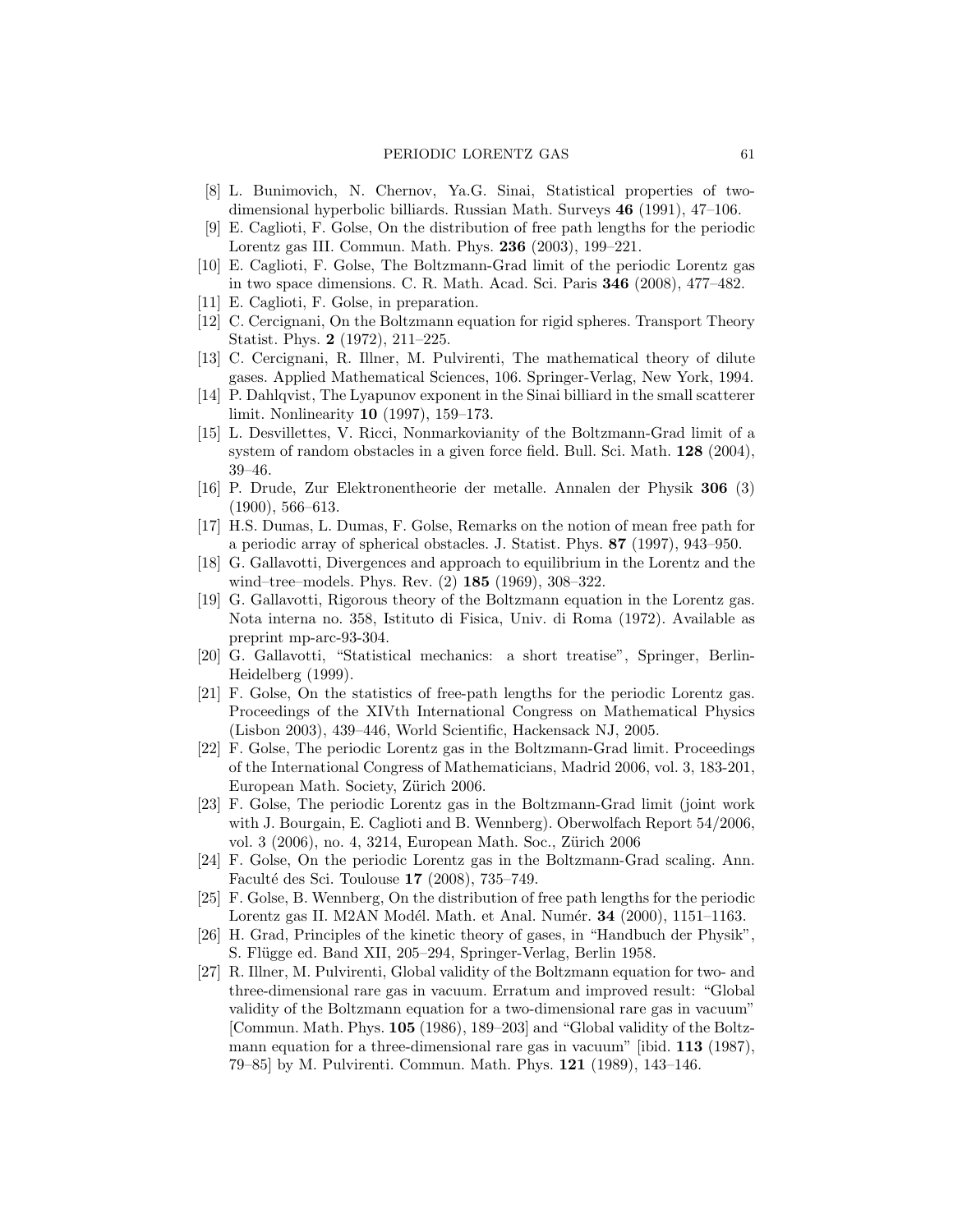[8] L. Bunimovich, N. Chernov, Ya.G. Sinai, Statistical properties of two-dimensional hyperbolic billiards. Russian Math. Surveys **46** (1991), 47–106.

[9] E. Caglioti, F. Golse, On the distribution of free path lengths for the periodic Lorentz gas III. Commun. Math. Phys. **236** (2003), 199–221.

[10] E. Caglioti, F. Golse, The Boltzmann-Grad limit of the periodic Lorentz gas in two space dimensions. C. R. Math. Acad. Sci. Paris **346** (2008), 477–482.

[11] E. Caglioti, F. Golse, in preparation.

[12] C. Cercignani, On the Boltzmann equation for rigid spheres. Transport Theory Statist. Phys. **2** (1972), 211–225.

[13] C. Cercignani, R. Illner, M. Pulvirenti, The mathematical theory of dilute gases. Applied Mathematical Sciences, 106. Springer-Verlag, New York, 1994.

[14] P. Dahlqvist, The Lyapunov exponent in the Sinai billiard in the small scatterer limit. Nonlinearity **10** (1997), 159–173.

[15] L. Desvillettes, V. Ricci, Nonmarkovianity of the Boltzmann-Grad limit of a system of random obstacles in a given force field. Bull. Sci. Math. **128** (2004), 39–46.

[16] P. Drude, Zur Elektronentheorie der metalle. Annalen der Physik **306** (3) (1900), 566–613.

[17] H.S. Dumas, L. Dumas, F. Golse, Remarks on the notion of mean free path for a periodic array of spherical obstacles. J. Statist. Phys. **87** (1997), 943–950.

[18] G. Gallavotti, Divergences and approach to equilibrium in the Lorentz and the wind–tree–models. Phys. Rev. (2) **185** (1969), 308–322.

[19] G. Gallavotti, Rigorous theory of the Boltzmann equation in the Lorentz gas. Nota interna no. 358, Istituto di Fisica, Univ. di Roma (1972). Available as preprint mp-arc-93-304.

[20] G. Gallavotti, "Statistical mechanics: a short treatise", Springer, Berlin-Heidelberg (1999).

[21] F. Golse, On the statistics of free-path lengths for the periodic Lorentz gas. Proceedings of the XIVth International Congress on Mathematical Physics (Lisbon 2003), 439–446, World Scientific, Hackensack NJ, 2005.

[22] F. Golse, The periodic Lorentz gas in the Boltzmann-Grad limit. Proceedings of the International Congress of Mathematicians, Madrid 2006, vol. 3, 183-201, European Math. Society, Zürich 2006.

[23] F. Golse, The periodic Lorentz gas in the Boltzmann-Grad limit (joint work with J. Bourgain, E. Caglioti and B. Wennberg). Oberwolfach Report 54/2006, vol. 3 (2006), no. 4, 3214, European Math. Soc., Zürich 2006

[24] F. Golse, On the periodic Lorentz gas in the Boltzmann-Grad scaling. Ann. Faculté des Sci. Toulouse **17** (2008), 735–749.

[25] F. Golse, B. Wennberg, On the distribution of free path lengths for the periodic Lorentz gas II. M2AN Modél. Math. et Anal. Numér. **34** (2000), 1151–1163.

[26] H. Grad, Principles of the kinetic theory of gases, in "Handbuch der Physik", S. Flügge ed. Band XII, 205–294, Springer-Verlag, Berlin 1958.

[27] R. Illner, M. Pulvirenti, Global validity of the Boltzmann equation for two- and three-dimensional rare gas in vacuum. Erratum and improved result: "Global validity of the Boltzmann equation for a two-dimensional rare gas in vacuum" [Commun. Math. Phys. **105** (1986), 189–203] and "Global validity of the Boltzmann equation for a three-dimensional rare gas in vacuum" [ibid. **113** (1987), 79–85] by M. Pulvirenti. Commun. Math. Phys. **121** (1989), 143–146.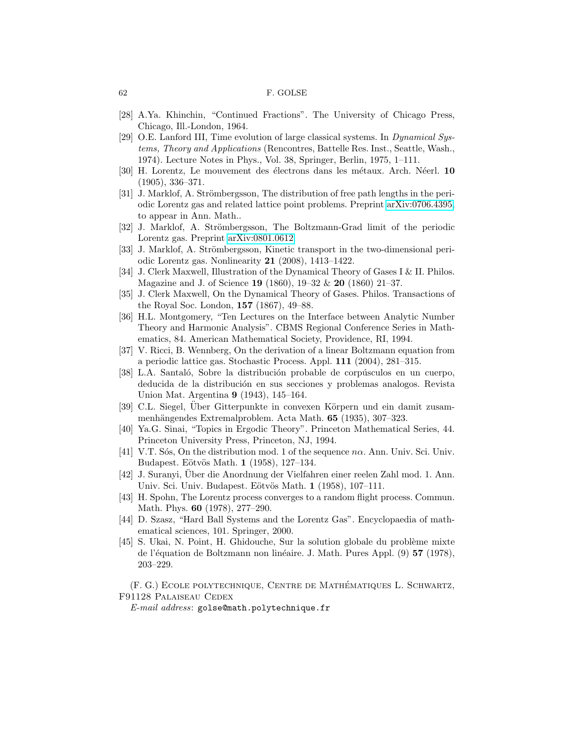[28] A.Ya. Khinchin, "Continued Fractions". The University of Chicago Press, Chicago, Ill.-London, 1964.

[29] O.E. Lanford III, Time evolution of large classical systems. In *Dynamical Systems, Theory and Applications* (Rencontres, Battelle Res. Inst., Seattle, Wash., 1974). Lecture Notes in Phys., Vol. 38, Springer, Berlin, 1975, 1–111.

[30] H. Lorentz, Le mouvement des électrons dans les métaux. Arch. Néerl. **10** (1905), 336–371.

[31] J. Marklof, A. Strömbergsson, The distribution of free path lengths in the periodic Lorentz gas and related lattice point problems. Preprint arXiv:0706.4395, to appear in Ann. Math..

[32] J. Marklof, A. Strömbergsson, The Boltzmann-Grad limit of the periodic Lorentz gas. Preprint arXiv:0801.0612.

[33] J. Marklof, A. Strömbergsson, Kinetic transport in the two-dimensional periodic Lorentz gas. Nonlinearity **21** (2008), 1413–1422.

[34] J. Clerk Maxwell, Illustration of the Dynamical Theory of Gases I & II. Philos. Magazine and J. of Science **19** (1860), 19–32 & **20** (1860) 21–37.

[35] J. Clerk Maxwell, On the Dynamical Theory of Gases. Philos. Transactions of the Royal Soc. London, **157** (1867), 49–88.

[36] H.L. Montgomery, "Ten Lectures on the Interface between Analytic Number Theory and Harmonic Analysis". CBMS Regional Conference Series in Mathematics, 84. American Mathematical Society, Providence, RI, 1994.

[37] V. Ricci, B. Wennberg, On the derivation of a linear Boltzmann equation from a periodic lattice gas. Stochastic Process. Appl. **111** (2004), 281–315.

[38] L.A. Santaló, Sobre la distribución probable de corpúsculos en un cuerpo, deducida de la distribución en sus secciones y problemas analogos. Revista Union Mat. Argentina **9** (1943), 145–164.

[39] C.L. Siegel, Über Gitterpunkte in convexen Körpern und ein damit zusammenhängendes Extremalproblem. Acta Math. **65** (1935), 307–323.

[40] Ya.G. Sinai, "Topics in Ergodic Theory". Princeton Mathematical Series, 44. Princeton University Press, Princeton, NJ, 1994.

[41] V.T. Sós, On the distribution mod. 1 of the sequence $n\alpha$. Ann. Univ. Sci. Univ. Budapest. Eötvös Math. **1** (1958), 127–134.

[42] J. Suranyi, Über die Anordnung der Vielfahren einer reelen Zahl mod. 1. Ann. Univ. Sci. Univ. Budapest. Eötvös Math. **1** (1958), 107–111.

[43] H. Spohn, The Lorentz process converges to a random flight process. Commun. Math. Phys. **60** (1978), 277–290.

[44] D. Szasz, "Hard Ball Systems and the Lorentz Gas". Encyclopaedia of mathematical sciences, 101. Springer, 2000.

[45] S. Ukai, N. Point, H. Ghidouche, Sur la solution globale du problème mixte de l'équation de Boltzmann non linéaire. J. Math. Pures Appl. (9) **57** (1978), 203–229.

(F. G.) Ecole polytechnique, Centre de Mathématiques L. Schwartz, F91128 Palaiseau Cedex

*E-mail address*: golse@math.polytechnique.fr